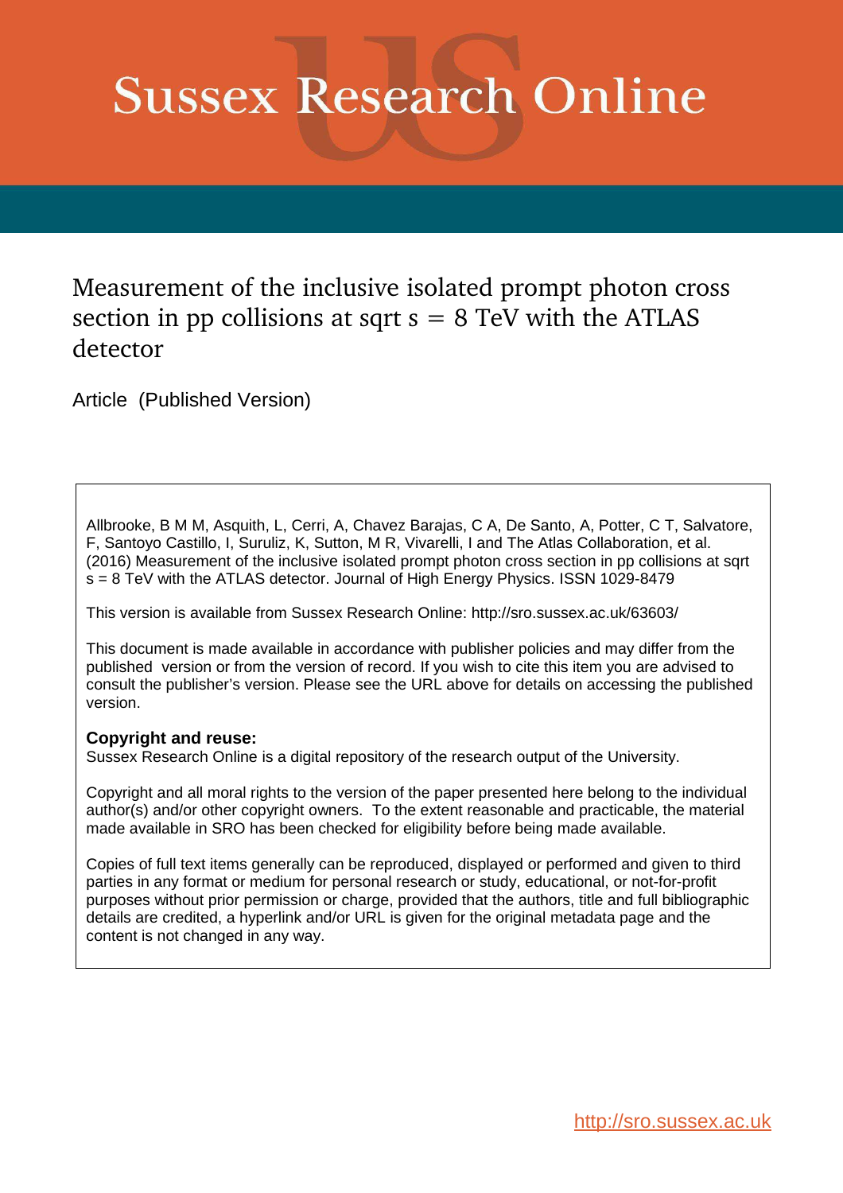# Sussex Research Online

## Measurement of the inclusive isolated prompt photon cross section in pp collisions at sqrt s = 8 TeV with the ATLAS detector

Article (Published Version)

Allbrooke, B M M, Asquith, L, Cerri, A, Chavez Barajas, C A, De Santo, A, Potter, C T, Salvatore, F, Santoyo Castillo, I, Suruliz, K, Sutton, M R, Vivarelli, I and The Atlas Collaboration, et al. (2016) Measurement of the inclusive isolated prompt photon cross section in pp collisions at sqrt s = 8 TeV with the ATLAS detector. Journal of High Energy Physics. ISSN 1029-8479

This version is available from Sussex Research Online: http://sro.sussex.ac.uk/63603/

This document is made available in accordance with publisher policies and may differ from the published version or from the version of record. If you wish to cite this item you are advised to consult the publisher's version. Please see the URL above for details on accessing the published version.

**Copyright and reuse:**
Sussex Research Online is a digital repository of the research output of the University.

Copyright and all moral rights to the version of the paper presented here belong to the individual author(s) and/or other copyright owners. To the extent reasonable and practicable, the material made available in SRO has been checked for eligibility before being made available.

Copies of full text items generally can be reproduced, displayed or performed and given to third parties in any format or medium for personal research or study, educational, or not-for-profit purposes without prior permission or charge, provided that the authors, title and full bibliographic details are credited, a hyperlink and/or URL is given for the original metadata page and the content is not changed in any way.

http://sro.sussex.ac.uk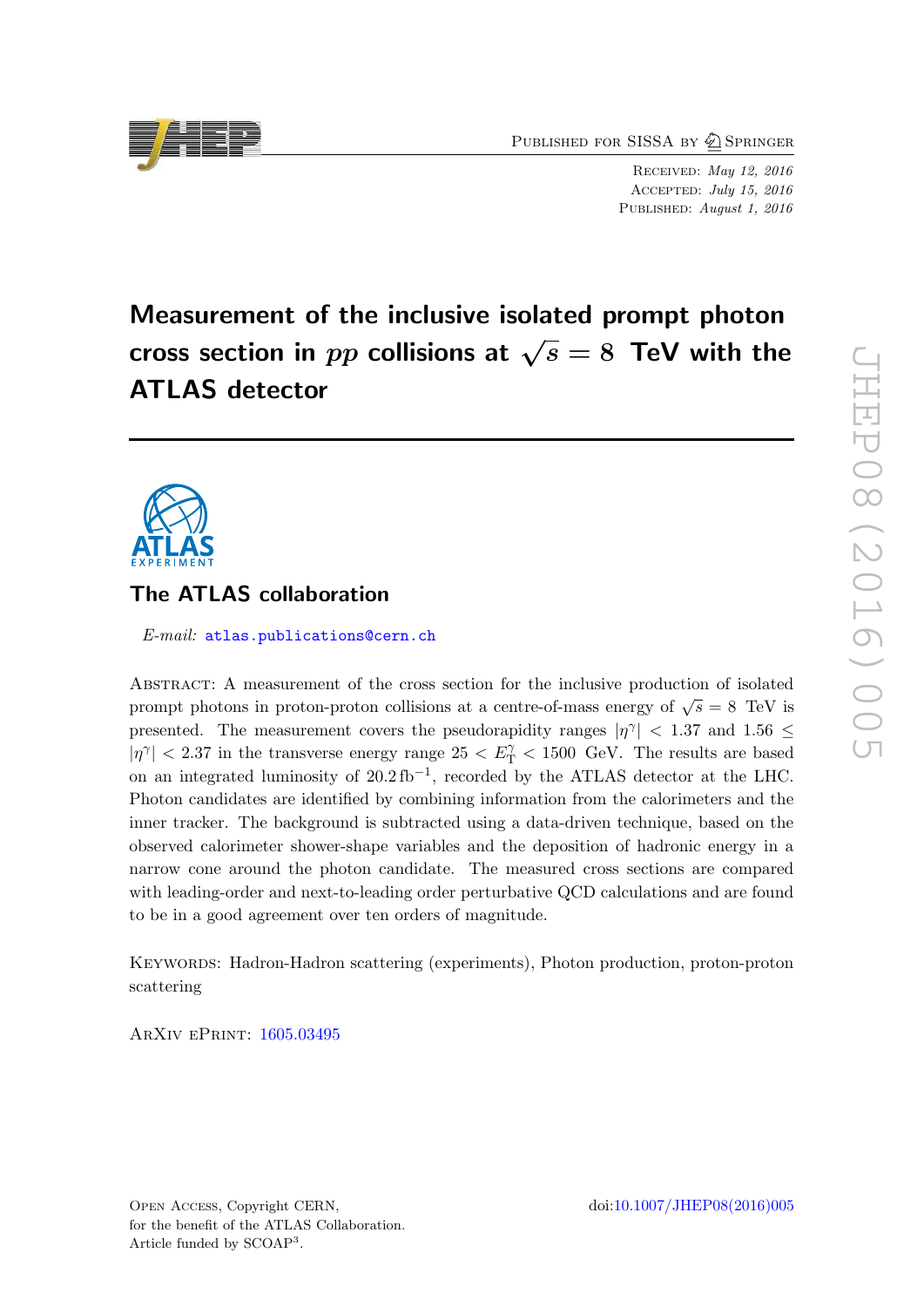# Measurement of the inclusive isolated prompt photon cross section in $pp$ collisions at $\sqrt{s} = 8$ TeV with the ATLAS detector

## The ATLAS collaboration

*E-mail:* atlas.publications@cern.ch

Abstract: A measurement of the cross section for the inclusive production of isolated prompt photons in proton-proton collisions at a centre-of-mass energy of $\sqrt{s} = 8$ TeV is presented. The measurement covers the pseudorapidity ranges $|\eta^{\gamma}| < 1.37$ and $1.56 \leq |\eta^{\gamma}| < 2.37$ in the transverse energy range $25 < E_{\mathrm{T}}^{\gamma} < 1500$ GeV. The results are based on an integrated luminosity of $20.2\,\mathrm{fb}^{-1}$, recorded by the ATLAS detector at the LHC. Photon candidates are identified by combining information from the calorimeters and the inner tracker. The background is subtracted using a data-driven technique, based on the observed calorimeter shower-shape variables and the deposition of hadronic energy in a narrow cone around the photon candidate. The measured cross sections are compared with leading-order and next-to-leading order perturbative QCD calculations and are found to be in a good agreement over ten orders of magnitude.

Keywords: Hadron-Hadron scattering (experiments), Photon production, proton-proton scattering

ArXiv ePrint: 1605.03495

Open Access, Copyright CERN, for the benefit of the ATLAS Collaboration. Article funded by SCOAP[3].

doi:10.1007/JHEP08(2016)005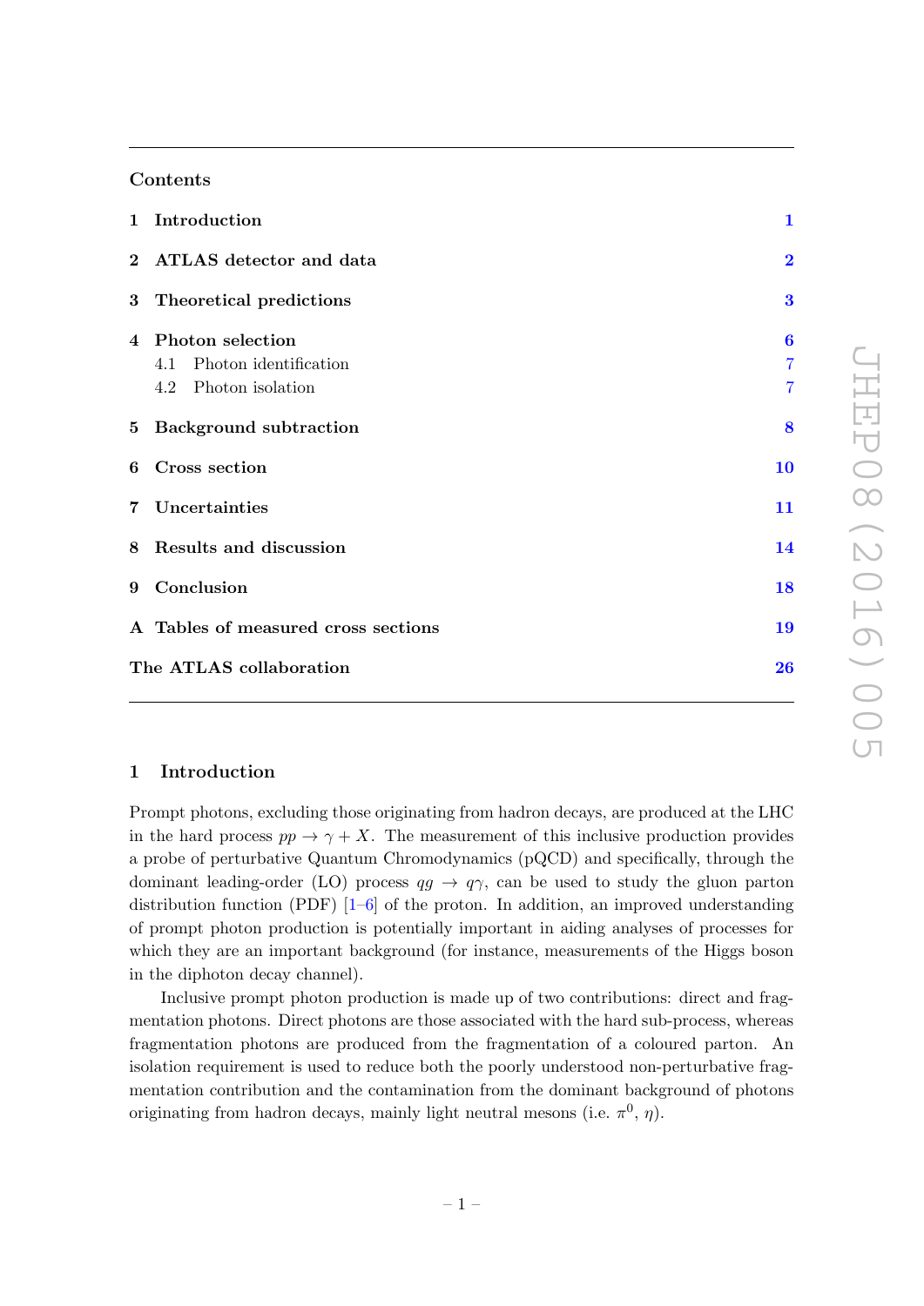## Contents

| | | |
|---|---|---|
| **1** | **Introduction** | **1** |
| **2** | **ATLAS detector and data** | **2** |
| **3** | **Theoretical predictions** | **3** |
| **4** | **Photon selection** | **6** |
| | 4.1 Photon identification | 7 |
| | 4.2 Photon isolation | 7 |
| **5** | **Background subtraction** | **8** |
| **6** | **Cross section** | **10** |
| **7** | **Uncertainties** | **11** |
| **8** | **Results and discussion** | **14** |
| **9** | **Conclusion** | **18** |
| **A** | **Tables of measured cross sections** | **19** |
| | **The ATLAS collaboration** | **26** |

## 1 Introduction

Prompt photons, excluding those originating from hadron decays, are produced at the LHC in the hard process $pp \to \gamma + X$. The measurement of this inclusive production provides a probe of perturbative Quantum Chromodynamics (pQCD) and specifically, through the dominant leading-order (LO) process $qg \to q\gamma$, can be used to study the gluon parton distribution function (PDF) [1–6] of the proton. In addition, an improved understanding of prompt photon production is potentially important in aiding analyses of processes for which they are an important background (for instance, measurements of the Higgs boson in the diphoton decay channel).

Inclusive prompt photon production is made up of two contributions: direct and fragmentation photons. Direct photons are those associated with the hard sub-process, whereas fragmentation photons are produced from the fragmentation of a coloured parton. An isolation requirement is used to reduce both the poorly understood non-perturbative fragmentation contribution and the contamination from the dominant background of photons originating from hadron decays, mainly light neutral mesons (i.e. $\pi^0$, $\eta$).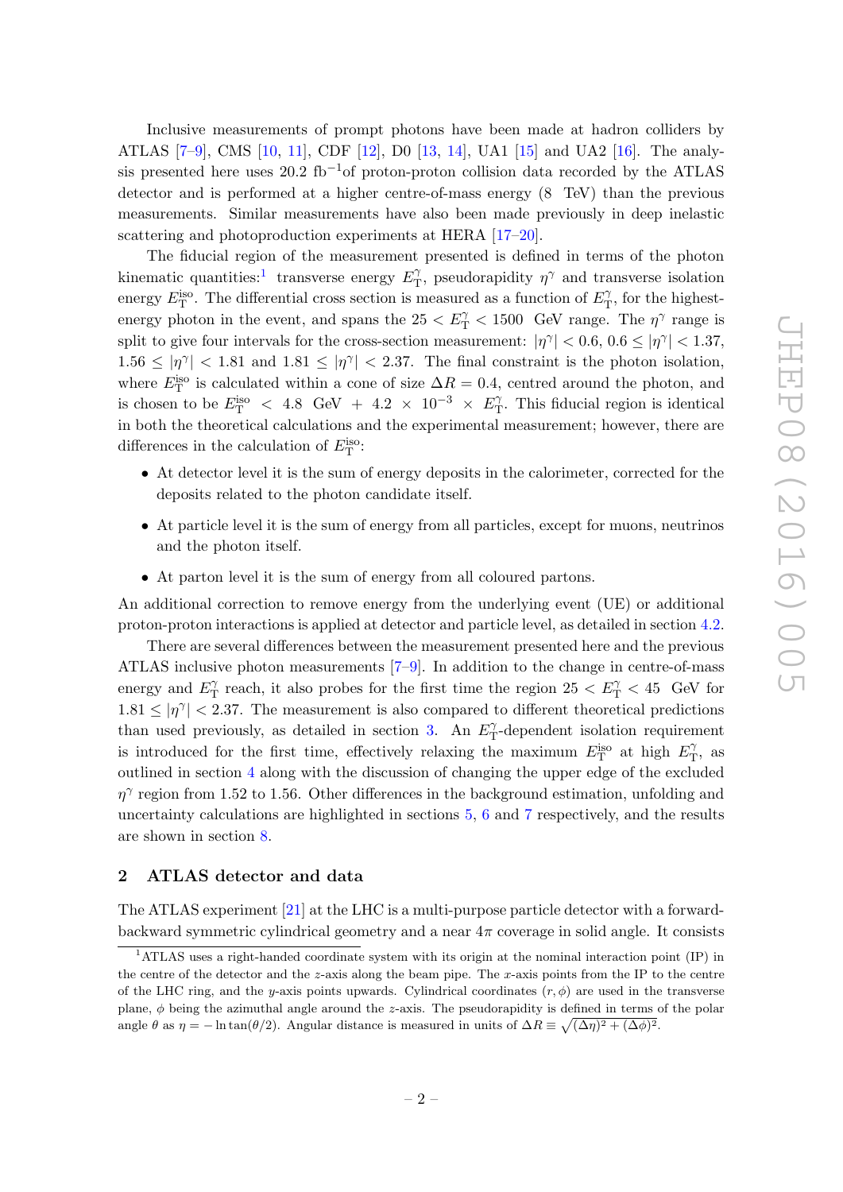Inclusive measurements of prompt photons have been made at hadron colliders by ATLAS [7–9], CMS [10, 11], CDF [12], D0 [13, 14], UA1 [15] and UA2 [16]. The analysis presented here uses 20.2 fb$^{-1}$of proton-proton collision data recorded by the ATLAS detector and is performed at a higher centre-of-mass energy (8 TeV) than the previous measurements. Similar measurements have also been made previously in deep inelastic scattering and photoproduction experiments at HERA [17–20].

The fiducial region of the measurement presented is defined in terms of the photon kinematic quantities:[1] transverse energy $E_{\mathrm{T}}^{\gamma}$, pseudorapidity $\eta^{\gamma}$ and transverse isolation energy $E_{\mathrm{T}}^{\mathrm{iso}}$. The differential cross section is measured as a function of $E_{\mathrm{T}}^{\gamma}$, for the highest-energy photon in the event, and spans the $25 < E_{\mathrm{T}}^{\gamma} < 1500$ GeV range. The $\eta^{\gamma}$ range is split to give four intervals for the cross-section measurement: $|\eta^{\gamma}| < 0.6$, $0.6 \leq |\eta^{\gamma}| < 1.37$, $1.56 \leq |\eta^{\gamma}| < 1.81$ and $1.81 \leq |\eta^{\gamma}| < 2.37$. The final constraint is the photon isolation, where $E_{\mathrm{T}}^{\mathrm{iso}}$ is calculated within a cone of size $\Delta R = 0.4$, centred around the photon, and is chosen to be $E_{\mathrm{T}}^{\mathrm{iso}} < 4.8 \text{ GeV} + 4.2 \times 10^{-3} \times E_{\mathrm{T}}^{\gamma}$. This fiducial region is identical in both the theoretical calculations and the experimental measurement; however, there are differences in the calculation of $E_{\mathrm{T}}^{\mathrm{iso}}$:

- At detector level it is the sum of energy deposits in the calorimeter, corrected for the deposits related to the photon candidate itself.
- At particle level it is the sum of energy from all particles, except for muons, neutrinos and the photon itself.
- At parton level it is the sum of energy from all coloured partons.

An additional correction to remove energy from the underlying event (UE) or additional proton-proton interactions is applied at detector and particle level, as detailed in section 4.2.

There are several differences between the measurement presented here and the previous ATLAS inclusive photon measurements [7–9]. In addition to the change in centre-of-mass energy and $E_{\mathrm{T}}^{\gamma}$ reach, it also probes for the first time the region $25 < E_{\mathrm{T}}^{\gamma} < 45$ GeV for $1.81 \leq |\eta^{\gamma}| < 2.37$. The measurement is also compared to different theoretical predictions than used previously, as detailed in section 3. An $E_{\mathrm{T}}^{\gamma}$-dependent isolation requirement is introduced for the first time, effectively relaxing the maximum $E_{\mathrm{T}}^{\mathrm{iso}}$ at high $E_{\mathrm{T}}^{\gamma}$, as outlined in section 4 along with the discussion of changing the upper edge of the excluded $\eta^{\gamma}$ region from 1.52 to 1.56. Other differences in the background estimation, unfolding and uncertainty calculations are highlighted in sections 5, 6 and 7 respectively, and the results are shown in section 8.

## 2 ATLAS detector and data

The ATLAS experiment [21] at the LHC is a multi-purpose particle detector with a forward-backward symmetric cylindrical geometry and a near $4\pi$ coverage in solid angle. It consists

[1] ATLAS uses a right-handed coordinate system with its origin at the nominal interaction point (IP) in the centre of the detector and the $z$-axis along the beam pipe. The $x$-axis points from the IP to the centre of the LHC ring, and the $y$-axis points upwards. Cylindrical coordinates $(r, \phi)$ are used in the transverse plane, $\phi$ being the azimuthal angle around the $z$-axis. The pseudorapidity is defined in terms of the polar angle $\theta$ as $\eta = -\ln\tan(\theta/2)$. Angular distance is measured in units of $\Delta R \equiv \sqrt{(\Delta\eta)^2 + (\Delta\phi)^2}$.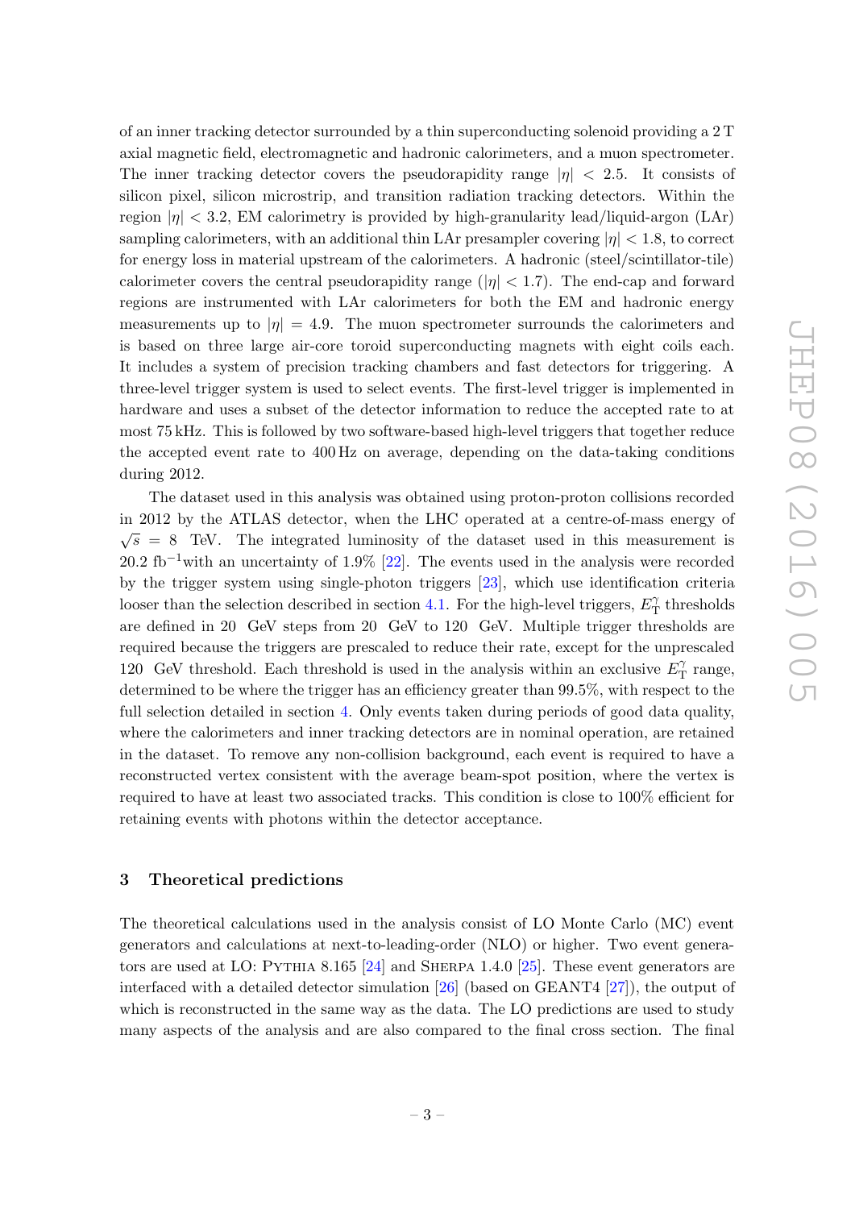of an inner tracking detector surrounded by a thin superconducting solenoid providing a 2 T axial magnetic field, electromagnetic and hadronic calorimeters, and a muon spectrometer. The inner tracking detector covers the pseudorapidity range $|\eta| < 2.5$. It consists of silicon pixel, silicon microstrip, and transition radiation tracking detectors. Within the region $|\eta| < 3.2$, EM calorimetry is provided by high-granularity lead/liquid-argon (LAr) sampling calorimeters, with an additional thin LAr presampler covering $|\eta| < 1.8$, to correct for energy loss in material upstream of the calorimeters. A hadronic (steel/scintillator-tile) calorimeter covers the central pseudorapidity range ($|\eta| < 1.7$). The end-cap and forward regions are instrumented with LAr calorimeters for both the EM and hadronic energy measurements up to $|\eta| = 4.9$. The muon spectrometer surrounds the calorimeters and is based on three large air-core toroid superconducting magnets with eight coils each. It includes a system of precision tracking chambers and fast detectors for triggering. A three-level trigger system is used to select events. The first-level trigger is implemented in hardware and uses a subset of the detector information to reduce the accepted rate to at most 75 kHz. This is followed by two software-based high-level triggers that together reduce the accepted event rate to 400 Hz on average, depending on the data-taking conditions during 2012.

The dataset used in this analysis was obtained using proton-proton collisions recorded in 2012 by the ATLAS detector, when the LHC operated at a centre-of-mass energy of $\sqrt{s} = 8$ TeV. The integrated luminosity of the dataset used in this measurement is 20.2 $\text{fb}^{-1}$with an uncertainty of 1.9% [22]. The events used in the analysis were recorded by the trigger system using single-photon triggers [23], which use identification criteria looser than the selection described in section 4.1. For the high-level triggers, $E_{\mathrm{T}}^{\gamma}$ thresholds are defined in 20 GeV steps from 20 GeV to 120 GeV. Multiple trigger thresholds are required because the triggers are prescaled to reduce their rate, except for the unprescaled 120 GeV threshold. Each threshold is used in the analysis within an exclusive $E_{\mathrm{T}}^{\gamma}$ range, determined to be where the trigger has an efficiency greater than 99.5%, with respect to the full selection detailed in section 4. Only events taken during periods of good data quality, where the calorimeters and inner tracking detectors are in nominal operation, are retained in the dataset. To remove any non-collision background, each event is required to have a reconstructed vertex consistent with the average beam-spot position, where the vertex is required to have at least two associated tracks. This condition is close to 100% efficient for retaining events with photons within the detector acceptance.

## 3 Theoretical predictions

The theoretical calculations used in the analysis consist of LO Monte Carlo (MC) event generators and calculations at next-to-leading-order (NLO) or higher. Two event generators are used at LO: Pythia 8.165 [24] and Sherpa 1.4.0 [25]. These event generators are interfaced with a detailed detector simulation [26] (based on GEANT4 [27]), the output of which is reconstructed in the same way as the data. The LO predictions are used to study many aspects of the analysis and are also compared to the final cross section. The final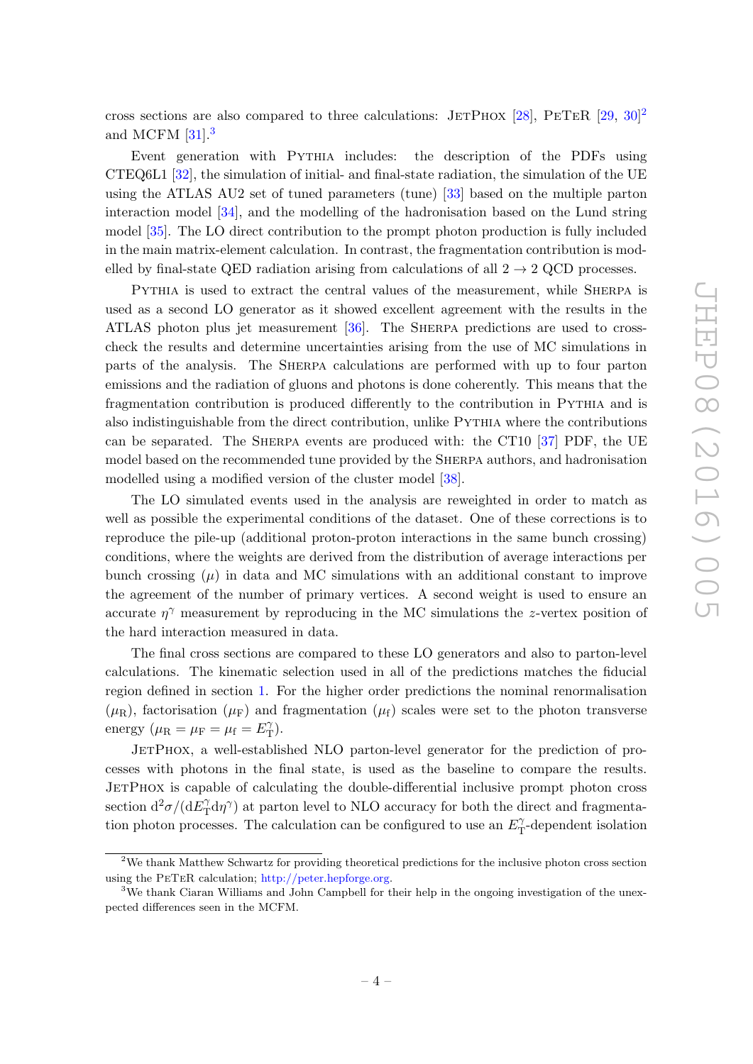cross sections are also compared to three calculations: JetPhox [28], PeTeR [29, 30][2] and MCFM [31].[3]

Event generation with Pythia includes: the description of the PDFs using CTEQ6L1 [32], the simulation of initial- and final-state radiation, the simulation of the UE using the ATLAS AU2 set of tuned parameters (tune) [33] based on the multiple parton interaction model [34], and the modelling of the hadronisation based on the Lund string model [35]. The LO direct contribution to the prompt photon production is fully included in the main matrix-element calculation. In contrast, the fragmentation contribution is modelled by final-state QED radiation arising from calculations of all $2 \to 2$ QCD processes.

Pythia is used to extract the central values of the measurement, while Sherpa is used as a second LO generator as it showed excellent agreement with the results in the ATLAS photon plus jet measurement [36]. The Sherpa predictions are used to cross-check the results and determine uncertainties arising from the use of MC simulations in parts of the analysis. The Sherpa calculations are performed with up to four parton emissions and the radiation of gluons and photons is done coherently. This means that the fragmentation contribution is produced differently to the contribution in Pythia and is also indistinguishable from the direct contribution, unlike Pythia where the contributions can be separated. The Sherpa events are produced with: the CT10 [37] PDF, the UE model based on the recommended tune provided by the Sherpa authors, and hadronisation modelled using a modified version of the cluster model [38].

The LO simulated events used in the analysis are reweighted in order to match as well as possible the experimental conditions of the dataset. One of these corrections is to reproduce the pile-up (additional proton-proton interactions in the same bunch crossing) conditions, where the weights are derived from the distribution of average interactions per bunch crossing ($\mu$) in data and MC simulations with an additional constant to improve the agreement of the number of primary vertices. A second weight is used to ensure an accurate $\eta^{\gamma}$ measurement by reproducing in the MC simulations the $z$-vertex position of the hard interaction measured in data.

The final cross sections are compared to these LO generators and also to parton-level calculations. The kinematic selection used in all of the predictions matches the fiducial region defined in section 1. For the higher order predictions the nominal renormalisation ($\mu_{\mathrm{R}}$), factorisation ($\mu_{\mathrm{F}}$) and fragmentation ($\mu_{\mathrm{f}}$) scales were set to the photon transverse energy ($\mu_{\mathrm{R}} = \mu_{\mathrm{F}} = \mu_{\mathrm{f}} = E_{\mathrm{T}}^{\gamma}$).

JetPhox, a well-established NLO parton-level generator for the prediction of processes with photons in the final state, is used as the baseline to compare the results. JetPhox is capable of calculating the double-differential inclusive prompt photon cross section $\mathrm{d}^2\sigma/(\mathrm{d}E_{\mathrm{T}}^{\gamma}\mathrm{d}\eta^{\gamma})$ at parton level to NLO accuracy for both the direct and fragmentation photon processes. The calculation can be configured to use an $E_{\mathrm{T}}^{\gamma}$-dependent isolation

---

[2] We thank Matthew Schwartz for providing theoretical predictions for the inclusive photon cross section using the PeTeR calculation; http://peter.hepforge.org.

[3] We thank Ciaran Williams and John Campbell for their help in the ongoing investigation of the unexpected differences seen in the MCFM.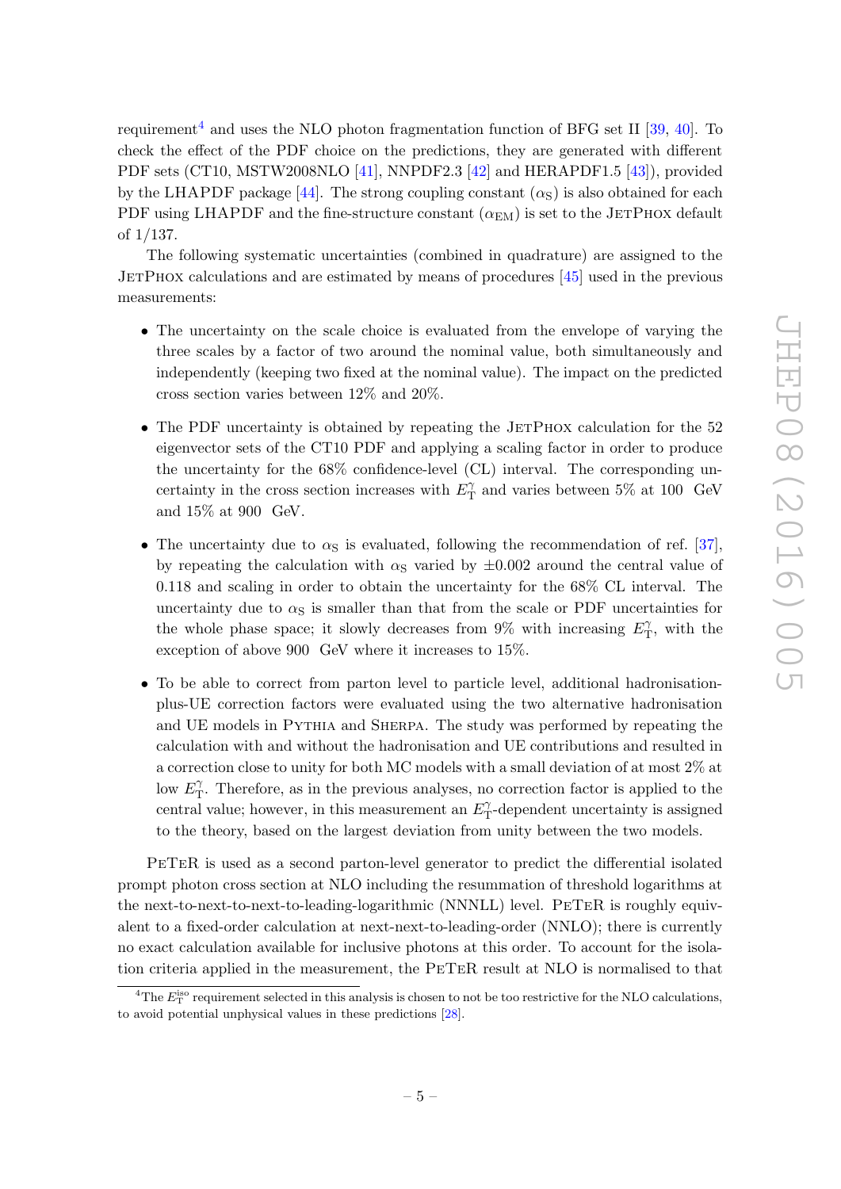requirement[4] and uses the NLO photon fragmentation function of BFG set II [39, 40]. To check the effect of the PDF choice on the predictions, they are generated with different PDF sets (CT10, MSTW2008NLO [41], NNPDF2.3 [42] and HERAPDF1.5 [43]), provided by the LHAPDF package [44]. The strong coupling constant ($\alpha_{\mathrm{S}}$) is also obtained for each PDF using LHAPDF and the fine-structure constant ($\alpha_{\mathrm{EM}}$) is set to the JetPhox default of 1/137.

The following systematic uncertainties (combined in quadrature) are assigned to the JetPhox calculations and are estimated by means of procedures [45] used in the previous measurements:

- The uncertainty on the scale choice is evaluated from the envelope of varying the three scales by a factor of two around the nominal value, both simultaneously and independently (keeping two fixed at the nominal value). The impact on the predicted cross section varies between 12% and 20%.
- The PDF uncertainty is obtained by repeating the JetPhox calculation for the 52 eigenvector sets of the CT10 PDF and applying a scaling factor in order to produce the uncertainty for the 68% confidence-level (CL) interval. The corresponding uncertainty in the cross section increases with $E_{\mathrm{T}}^{\gamma}$ and varies between 5% at 100 GeV and 15% at 900 GeV.
- The uncertainty due to $\alpha_{\mathrm{S}}$ is evaluated, following the recommendation of ref. [37], by repeating the calculation with $\alpha_{\mathrm{S}}$ varied by $\pm 0.002$ around the central value of 0.118 and scaling in order to obtain the uncertainty for the 68% CL interval. The uncertainty due to $\alpha_{\mathrm{S}}$ is smaller than that from the scale or PDF uncertainties for the whole phase space; it slowly decreases from 9% with increasing $E_{\mathrm{T}}^{\gamma}$, with the exception of above 900 GeV where it increases to 15%.
- To be able to correct from parton level to particle level, additional hadronisation-plus-UE correction factors were evaluated using the two alternative hadronisation and UE models in Pythia and Sherpa. The study was performed by repeating the calculation with and without the hadronisation and UE contributions and resulted in a correction close to unity for both MC models with a small deviation of at most 2% at low $E_{\mathrm{T}}^{\gamma}$. Therefore, as in the previous analyses, no correction factor is applied to the central value; however, in this measurement an $E_{\mathrm{T}}^{\gamma}$-dependent uncertainty is assigned to the theory, based on the largest deviation from unity between the two models.

PeTeR is used as a second parton-level generator to predict the differential isolated prompt photon cross section at NLO including the resummation of threshold logarithms at the next-to-next-to-next-to-leading-logarithmic (NNNLL) level. PeTeR is roughly equivalent to a fixed-order calculation at next-next-to-leading-order (NNLO); there is currently no exact calculation available for inclusive photons at this order. To account for the isolation criteria applied in the measurement, the PeTeR result at NLO is normalised to that

[4] The $E_{\mathrm{T}}^{\mathrm{iso}}$ requirement selected in this analysis is chosen to not be too restrictive for the NLO calculations, to avoid potential unphysical values in these predictions [28].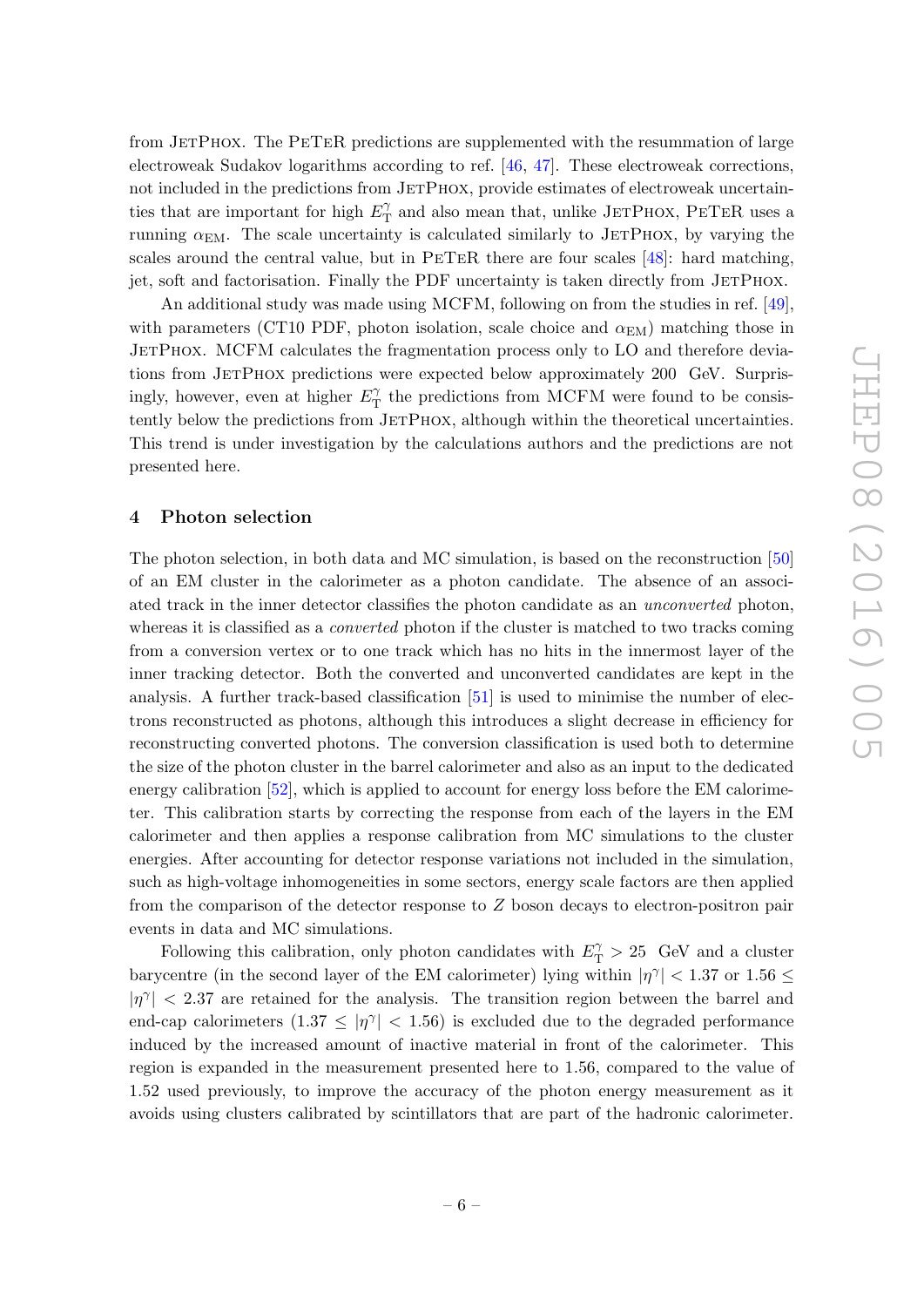from JetPhox. The PeTeR predictions are supplemented with the resummation of large electroweak Sudakov logarithms according to ref. [46, 47]. These electroweak corrections, not included in the predictions from JetPhox, provide estimates of electroweak uncertainties that are important for high $E_{\mathrm{T}}^{\gamma}$ and also mean that, unlike JetPhox, PeTeR uses a running $\alpha_{\mathrm{EM}}$. The scale uncertainty is calculated similarly to JetPhox, by varying the scales around the central value, but in PeTeR there are four scales [48]: hard matching, jet, soft and factorisation. Finally the PDF uncertainty is taken directly from JetPhox.

An additional study was made using MCFM, following on from the studies in ref. [49], with parameters (CT10 PDF, photon isolation, scale choice and $\alpha_{\mathrm{EM}}$) matching those in JetPhox. MCFM calculates the fragmentation process only to LO and therefore deviations from JetPhox predictions were expected below approximately 200 GeV. Surprisingly, however, even at higher $E_{\mathrm{T}}^{\gamma}$ the predictions from MCFM were found to be consistently below the predictions from JetPhox, although within the theoretical uncertainties. This trend is under investigation by the calculations authors and the predictions are not presented here.

## 4 Photon selection

The photon selection, in both data and MC simulation, is based on the reconstruction [50] of an EM cluster in the calorimeter as a photon candidate. The absence of an associated track in the inner detector classifies the photon candidate as an *unconverted* photon, whereas it is classified as a *converted* photon if the cluster is matched to two tracks coming from a conversion vertex or to one track which has no hits in the innermost layer of the inner tracking detector. Both the converted and unconverted candidates are kept in the analysis. A further track-based classification [51] is used to minimise the number of electrons reconstructed as photons, although this introduces a slight decrease in efficiency for reconstructing converted photons. The conversion classification is used both to determine the size of the photon cluster in the barrel calorimeter and also as an input to the dedicated energy calibration [52], which is applied to account for energy loss before the EM calorimeter. This calibration starts by correcting the response from each of the layers in the EM calorimeter and then applies a response calibration from MC simulations to the cluster energies. After accounting for detector response variations not included in the simulation, such as high-voltage inhomogeneities in some sectors, energy scale factors are then applied from the comparison of the detector response to $Z$ boson decays to electron-positron pair events in data and MC simulations.

Following this calibration, only photon candidates with $E_{\mathrm{T}}^{\gamma} > 25$ GeV and a cluster barycentre (in the second layer of the EM calorimeter) lying within $|\eta^{\gamma}| < 1.37$ or $1.56 \leq |\eta^{\gamma}| < 2.37$ are retained for the analysis. The transition region between the barrel and end-cap calorimeters ($1.37 \leq |\eta^{\gamma}| < 1.56$) is excluded due to the degraded performance induced by the increased amount of inactive material in front of the calorimeter. This region is expanded in the measurement presented here to 1.56, compared to the value of 1.52 used previously, to improve the accuracy of the photon energy measurement as it avoids using clusters calibrated by scintillators that are part of the hadronic calorimeter.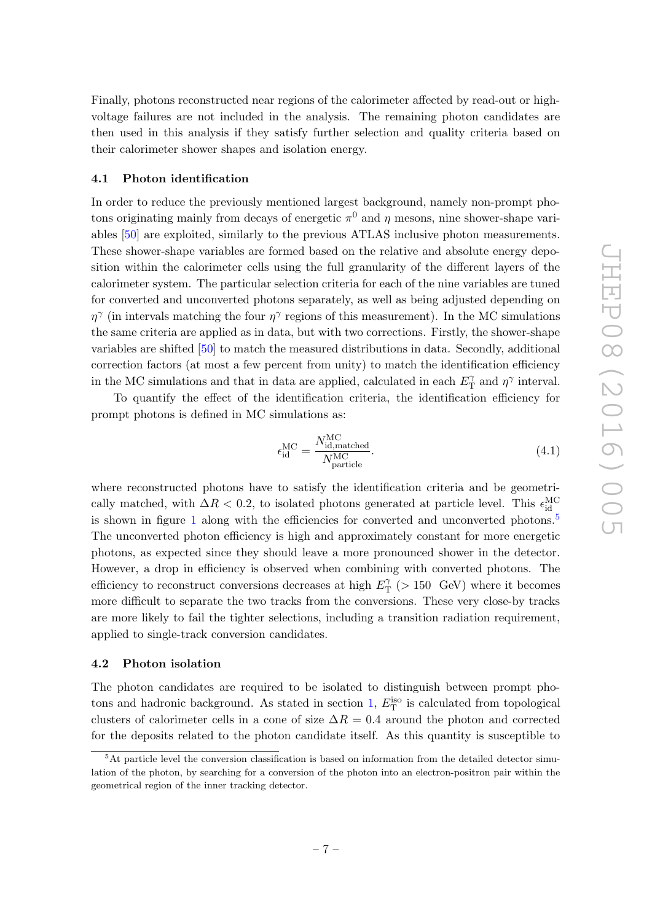Finally, photons reconstructed near regions of the calorimeter affected by read-out or high-voltage failures are not included in the analysis. The remaining photon candidates are then used in this analysis if they satisfy further selection and quality criteria based on their calorimeter shower shapes and isolation energy.

### 4.1 Photon identification

In order to reduce the previously mentioned largest background, namely non-prompt photons originating mainly from decays of energetic $\pi^0$ and $\eta$ mesons, nine shower-shape variables [50] are exploited, similarly to the previous ATLAS inclusive photon measurements. These shower-shape variables are formed based on the relative and absolute energy deposition within the calorimeter cells using the full granularity of the different layers of the calorimeter system. The particular selection criteria for each of the nine variables are tuned for converted and unconverted photons separately, as well as being adjusted depending on $\eta^\gamma$ (in intervals matching the four $\eta^\gamma$ regions of this measurement). In the MC simulations the same criteria are applied as in data, but with two corrections. Firstly, the shower-shape variables are shifted [50] to match the measured distributions in data. Secondly, additional correction factors (at most a few percent from unity) to match the identification efficiency in the MC simulations and that in data are applied, calculated in each $E_{\mathrm{T}}^{\gamma}$ and $\eta^\gamma$ interval.

To quantify the effect of the identification criteria, the identification efficiency for prompt photons is defined in MC simulations as:

$$\epsilon_{\mathrm{id}}^{\mathrm{MC}} = \frac{N_{\mathrm{id,matched}}^{\mathrm{MC}}}{N_{\mathrm{particle}}^{\mathrm{MC}}}. \tag{4.1}$$

where reconstructed photons have to satisfy the identification criteria and be geometrically matched, with $\Delta R < 0.2$, to isolated photons generated at particle level. This $\epsilon_{\mathrm{id}}^{\mathrm{MC}}$ is shown in figure 1 along with the efficiencies for converted and unconverted photons.[5] The unconverted photon efficiency is high and approximately constant for more energetic photons, as expected since they should leave a more pronounced shower in the detector. However, a drop in efficiency is observed when combining with converted photons. The efficiency to reconstruct conversions decreases at high $E_{\mathrm{T}}^{\gamma}$ ($> 150$ GeV) where it becomes more difficult to separate the two tracks from the conversions. These very close-by tracks are more likely to fail the tighter selections, including a transition radiation requirement, applied to single-track conversion candidates.

### 4.2 Photon isolation

The photon candidates are required to be isolated to distinguish between prompt photons and hadronic background. As stated in section 1, $E_{\mathrm{T}}^{\mathrm{iso}}$ is calculated from topological clusters of calorimeter cells in a cone of size $\Delta R = 0.4$ around the photon and corrected for the deposits related to the photon candidate itself. As this quantity is susceptible to

[5] At particle level the conversion classification is based on information from the detailed detector simulation of the photon, by searching for a conversion of the photon into an electron-positron pair within the geometrical region of the inner tracking detector.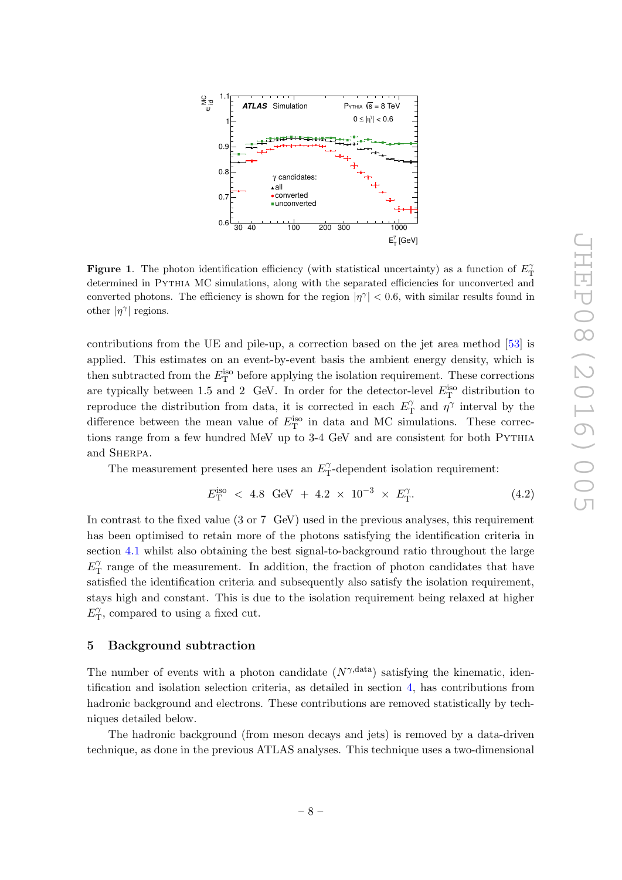**Figure 1**. The photon identification efficiency (with statistical uncertainty) as a function of $E_{\mathrm{T}}^{\gamma}$ determined in PYTHIA MC simulations, along with the separated efficiencies for unconverted and converted photons. The efficiency is shown for the region $|\eta^{\gamma}| < 0.6$, with similar results found in other $|\eta^{\gamma}|$ regions.

contributions from the UE and pile-up, a correction based on the jet area method [53] is applied. This estimates on an event-by-event basis the ambient energy density, which is then subtracted from the $E_{\mathrm{T}}^{\mathrm{iso}}$ before applying the isolation requirement. These corrections are typically between 1.5 and 2 GeV. In order for the detector-level $E_{\mathrm{T}}^{\mathrm{iso}}$ distribution to reproduce the distribution from data, it is corrected in each $E_{\mathrm{T}}^{\gamma}$ and $\eta^{\gamma}$ interval by the difference between the mean value of $E_{\mathrm{T}}^{\mathrm{iso}}$ in data and MC simulations. These corrections range from a few hundred MeV up to 3-4 GeV and are consistent for both PYTHIA and SHERPA.

The measurement presented here uses an $E_{\mathrm{T}}^{\gamma}$-dependent isolation requirement:

$$E_{\mathrm{T}}^{\mathrm{iso}} < 4.8\ \mathrm{GeV} + 4.2 \times 10^{-3} \times E_{\mathrm{T}}^{\gamma}. \tag{4.2}$$

In contrast to the fixed value (3 or 7 GeV) used in the previous analyses, this requirement has been optimised to retain more of the photons satisfying the identification criteria in section 4.1 whilst also obtaining the best signal-to-background ratio throughout the large $E_{\mathrm{T}}^{\gamma}$ range of the measurement. In addition, the fraction of photon candidates that have satisfied the identification criteria and subsequently also satisfy the isolation requirement, stays high and constant. This is due to the isolation requirement being relaxed at higher $E_{\mathrm{T}}^{\gamma}$, compared to using a fixed cut.

## 5 Background subtraction

The number of events with a photon candidate ($N^{\gamma,\mathrm{data}}$) satisfying the kinematic, identification and isolation selection criteria, as detailed in section 4, has contributions from hadronic background and electrons. These contributions are removed statistically by techniques detailed below.

The hadronic background (from meson decays and jets) is removed by a data-driven technique, as done in the previous ATLAS analyses. This technique uses a two-dimensional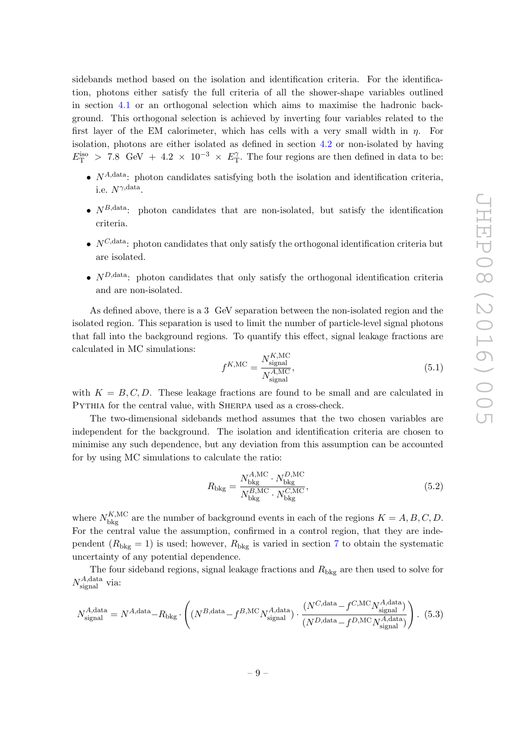sidebands method based on the isolation and identification criteria. For the identification, photons either satisfy the full criteria of all the shower-shape variables outlined in section 4.1 or an orthogonal selection which aims to maximise the hadronic background. This orthogonal selection is achieved by inverting four variables related to the first layer of the EM calorimeter, which has cells with a very small width in $\eta$. For isolation, photons are either isolated as defined in section 4.2 or non-isolated by having $E_{\mathrm{T}}^{\mathrm{iso}} > 7.8\ \mathrm{GeV} + 4.2 \times 10^{-3} \times E_{\mathrm{T}}^{\gamma}$. The four regions are then defined in data to be:

- $N^{A,\mathrm{data}}$: photon candidates satisfying both the isolation and identification criteria, i.e. $N^{\gamma,\mathrm{data}}$.
- $N^{B,\mathrm{data}}$: photon candidates that are non-isolated, but satisfy the identification criteria.
- $N^{C,\mathrm{data}}$: photon candidates that only satisfy the orthogonal identification criteria but are isolated.
- $N^{D,\mathrm{data}}$: photon candidates that only satisfy the orthogonal identification criteria and are non-isolated.

As defined above, there is a 3 GeV separation between the non-isolated region and the isolated region. This separation is used to limit the number of particle-level signal photons that fall into the background regions. To quantify this effect, signal leakage fractions are calculated in MC simulations:

$$f^{K,\mathrm{MC}} = \frac{N_{\mathrm{signal}}^{K,\mathrm{MC}}}{N_{\mathrm{signal}}^{A,\mathrm{MC}}}, \tag{5.1}$$

with $K = B, C, D$. These leakage fractions are found to be small and are calculated in Pythia for the central value, with Sherpa used as a cross-check.

The two-dimensional sidebands method assumes that the two chosen variables are independent for the background. The isolation and identification criteria are chosen to minimise any such dependence, but any deviation from this assumption can be accounted for by using MC simulations to calculate the ratio:

$$R_{\mathrm{bkg}} = \frac{N_{\mathrm{bkg}}^{A,\mathrm{MC}} \cdot N_{\mathrm{bkg}}^{D,\mathrm{MC}}}{N_{\mathrm{bkg}}^{B,\mathrm{MC}} \cdot N_{\mathrm{bkg}}^{C,\mathrm{MC}}}, \tag{5.2}$$

where $N_{\mathrm{bkg}}^{K,\mathrm{MC}}$ are the number of background events in each of the regions $K = A, B, C, D$. For the central value the assumption, confirmed in a control region, that they are independent ($R_{\mathrm{bkg}} = 1$) is used; however, $R_{\mathrm{bkg}}$ is varied in section 7 to obtain the systematic uncertainty of any potential dependence.

The four sideband regions, signal leakage fractions and $R_{\mathrm{bkg}}$ are then used to solve for $N_{\mathrm{signal}}^{A,\mathrm{data}}$ via:

$$N_{\mathrm{signal}}^{A,\mathrm{data}} = N^{A,\mathrm{data}} - R_{\mathrm{bkg}} \cdot \left( (N^{B,\mathrm{data}} - f^{B,\mathrm{MC}} N_{\mathrm{signal}}^{A,\mathrm{data}}) \cdot \frac{(N^{C,\mathrm{data}} - f^{C,\mathrm{MC}} N_{\mathrm{signal}}^{A,\mathrm{data}})}{(N^{D,\mathrm{data}} - f^{D,\mathrm{MC}} N_{\mathrm{signal}}^{A,\mathrm{data}})} \right). \tag{5.3}$$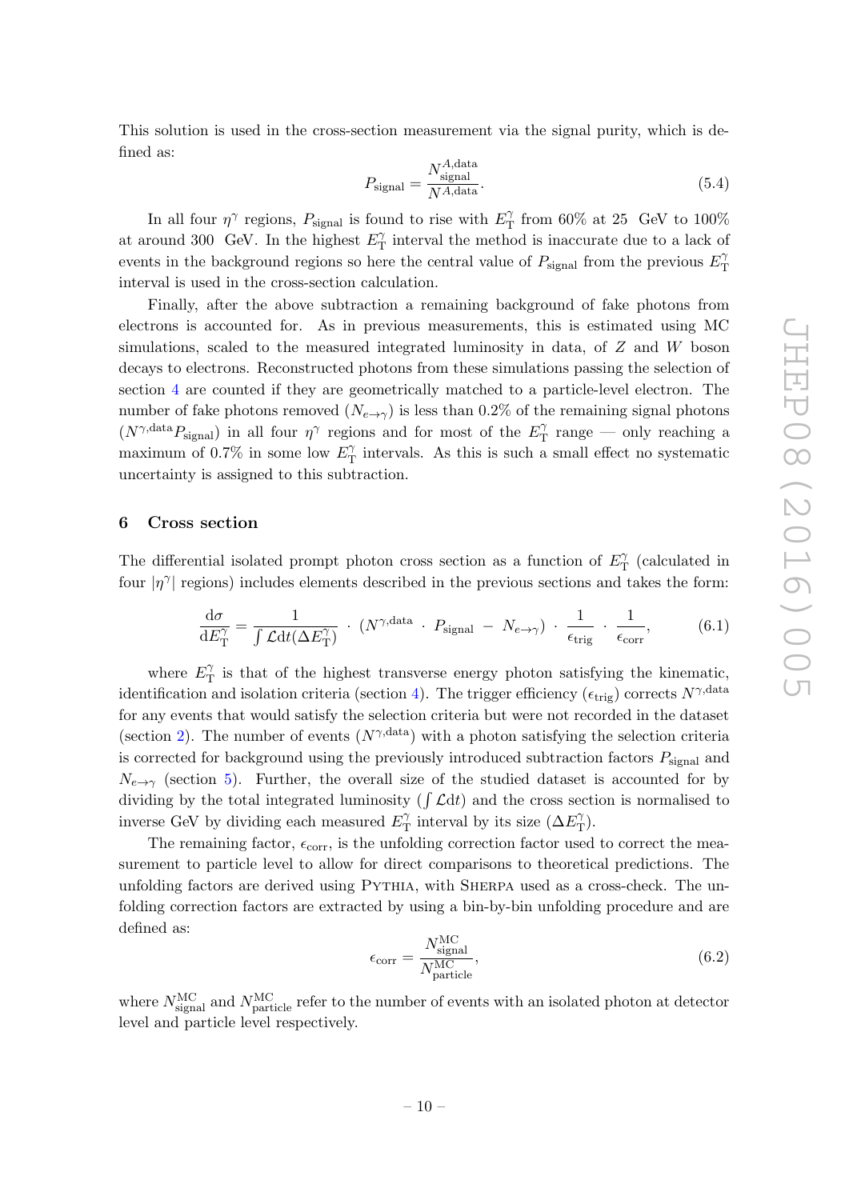This solution is used in the cross-section measurement via the signal purity, which is defined as:

$$P_{\text{signal}} = \frac{N^{A,\text{data}}_{\text{signal}}}{N^{A,\text{data}}}. \tag{5.4}$$

In all four $\eta^{\gamma}$ regions, $P_{\text{signal}}$ is found to rise with $E_{\text{T}}^{\gamma}$ from 60% at 25 GeV to 100% at around 300 GeV. In the highest $E_{\text{T}}^{\gamma}$ interval the method is inaccurate due to a lack of events in the background regions so here the central value of $P_{\text{signal}}$ from the previous $E_{\text{T}}^{\gamma}$ interval is used in the cross-section calculation.

Finally, after the above subtraction a remaining background of fake photons from electrons is accounted for. As in previous measurements, this is estimated using MC simulations, scaled to the measured integrated luminosity in data, of $Z$ and $W$ boson decays to electrons. Reconstructed photons from these simulations passing the selection of section 4 are counted if they are geometrically matched to a particle-level electron. The number of fake photons removed ($N_{e\rightarrow\gamma}$) is less than 0.2% of the remaining signal photons ($N^{\gamma,\text{data}} P_{\text{signal}}$) in all four $\eta^{\gamma}$ regions and for most of the $E_{\text{T}}^{\gamma}$ range — only reaching a maximum of 0.7% in some low $E_{\text{T}}^{\gamma}$ intervals. As this is such a small effect no systematic uncertainty is assigned to this subtraction.

## 6 Cross section

The differential isolated prompt photon cross section as a function of $E_{\text{T}}^{\gamma}$ (calculated in four $|\eta^{\gamma}|$ regions) includes elements described in the previous sections and takes the form:

$$\frac{\text{d}\sigma}{\text{d}E_{\text{T}}^{\gamma}} = \frac{1}{\int \mathcal{L}\text{d}t(\Delta E_{\text{T}}^{\gamma})} \cdot \left(N^{\gamma,\text{data}} \cdot P_{\text{signal}} - N_{e\rightarrow\gamma}\right) \cdot \frac{1}{\epsilon_{\text{trig}}} \cdot \frac{1}{\epsilon_{\text{corr}}}, \tag{6.1}$$

where $E_{\text{T}}^{\gamma}$ is that of the highest transverse energy photon satisfying the kinematic, identification and isolation criteria (section 4). The trigger efficiency ($\epsilon_{\text{trig}}$) corrects $N^{\gamma,\text{data}}$ for any events that would satisfy the selection criteria but were not recorded in the dataset (section 2). The number of events ($N^{\gamma,\text{data}}$) with a photon satisfying the selection criteria is corrected for background using the previously introduced subtraction factors $P_{\text{signal}}$ and $N_{e\rightarrow\gamma}$ (section 5). Further, the overall size of the studied dataset is accounted for by dividing by the total integrated luminosity ($\int \mathcal{L}\text{d}t$) and the cross section is normalised to inverse GeV by dividing each measured $E_{\text{T}}^{\gamma}$ interval by its size ($\Delta E_{\text{T}}^{\gamma}$).

The remaining factor, $\epsilon_{\text{corr}}$, is the unfolding correction factor used to correct the measurement to particle level to allow for direct comparisons to theoretical predictions. The unfolding factors are derived using Pythia, with Sherpa used as a cross-check. The unfolding correction factors are extracted by using a bin-by-bin unfolding procedure and are defined as:

$$\epsilon_{\text{corr}} = \frac{N^{\text{MC}}_{\text{signal}}}{N^{\text{MC}}_{\text{particle}}}, \tag{6.2}$$

where $N^{\text{MC}}_{\text{signal}}$ and $N^{\text{MC}}_{\text{particle}}$ refer to the number of events with an isolated photon at detector level and particle level respectively.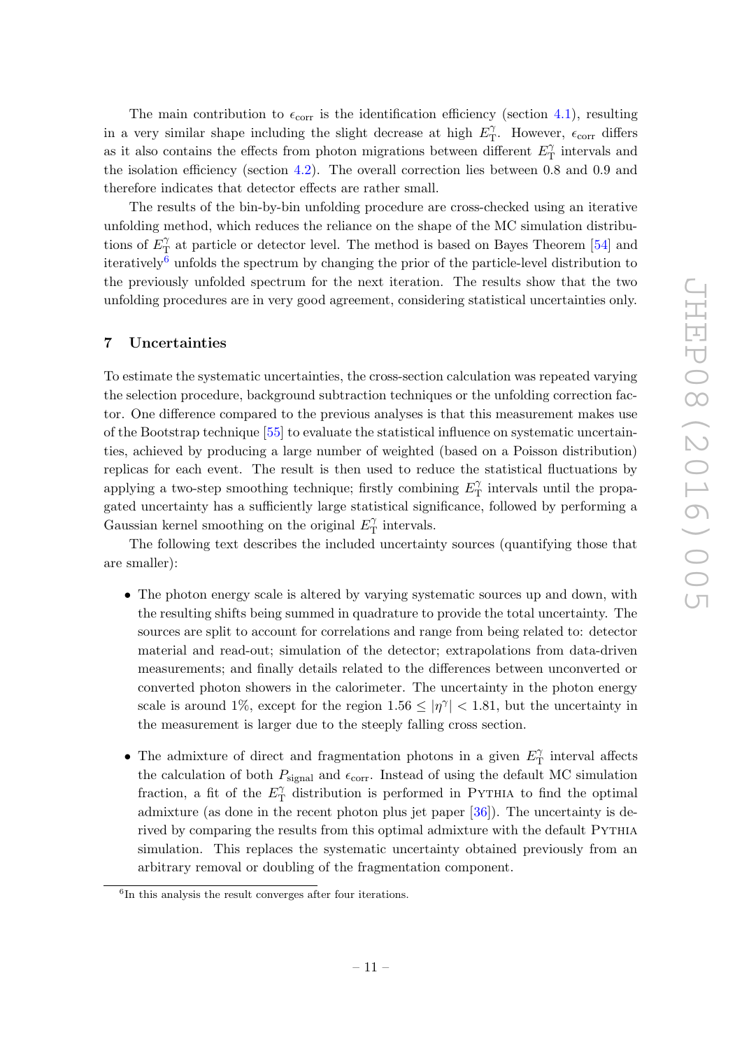The main contribution to $\epsilon_{\text{corr}}$ is the identification efficiency (section 4.1), resulting in a very similar shape including the slight decrease at high $E_{\text{T}}^{\gamma}$. However, $\epsilon_{\text{corr}}$ differs as it also contains the effects from photon migrations between different $E_{\text{T}}^{\gamma}$ intervals and the isolation efficiency (section 4.2). The overall correction lies between 0.8 and 0.9 and therefore indicates that detector effects are rather small.

The results of the bin-by-bin unfolding procedure are cross-checked using an iterative unfolding method, which reduces the reliance on the shape of the MC simulation distributions of $E_{\text{T}}^{\gamma}$ at particle or detector level. The method is based on Bayes Theorem [54] and iteratively[6] unfolds the spectrum by changing the prior of the particle-level distribution to the previously unfolded spectrum for the next iteration. The results show that the two unfolding procedures are in very good agreement, considering statistical uncertainties only.

## 7 Uncertainties

To estimate the systematic uncertainties, the cross-section calculation was repeated varying the selection procedure, background subtraction techniques or the unfolding correction factor. One difference compared to the previous analyses is that this measurement makes use of the Bootstrap technique [55] to evaluate the statistical influence on systematic uncertainties, achieved by producing a large number of weighted (based on a Poisson distribution) replicas for each event. The result is then used to reduce the statistical fluctuations by applying a two-step smoothing technique; firstly combining $E_{\text{T}}^{\gamma}$ intervals until the propagated uncertainty has a sufficiently large statistical significance, followed by performing a Gaussian kernel smoothing on the original $E_{\text{T}}^{\gamma}$ intervals.

The following text describes the included uncertainty sources (quantifying those that are smaller):

- The photon energy scale is altered by varying systematic sources up and down, with the resulting shifts being summed in quadrature to provide the total uncertainty. The sources are split to account for correlations and range from being related to: detector material and read-out; simulation of the detector; extrapolations from data-driven measurements; and finally details related to the differences between unconverted or converted photon showers in the calorimeter. The uncertainty in the photon energy scale is around 1%, except for the region $1.56 \leq |\eta^{\gamma}| < 1.81$, but the uncertainty in the measurement is larger due to the steeply falling cross section.

- The admixture of direct and fragmentation photons in a given $E_{\text{T}}^{\gamma}$ interval affects the calculation of both $P_{\text{signal}}$ and $\epsilon_{\text{corr}}$. Instead of using the default MC simulation fraction, a fit of the $E_{\text{T}}^{\gamma}$ distribution is performed in Pythia to find the optimal admixture (as done in the recent photon plus jet paper [36]). The uncertainty is derived by comparing the results from this optimal admixture with the default Pythia simulation. This replaces the systematic uncertainty obtained previously from an arbitrary removal or doubling of the fragmentation component.

[6]In this analysis the result converges after four iterations.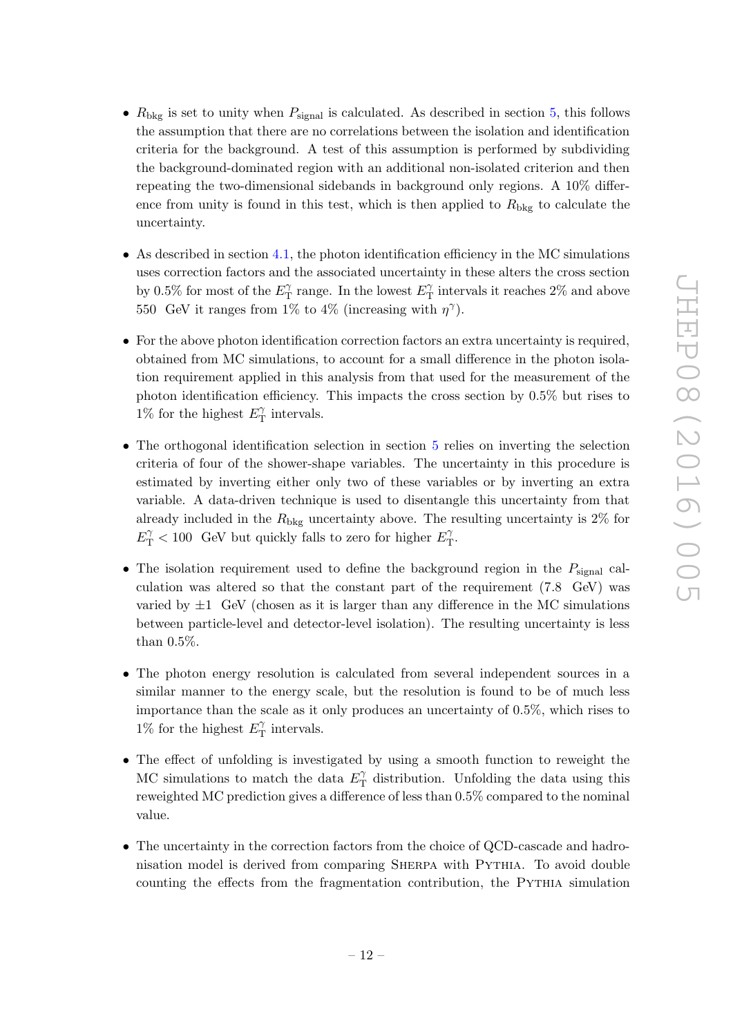- $R_{\text{bkg}}$ is set to unity when $P_{\text{signal}}$ is calculated. As described in section 5, this follows the assumption that there are no correlations between the isolation and identification criteria for the background. A test of this assumption is performed by subdividing the background-dominated region with an additional non-isolated criterion and then repeating the two-dimensional sidebands in background only regions. A 10% difference from unity is found in this test, which is then applied to $R_{\text{bkg}}$ to calculate the uncertainty.

- As described in section 4.1, the photon identification efficiency in the MC simulations uses correction factors and the associated uncertainty in these alters the cross section by 0.5% for most of the $E_{\text{T}}^{\gamma}$ range. In the lowest $E_{\text{T}}^{\gamma}$ intervals it reaches 2% and above 550 GeV it ranges from 1% to 4% (increasing with $\eta^{\gamma}$).

- For the above photon identification correction factors an extra uncertainty is required, obtained from MC simulations, to account for a small difference in the photon isolation requirement applied in this analysis from that used for the measurement of the photon identification efficiency. This impacts the cross section by 0.5% but rises to 1% for the highest $E_{\text{T}}^{\gamma}$ intervals.

- The orthogonal identification selection in section 5 relies on inverting the selection criteria of four of the shower-shape variables. The uncertainty in this procedure is estimated by inverting either only two of these variables or by inverting an extra variable. A data-driven technique is used to disentangle this uncertainty from that already included in the $R_{\text{bkg}}$ uncertainty above. The resulting uncertainty is 2% for $E_{\text{T}}^{\gamma} < 100$ GeV but quickly falls to zero for higher $E_{\text{T}}^{\gamma}$.

- The isolation requirement used to define the background region in the $P_{\text{signal}}$ calculation was altered so that the constant part of the requirement (7.8 GeV) was varied by $\pm 1$ GeV (chosen as it is larger than any difference in the MC simulations between particle-level and detector-level isolation). The resulting uncertainty is less than 0.5%.

- The photon energy resolution is calculated from several independent sources in a similar manner to the energy scale, but the resolution is found to be of much less importance than the scale as it only produces an uncertainty of 0.5%, which rises to 1% for the highest $E_{\text{T}}^{\gamma}$ intervals.

- The effect of unfolding is investigated by using a smooth function to reweight the MC simulations to match the data $E_{\text{T}}^{\gamma}$ distribution. Unfolding the data using this reweighted MC prediction gives a difference of less than 0.5% compared to the nominal value.

- The uncertainty in the correction factors from the choice of QCD-cascade and hadronisation model is derived from comparing SHERPA with PYTHIA. To avoid double counting the effects from the fragmentation contribution, the PYTHIA simulation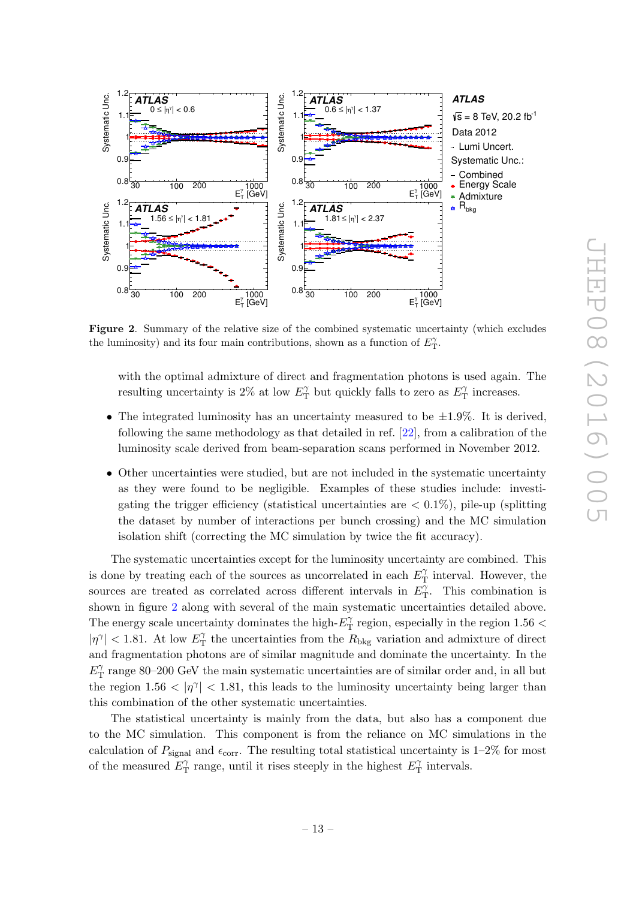**Figure 2**. Summary of the relative size of the combined systematic uncertainty (which excludes the luminosity) and its four main contributions, shown as a function of $E_{\mathrm{T}}^{\gamma}$.

with the optimal admixture of direct and fragmentation photons is used again. The resulting uncertainty is 2% at low $E_{\mathrm{T}}^{\gamma}$ but quickly falls to zero as $E_{\mathrm{T}}^{\gamma}$ increases.

- The integrated luminosity has an uncertainty measured to be $\pm 1.9\%$. It is derived, following the same methodology as that detailed in ref. [22], from a calibration of the luminosity scale derived from beam-separation scans performed in November 2012.
- Other uncertainties were studied, but are not included in the systematic uncertainty as they were found to be negligible. Examples of these studies include: investigating the trigger efficiency (statistical uncertainties are $< 0.1\%$), pile-up (splitting the dataset by number of interactions per bunch crossing) and the MC simulation isolation shift (correcting the MC simulation by twice the fit accuracy).

The systematic uncertainties except for the luminosity uncertainty are combined. This is done by treating each of the sources as uncorrelated in each $E_{\mathrm{T}}^{\gamma}$ interval. However, the sources are treated as correlated across different intervals in $E_{\mathrm{T}}^{\gamma}$. This combination is shown in figure 2 along with several of the main systematic uncertainties detailed above. The energy scale uncertainty dominates the high-$E_{\mathrm{T}}^{\gamma}$ region, especially in the region $1.56 < |\eta^{\gamma}| < 1.81$. At low $E_{\mathrm{T}}^{\gamma}$ the uncertainties from the $R_{\mathrm{bkg}}$ variation and admixture of direct and fragmentation photons are of similar magnitude and dominate the uncertainty. In the $E_{\mathrm{T}}^{\gamma}$ range 80–200 GeV the main systematic uncertainties are of similar order and, in all but the region $1.56 < |\eta^{\gamma}| < 1.81$, this leads to the luminosity uncertainty being larger than this combination of the other systematic uncertainties.

The statistical uncertainty is mainly from the data, but also has a component due to the MC simulation. This component is from the reliance on MC simulations in the calculation of $P_{\mathrm{signal}}$ and $\epsilon_{\mathrm{corr}}$. The resulting total statistical uncertainty is 1–2% for most of the measured $E_{\mathrm{T}}^{\gamma}$ range, until it rises steeply in the highest $E_{\mathrm{T}}^{\gamma}$ intervals.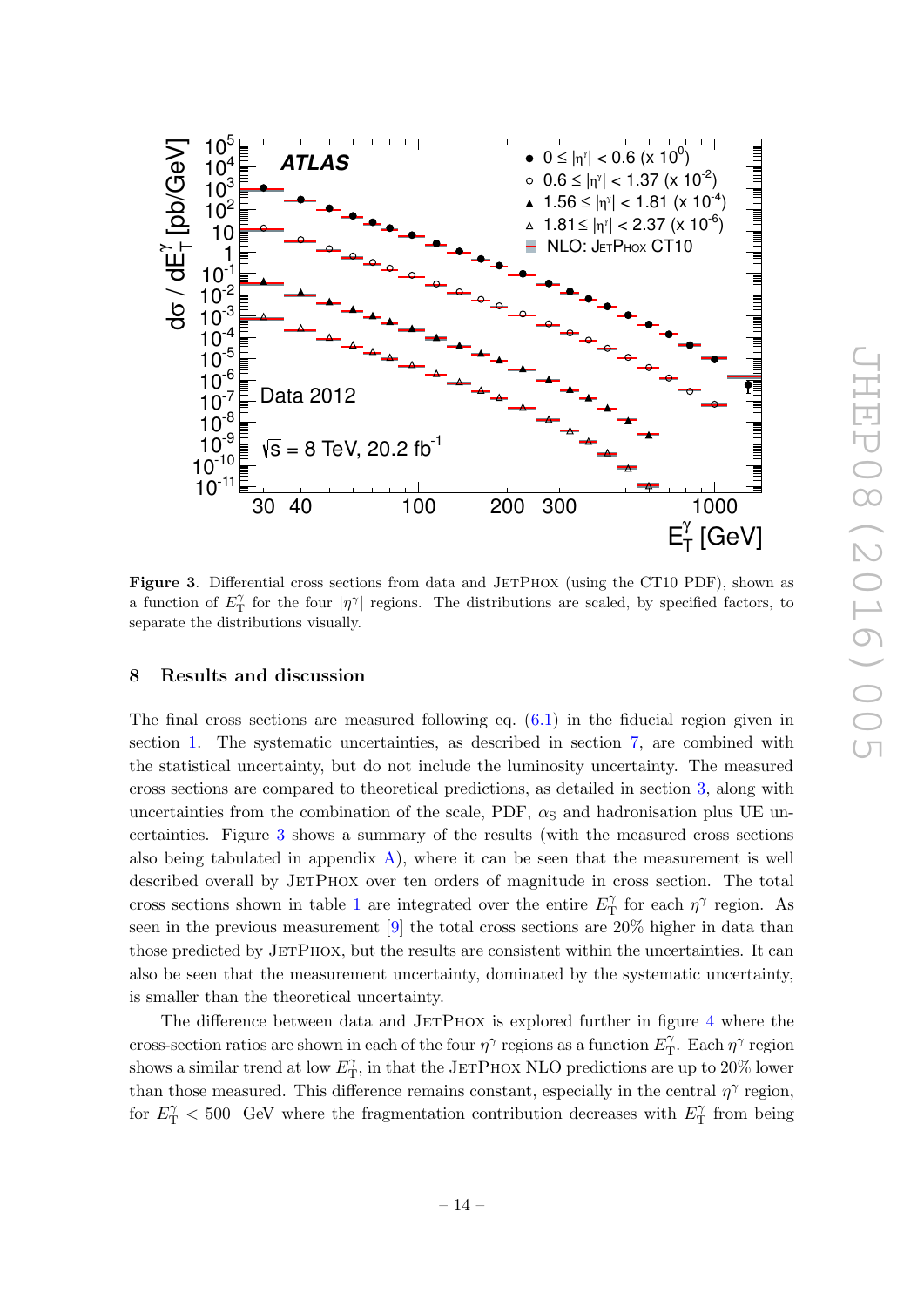**Figure 3**. Differential cross sections from data and JETPHOX (using the CT10 PDF), shown as a function of $E_T^\gamma$ for the four $|\eta^\gamma|$ regions. The distributions are scaled, by specified factors, to separate the distributions visually.

## 8 Results and discussion

The final cross sections are measured following eq. (6.1) in the fiducial region given in section 1. The systematic uncertainties, as described in section 7, are combined with the statistical uncertainty, but do not include the luminosity uncertainty. The measured cross sections are compared to theoretical predictions, as detailed in section 3, along with uncertainties from the combination of the scale, PDF, $\alpha_S$ and hadronisation plus UE uncertainties. Figure 3 shows a summary of the results (with the measured cross sections also being tabulated in appendix A), where it can be seen that the measurement is well described overall by JETPHOX over ten orders of magnitude in cross section. The total cross sections shown in table 1 are integrated over the entire $E_T^\gamma$ for each $\eta^\gamma$ region. As seen in the previous measurement [9] the total cross sections are 20% higher in data than those predicted by JETPHOX, but the results are consistent within the uncertainties. It can also be seen that the measurement uncertainty, dominated by the systematic uncertainty, is smaller than the theoretical uncertainty.

The difference between data and JETPHOX is explored further in figure 4 where the cross-section ratios are shown in each of the four $\eta^\gamma$ regions as a function $E_T^\gamma$. Each $\eta^\gamma$ region shows a similar trend at low $E_T^\gamma$, in that the JETPHOX NLO predictions are up to 20% lower than those measured. This difference remains constant, especially in the central $\eta^\gamma$ region, for $E_T^\gamma < 500$ GeV where the fragmentation contribution decreases with $E_T^\gamma$ from being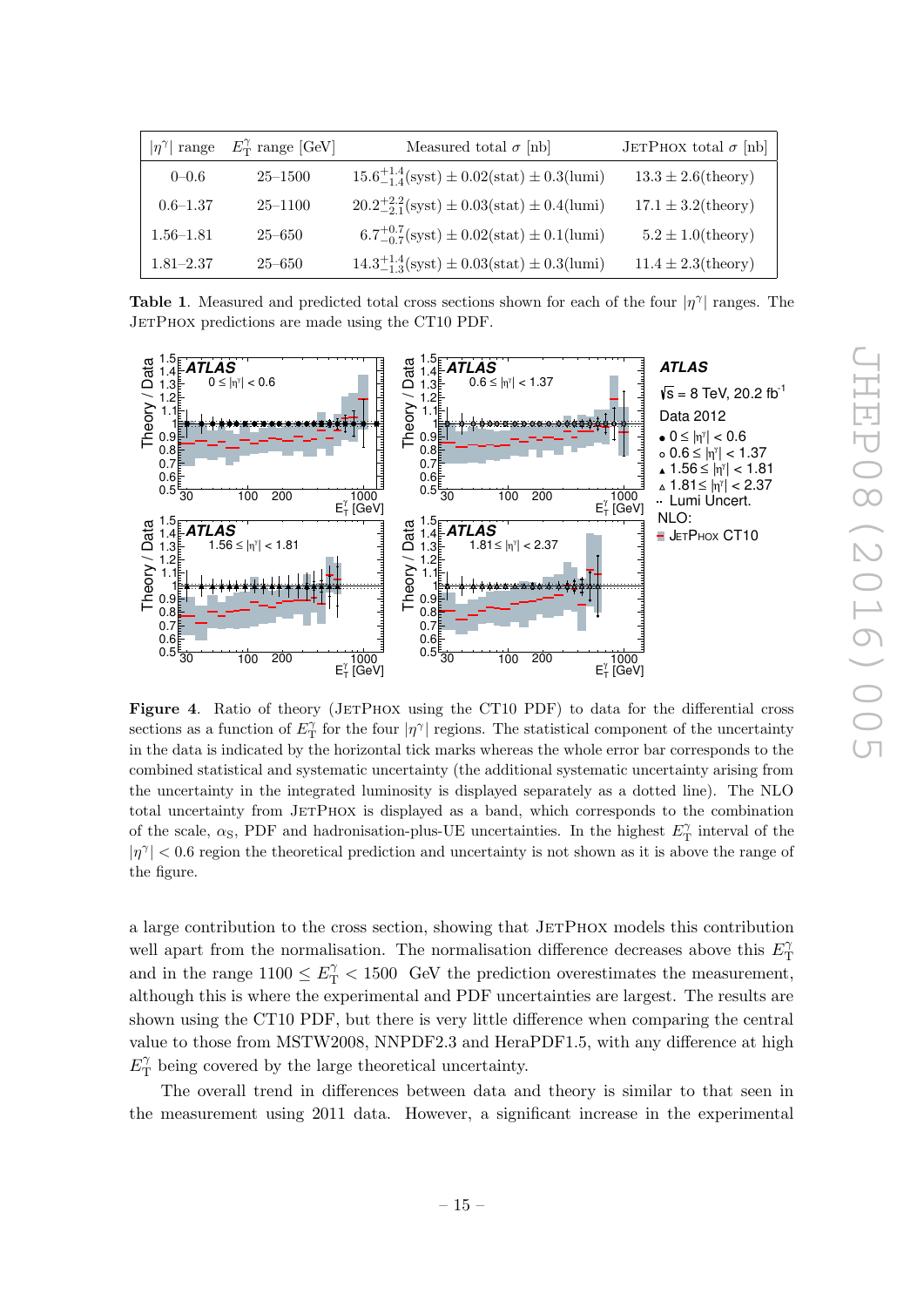| $\lvert\eta^{\gamma}\rvert$ range | $E_{\mathrm{T}}^{\gamma}$ range [GeV] | Measured total $\sigma$ [nb] | JetPhox total $\sigma$ [nb] |
|---|---|---|---|
| 0–0.6 | 25–1500 | $15.6^{+1.4}_{-1.4}(\mathrm{syst}) \pm 0.02(\mathrm{stat}) \pm 0.3(\mathrm{lumi})$ | $13.3 \pm 2.6(\mathrm{theory})$ |
| 0.6–1.37 | 25–1100 | $20.2^{+2.2}_{-2.1}(\mathrm{syst}) \pm 0.03(\mathrm{stat}) \pm 0.4(\mathrm{lumi})$ | $17.1 \pm 3.2(\mathrm{theory})$ |
| 1.56–1.81 | 25–650 | $6.7^{+0.7}_{-0.7}(\mathrm{syst}) \pm 0.02(\mathrm{stat}) \pm 0.1(\mathrm{lumi})$ | $5.2 \pm 1.0(\mathrm{theory})$ |
| 1.81–2.37 | 25–650 | $14.3^{+1.4}_{-1.3}(\mathrm{syst}) \pm 0.03(\mathrm{stat}) \pm 0.3(\mathrm{lumi})$ | $11.4 \pm 2.3(\mathrm{theory})$ |

**Table 1**. Measured and predicted total cross sections shown for each of the four $\lvert\eta^{\gamma}\rvert$ ranges. The JetPhox predictions are made using the CT10 PDF.

**Figure 4**. Ratio of theory (JetPhox using the CT10 PDF) to data for the differential cross sections as a function of $E_{\mathrm{T}}^{\gamma}$ for the four $\lvert\eta^{\gamma}\rvert$ regions. The statistical component of the uncertainty in the data is indicated by the horizontal tick marks whereas the whole error bar corresponds to the combined statistical and systematic uncertainty (the additional systematic uncertainty arising from the uncertainty in the integrated luminosity is displayed separately as a dotted line). The NLO total uncertainty from JetPhox is displayed as a band, which corresponds to the combination of the scale, $\alpha_{\mathrm{S}}$, PDF and hadronisation-plus-UE uncertainties. In the highest $E_{\mathrm{T}}^{\gamma}$ interval of the $\lvert\eta^{\gamma}\rvert < 0.6$ region the theoretical prediction and uncertainty is not shown as it is above the range of the figure.

a large contribution to the cross section, showing that JetPhox models this contribution well apart from the normalisation. The normalisation difference decreases above this $E_{\mathrm{T}}^{\gamma}$ and in the range $1100 \leq E_{\mathrm{T}}^{\gamma} < 1500$ GeV the prediction overestimates the measurement, although this is where the experimental and PDF uncertainties are largest. The results are shown using the CT10 PDF, but there is very little difference when comparing the central value to those from MSTW2008, NNPDF2.3 and HeraPDF1.5, with any difference at high $E_{\mathrm{T}}^{\gamma}$ being covered by the large theoretical uncertainty.

The overall trend in differences between data and theory is similar to that seen in the measurement using 2011 data. However, a significant increase in the experimental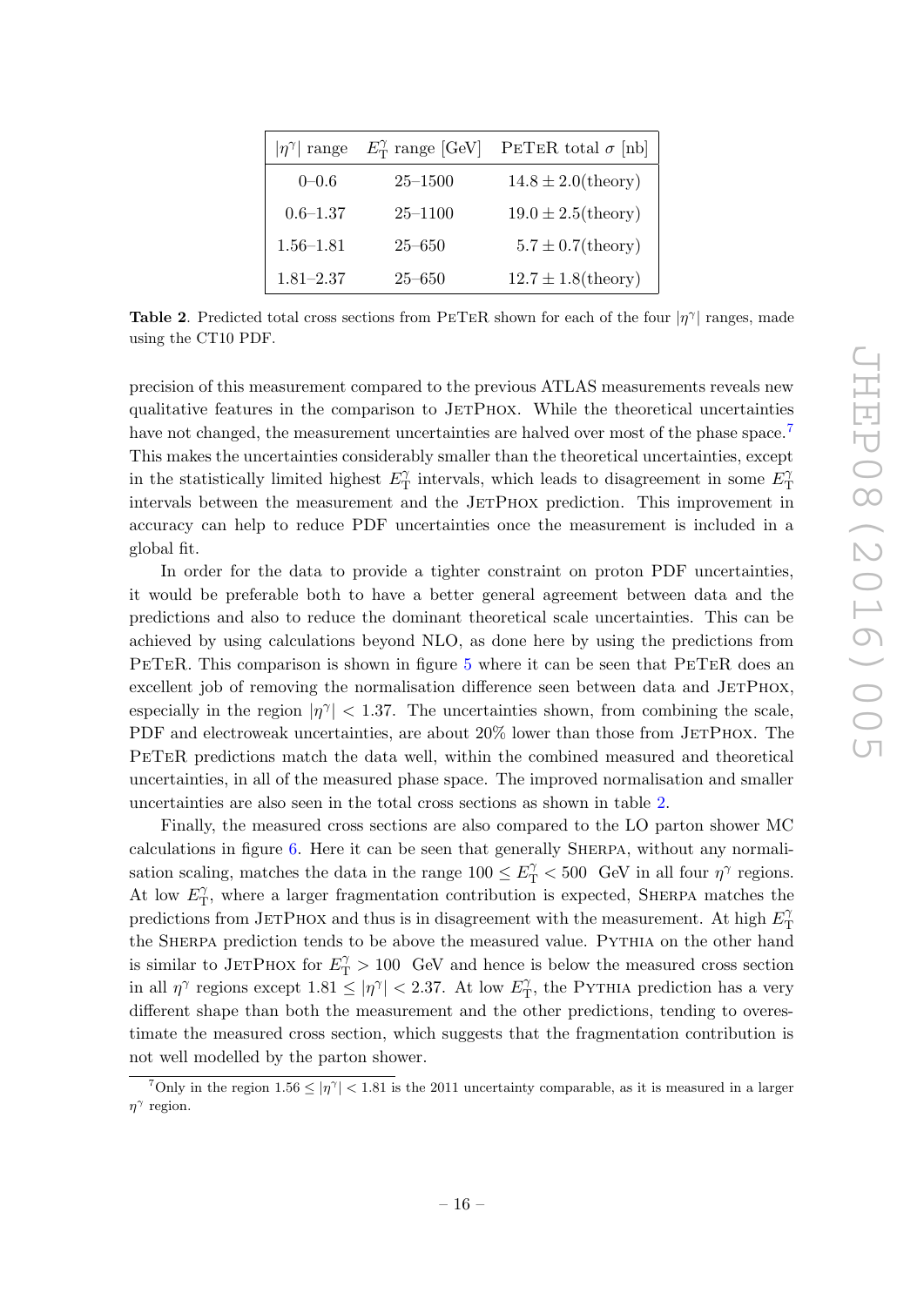| $\|\eta^\gamma\|$ range | $E_T^\gamma$ range [GeV] | PeTeR total $\sigma$ [nb] |
| --- | --- | --- |
| 0–0.6 | 25–1500 | $14.8 \pm 2.0$(theory) |
| 0.6–1.37 | 25–1100 | $19.0 \pm 2.5$(theory) |
| 1.56–1.81 | 25–650 | $5.7 \pm 0.7$(theory) |
| 1.81–2.37 | 25–650 | $12.7 \pm 1.8$(theory) |

**Table 2**. Predicted total cross sections from PeTeR shown for each of the four $|\eta^\gamma|$ ranges, made using the CT10 PDF.

precision of this measurement compared to the previous ATLAS measurements reveals new qualitative features in the comparison to JetPhox. While the theoretical uncertainties have not changed, the measurement uncertainties are halved over most of the phase space.[7] This makes the uncertainties considerably smaller than the theoretical uncertainties, except in the statistically limited highest $E_T^\gamma$ intervals, which leads to disagreement in some $E_T^\gamma$ intervals between the measurement and the JetPhox prediction. This improvement in accuracy can help to reduce PDF uncertainties once the measurement is included in a global fit.

In order for the data to provide a tighter constraint on proton PDF uncertainties, it would be preferable both to have a better general agreement between data and the predictions and also to reduce the dominant theoretical scale uncertainties. This can be achieved by using calculations beyond NLO, as done here by using the predictions from PeTeR. This comparison is shown in figure 5 where it can be seen that PeTeR does an excellent job of removing the normalisation difference seen between data and JetPhox, especially in the region $|\eta^\gamma| < 1.37$. The uncertainties shown, from combining the scale, PDF and electroweak uncertainties, are about 20% lower than those from JetPhox. The PeTeR predictions match the data well, within the combined measured and theoretical uncertainties, in all of the measured phase space. The improved normalisation and smaller uncertainties are also seen in the total cross sections as shown in table 2.

Finally, the measured cross sections are also compared to the LO parton shower MC calculations in figure 6. Here it can be seen that generally Sherpa, without any normalisation scaling, matches the data in the range $100 \leq E_T^\gamma < 500$ GeV in all four $\eta^\gamma$ regions. At low $E_T^\gamma$, where a larger fragmentation contribution is expected, Sherpa matches the predictions from JetPhox and thus is in disagreement with the measurement. At high $E_T^\gamma$ the Sherpa prediction tends to be above the measured value. Pythia on the other hand is similar to JetPhox for $E_T^\gamma > 100$ GeV and hence is below the measured cross section in all $\eta^\gamma$ regions except $1.81 \leq |\eta^\gamma| < 2.37$. At low $E_T^\gamma$, the Pythia prediction has a very different shape than both the measurement and the other predictions, tending to overestimate the measured cross section, which suggests that the fragmentation contribution is not well modelled by the parton shower.

[7] Only in the region $1.56 \leq |\eta^\gamma| < 1.81$ is the 2011 uncertainty comparable, as it is measured in a larger $\eta^\gamma$ region.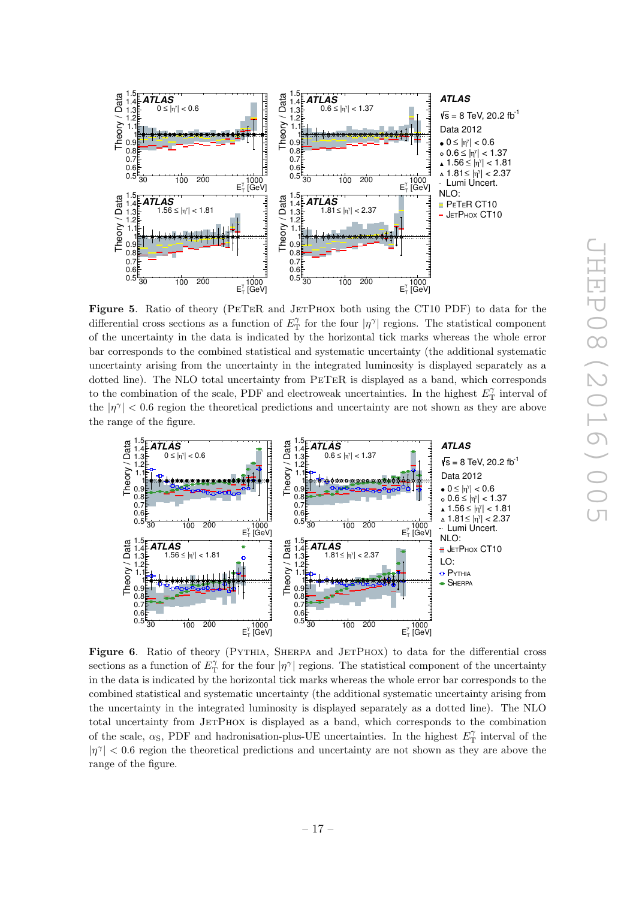**Figure 5**. Ratio of theory (PeTeR and JetPhox both using the CT10 PDF) to data for the differential cross sections as a function of $E_T^\gamma$ for the four $|\eta^\gamma|$ regions. The statistical component of the uncertainty in the data is indicated by the horizontal tick marks whereas the whole error bar corresponds to the combined statistical and systematic uncertainty (the additional systematic uncertainty arising from the uncertainty in the integrated luminosity is displayed separately as a dotted line). The NLO total uncertainty from PeTeR is displayed as a band, which corresponds to the combination of the scale, PDF and electroweak uncertainties. In the highest $E_T^\gamma$ interval of the $|\eta^\gamma| < 0.6$ region the theoretical predictions and uncertainty are not shown as they are above the range of the figure.

**Figure 6**. Ratio of theory (Pythia, Sherpa and JetPhox) to data for the differential cross sections as a function of $E_T^\gamma$ for the four $|\eta^\gamma|$ regions. The statistical component of the uncertainty in the data is indicated by the horizontal tick marks whereas the whole error bar corresponds to the combined statistical and systematic uncertainty (the additional systematic uncertainty arising from the uncertainty in the integrated luminosity is displayed separately as a dotted line). The NLO total uncertainty from JetPhox is displayed as a band, which corresponds to the combination of the scale, $\alpha_S$, PDF and hadronisation-plus-UE uncertainties. In the highest $E_T^\gamma$ interval of the $|\eta^\gamma| < 0.6$ region the theoretical predictions and uncertainty are not shown as they are above the range of the figure.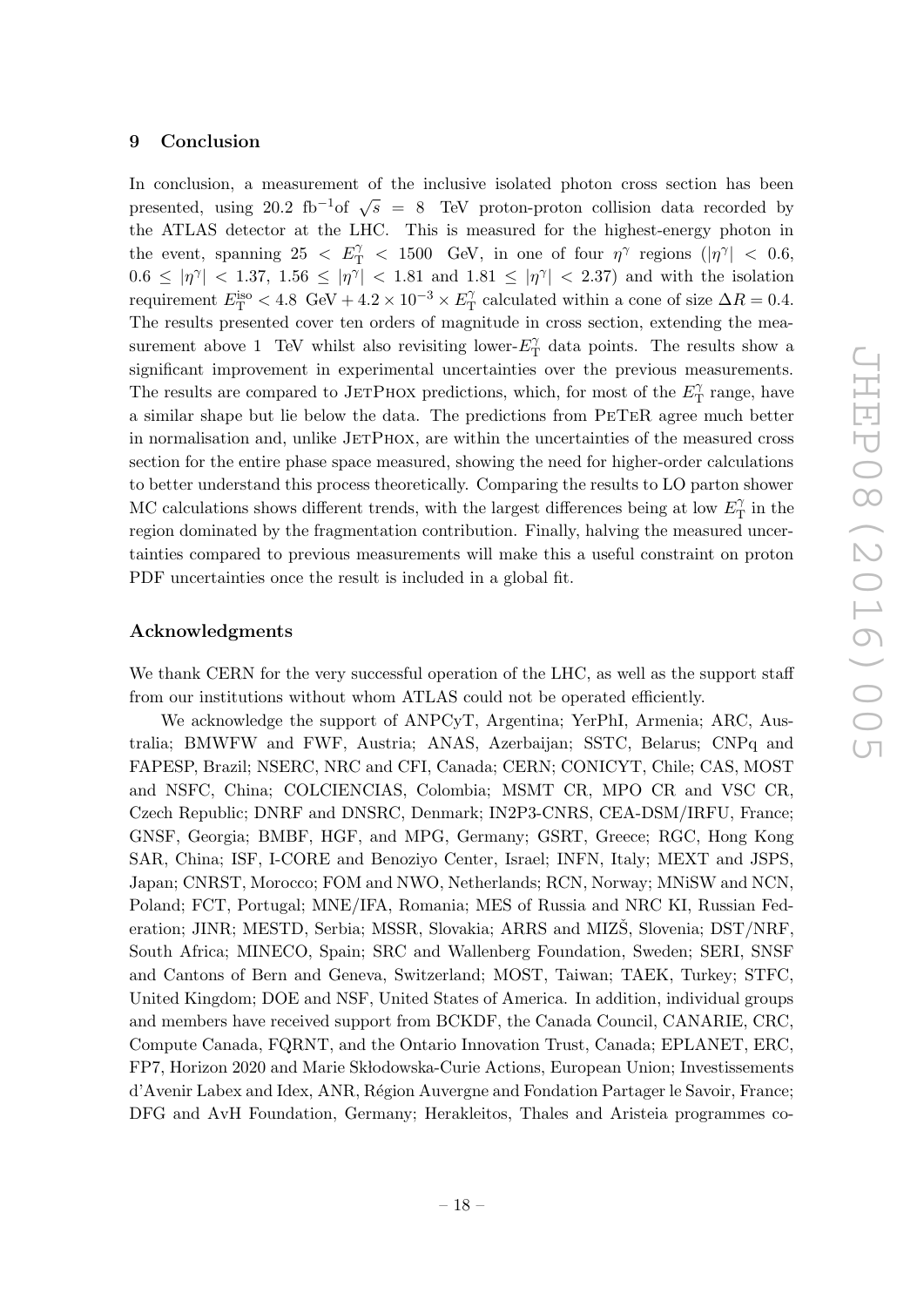## 9 Conclusion

In conclusion, a measurement of the inclusive isolated photon cross section has been presented, using 20.2 fb$^{-1}$of $\sqrt{s} = 8$ TeV proton-proton collision data recorded by the ATLAS detector at the LHC. This is measured for the highest-energy photon in the event, spanning $25 < E_{\mathrm{T}}^{\gamma} < 1500$ GeV, in one of four $\eta^{\gamma}$ regions ($|\eta^{\gamma}| < 0.6$, $0.6 \leq |\eta^{\gamma}| < 1.37$, $1.56 \leq |\eta^{\gamma}| < 1.81$ and $1.81 \leq |\eta^{\gamma}| < 2.37$) and with the isolation requirement $E_{\mathrm{T}}^{\mathrm{iso}} < 4.8$ GeV $+ 4.2 \times 10^{-3} \times E_{\mathrm{T}}^{\gamma}$ calculated within a cone of size $\Delta R = 0.4$. The results presented cover ten orders of magnitude in cross section, extending the measurement above 1 TeV whilst also revisiting lower-$E_{\mathrm{T}}^{\gamma}$ data points. The results show a significant improvement in experimental uncertainties over the previous measurements. The results are compared to JETPHOX predictions, which, for most of the $E_{\mathrm{T}}^{\gamma}$ range, have a similar shape but lie below the data. The predictions from PETER agree much better in normalisation and, unlike JETPHOX, are within the uncertainties of the measured cross section for the entire phase space measured, showing the need for higher-order calculations to better understand this process theoretically. Comparing the results to LO parton shower MC calculations shows different trends, with the largest differences being at low $E_{\mathrm{T}}^{\gamma}$ in the region dominated by the fragmentation contribution. Finally, halving the measured uncertainties compared to previous measurements will make this a useful constraint on proton PDF uncertainties once the result is included in a global fit.

## Acknowledgments

We thank CERN for the very successful operation of the LHC, as well as the support staff from our institutions without whom ATLAS could not be operated efficiently.

We acknowledge the support of ANPCyT, Argentina; YerPhI, Armenia; ARC, Australia; BMWFW and FWF, Austria; ANAS, Azerbaijan; SSTC, Belarus; CNPq and FAPESP, Brazil; NSERC, NRC and CFI, Canada; CERN; CONICYT, Chile; CAS, MOST and NSFC, China; COLCIENCIAS, Colombia; MSMT CR, MPO CR and VSC CR, Czech Republic; DNRF and DNSRC, Denmark; IN2P3-CNRS, CEA-DSM/IRFU, France; GNSF, Georgia; BMBF, HGF, and MPG, Germany; GSRT, Greece; RGC, Hong Kong SAR, China; ISF, I-CORE and Benoziyo Center, Israel; INFN, Italy; MEXT and JSPS, Japan; CNRST, Morocco; FOM and NWO, Netherlands; RCN, Norway; MNiSW and NCN, Poland; FCT, Portugal; MNE/IFA, Romania; MES of Russia and NRC KI, Russian Federation; JINR; MESTD, Serbia; MSSR, Slovakia; ARRS and MIZŠ, Slovenia; DST/NRF, South Africa; MINECO, Spain; SRC and Wallenberg Foundation, Sweden; SERI, SNSF and Cantons of Bern and Geneva, Switzerland; MOST, Taiwan; TAEK, Turkey; STFC, United Kingdom; DOE and NSF, United States of America. In addition, individual groups and members have received support from BCKDF, the Canada Council, CANARIE, CRC, Compute Canada, FQRNT, and the Ontario Innovation Trust, Canada; EPLANET, ERC, FP7, Horizon 2020 and Marie Skłodowska-Curie Actions, European Union; Investissements d'Avenir Labex and Idex, ANR, Région Auvergne and Fondation Partager le Savoir, France; DFG and AvH Foundation, Germany; Herakleitos, Thales and Aristeia programmes co-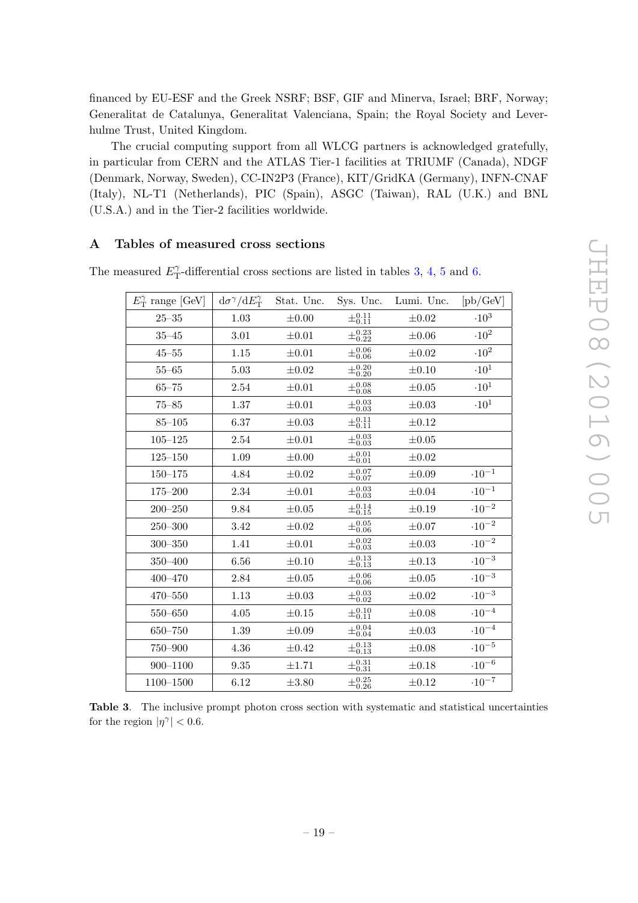financed by EU-ESF and the Greek NSRF; BSF, GIF and Minerva, Israel; BRF, Norway; Generalitat de Catalunya, Generalitat Valenciana, Spain; the Royal Society and Leverhulme Trust, United Kingdom.

The crucial computing support from all WLCG partners is acknowledged gratefully, in particular from CERN and the ATLAS Tier-1 facilities at TRIUMF (Canada), NDGF (Denmark, Norway, Sweden), CC-IN2P3 (France), KIT/GridKA (Germany), INFN-CNAF (Italy), NL-T1 (Netherlands), PIC (Spain), ASGC (Taiwan), RAL (U.K.) and BNL (U.S.A.) and in the Tier-2 facilities worldwide.

## A Tables of measured cross sections

The measured $E_{\mathrm{T}}^{\gamma}$-differential cross sections are listed in tables 3, 4, 5 and 6.

| $E_{\mathrm{T}}^{\gamma}$ range [GeV] | $\mathrm{d}\sigma^{\gamma}/\mathrm{d}E_{\mathrm{T}}^{\gamma}$ | Stat. Unc. | Sys. Unc. | Lumi. Unc. | [pb/GeV] |
|---|---|---|---|---|---|
| 25–35 | 1.03 | $\pm 0.00$ | $\pm^{0.11}_{0.11}$ | $\pm 0.02$ | $\cdot 10^{3}$ |
| 35–45 | 3.01 | $\pm 0.01$ | $\pm^{0.23}_{0.22}$ | $\pm 0.06$ | $\cdot 10^{2}$ |
| 45–55 | 1.15 | $\pm 0.01$ | $\pm^{0.06}_{0.06}$ | $\pm 0.02$ | $\cdot 10^{2}$ |
| 55–65 | 5.03 | $\pm 0.02$ | $\pm^{0.20}_{0.20}$ | $\pm 0.10$ | $\cdot 10^{1}$ |
| 65–75 | 2.54 | $\pm 0.01$ | $\pm^{0.08}_{0.08}$ | $\pm 0.05$ | $\cdot 10^{1}$ |
| 75–85 | 1.37 | $\pm 0.01$ | $\pm^{0.03}_{0.03}$ | $\pm 0.03$ | $\cdot 10^{1}$ |
| 85–105 | 6.37 | $\pm 0.03$ | $\pm^{0.11}_{0.11}$ | $\pm 0.12$ | |
| 105–125 | 2.54 | $\pm 0.01$ | $\pm^{0.03}_{0.03}$ | $\pm 0.05$ | |
| 125–150 | 1.09 | $\pm 0.00$ | $\pm^{0.01}_{0.01}$ | $\pm 0.02$ | |
| 150–175 | 4.84 | $\pm 0.02$ | $\pm^{0.07}_{0.07}$ | $\pm 0.09$ | $\cdot 10^{-1}$ |
| 175–200 | 2.34 | $\pm 0.01$ | $\pm^{0.03}_{0.03}$ | $\pm 0.04$ | $\cdot 10^{-1}$ |
| 200–250 | 9.84 | $\pm 0.05$ | $\pm^{0.14}_{0.15}$ | $\pm 0.19$ | $\cdot 10^{-2}$ |
| 250–300 | 3.42 | $\pm 0.02$ | $\pm^{0.05}_{0.06}$ | $\pm 0.07$ | $\cdot 10^{-2}$ |
| 300–350 | 1.41 | $\pm 0.01$ | $\pm^{0.02}_{0.03}$ | $\pm 0.03$ | $\cdot 10^{-2}$ |
| 350–400 | 6.56 | $\pm 0.10$ | $\pm^{0.13}_{0.13}$ | $\pm 0.13$ | $\cdot 10^{-3}$ |
| 400–470 | 2.84 | $\pm 0.05$ | $\pm^{0.06}_{0.06}$ | $\pm 0.05$ | $\cdot 10^{-3}$ |
| 470–550 | 1.13 | $\pm 0.03$ | $\pm^{0.03}_{0.02}$ | $\pm 0.02$ | $\cdot 10^{-3}$ |
| 550–650 | 4.05 | $\pm 0.15$ | $\pm^{0.10}_{0.11}$ | $\pm 0.08$ | $\cdot 10^{-4}$ |
| 650–750 | 1.39 | $\pm 0.09$ | $\pm^{0.04}_{0.04}$ | $\pm 0.03$ | $\cdot 10^{-4}$ |
| 750–900 | 4.36 | $\pm 0.42$ | $\pm^{0.13}_{0.13}$ | $\pm 0.08$ | $\cdot 10^{-5}$ |
| 900–1100 | 9.35 | $\pm 1.71$ | $\pm^{0.31}_{0.31}$ | $\pm 0.18$ | $\cdot 10^{-6}$ |
| 1100–1500 | 6.12 | $\pm 3.80$ | $\pm^{0.25}_{0.26}$ | $\pm 0.12$ | $\cdot 10^{-7}$ |

**Table 3**. The inclusive prompt photon cross section with systematic and statistical uncertainties for the region $|\eta^{\gamma}| < 0.6$.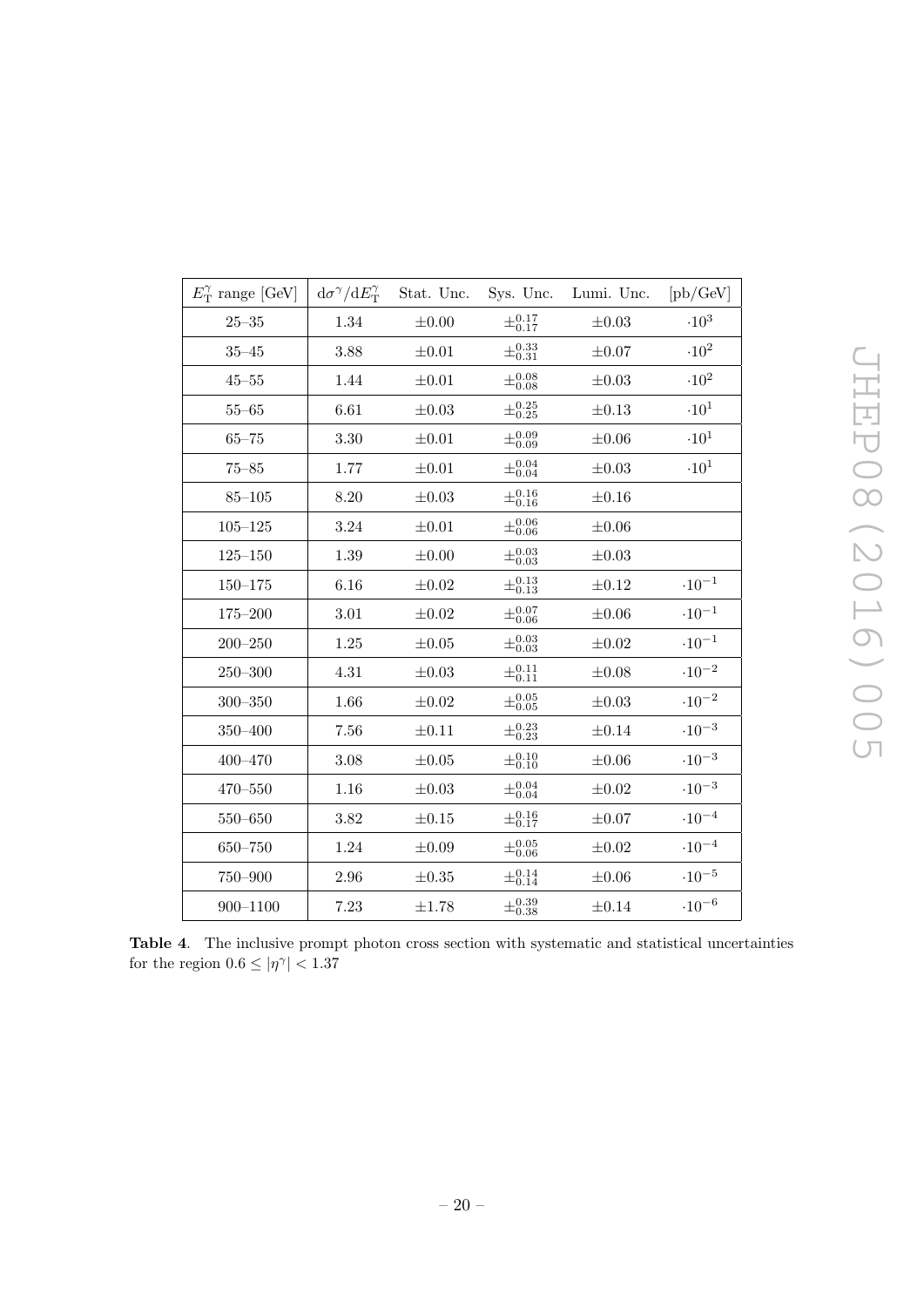| $E_{\mathrm{T}}^{\gamma}$ range [GeV] | $\mathrm{d}\sigma^{\gamma}/\mathrm{d}E_{\mathrm{T}}^{\gamma}$ | Stat. Unc. | Sys. Unc. | Lumi. Unc. | [pb/GeV] |
|---|---|---|---|---|---|
| 25–35 | 1.34 | $\pm 0.00$ | $\pm^{0.17}_{0.17}$ | $\pm 0.03$ | $\cdot 10^{3}$ |
| 35–45 | 3.88 | $\pm 0.01$ | $\pm^{0.33}_{0.31}$ | $\pm 0.07$ | $\cdot 10^{2}$ |
| 45–55 | 1.44 | $\pm 0.01$ | $\pm^{0.08}_{0.08}$ | $\pm 0.03$ | $\cdot 10^{2}$ |
| 55–65 | 6.61 | $\pm 0.03$ | $\pm^{0.25}_{0.25}$ | $\pm 0.13$ | $\cdot 10^{1}$ |
| 65–75 | 3.30 | $\pm 0.01$ | $\pm^{0.09}_{0.09}$ | $\pm 0.06$ | $\cdot 10^{1}$ |
| 75–85 | 1.77 | $\pm 0.01$ | $\pm^{0.04}_{0.04}$ | $\pm 0.03$ | $\cdot 10^{1}$ |
| 85–105 | 8.20 | $\pm 0.03$ | $\pm^{0.16}_{0.16}$ | $\pm 0.16$ | |
| 105–125 | 3.24 | $\pm 0.01$ | $\pm^{0.06}_{0.06}$ | $\pm 0.06$ | |
| 125–150 | 1.39 | $\pm 0.00$ | $\pm^{0.03}_{0.03}$ | $\pm 0.03$ | |
| 150–175 | 6.16 | $\pm 0.02$ | $\pm^{0.13}_{0.13}$ | $\pm 0.12$ | $\cdot 10^{-1}$ |
| 175–200 | 3.01 | $\pm 0.02$ | $\pm^{0.07}_{0.06}$ | $\pm 0.06$ | $\cdot 10^{-1}$ |
| 200–250 | 1.25 | $\pm 0.05$ | $\pm^{0.03}_{0.03}$ | $\pm 0.02$ | $\cdot 10^{-1}$ |
| 250–300 | 4.31 | $\pm 0.03$ | $\pm^{0.11}_{0.11}$ | $\pm 0.08$ | $\cdot 10^{-2}$ |
| 300–350 | 1.66 | $\pm 0.02$ | $\pm^{0.05}_{0.05}$ | $\pm 0.03$ | $\cdot 10^{-2}$ |
| 350–400 | 7.56 | $\pm 0.11$ | $\pm^{0.23}_{0.23}$ | $\pm 0.14$ | $\cdot 10^{-3}$ |
| 400–470 | 3.08 | $\pm 0.05$ | $\pm^{0.10}_{0.10}$ | $\pm 0.06$ | $\cdot 10^{-3}$ |
| 470–550 | 1.16 | $\pm 0.03$ | $\pm^{0.04}_{0.04}$ | $\pm 0.02$ | $\cdot 10^{-3}$ |
| 550–650 | 3.82 | $\pm 0.15$ | $\pm^{0.16}_{0.17}$ | $\pm 0.07$ | $\cdot 10^{-4}$ |
| 650–750 | 1.24 | $\pm 0.09$ | $\pm^{0.05}_{0.06}$ | $\pm 0.02$ | $\cdot 10^{-4}$ |
| 750–900 | 2.96 | $\pm 0.35$ | $\pm^{0.14}_{0.14}$ | $\pm 0.06$ | $\cdot 10^{-5}$ |
| 900–1100 | 7.23 | $\pm 1.78$ | $\pm^{0.39}_{0.38}$ | $\pm 0.14$ | $\cdot 10^{-6}$ |

**Table 4**. The inclusive prompt photon cross section with systematic and statistical uncertainties for the region $0.6 \leq |\eta^{\gamma}| < 1.37$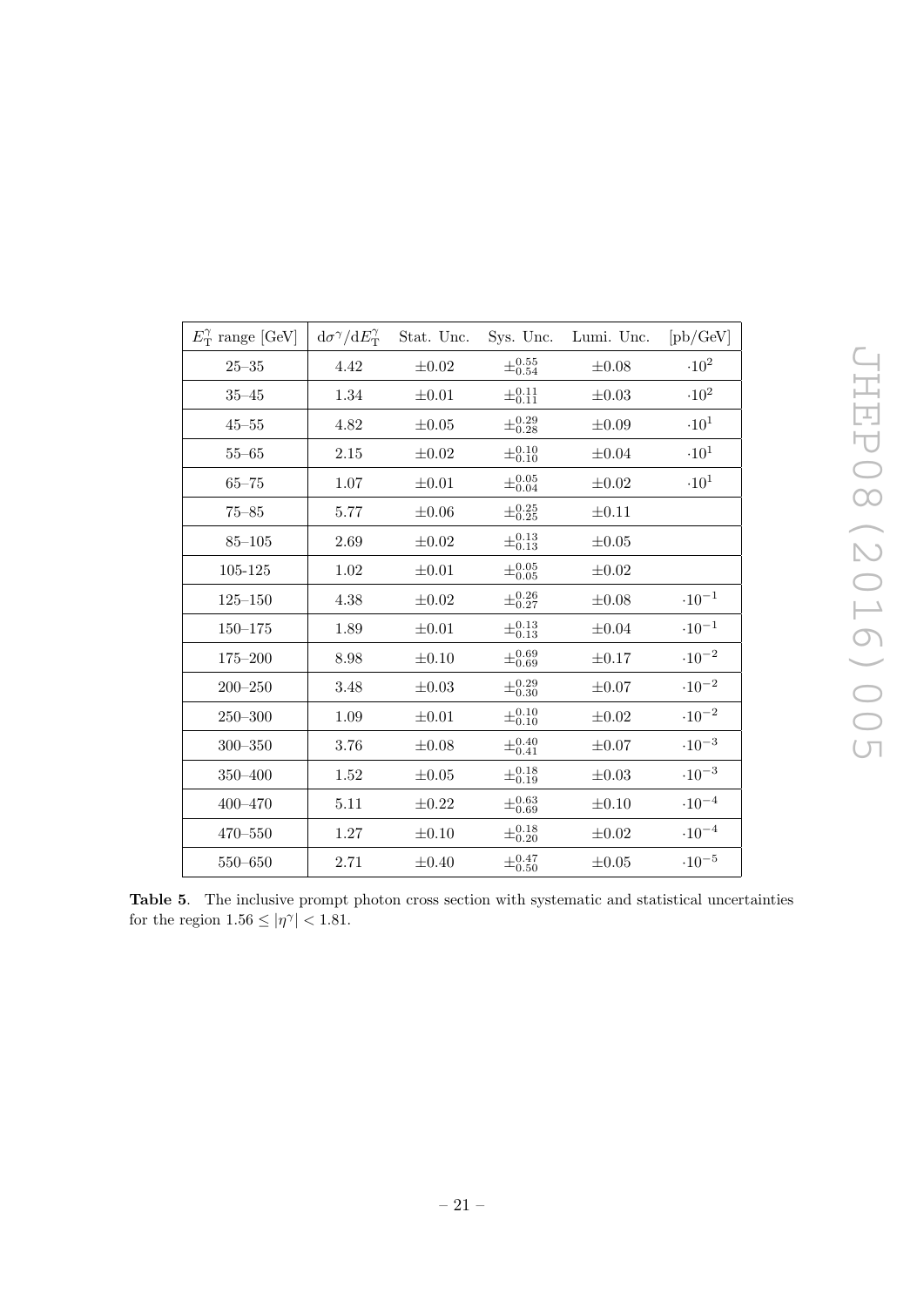| $E_{\mathrm{T}}^{\gamma}$ range [GeV] | $\mathrm{d}\sigma^{\gamma}/\mathrm{d}E_{\mathrm{T}}^{\gamma}$ | Stat. Unc. | Sys. Unc. | Lumi. Unc. | [pb/GeV] |
|---|---|---|---|---|---|
| 25–35 | 4.42 | $\pm 0.02$ | $\pm^{0.55}_{0.54}$ | $\pm 0.08$ | $\cdot 10^{2}$ |
| 35–45 | 1.34 | $\pm 0.01$ | $\pm^{0.11}_{0.11}$ | $\pm 0.03$ | $\cdot 10^{2}$ |
| 45–55 | 4.82 | $\pm 0.05$ | $\pm^{0.29}_{0.28}$ | $\pm 0.09$ | $\cdot 10^{1}$ |
| 55–65 | 2.15 | $\pm 0.02$ | $\pm^{0.10}_{0.10}$ | $\pm 0.04$ | $\cdot 10^{1}$ |
| 65–75 | 1.07 | $\pm 0.01$ | $\pm^{0.05}_{0.04}$ | $\pm 0.02$ | $\cdot 10^{1}$ |
| 75–85 | 5.77 | $\pm 0.06$ | $\pm^{0.25}_{0.25}$ | $\pm 0.11$ | |
| 85–105 | 2.69 | $\pm 0.02$ | $\pm^{0.13}_{0.13}$ | $\pm 0.05$ | |
| 105-125 | 1.02 | $\pm 0.01$ | $\pm^{0.05}_{0.05}$ | $\pm 0.02$ | |
| 125–150 | 4.38 | $\pm 0.02$ | $\pm^{0.26}_{0.27}$ | $\pm 0.08$ | $\cdot 10^{-1}$ |
| 150–175 | 1.89 | $\pm 0.01$ | $\pm^{0.13}_{0.13}$ | $\pm 0.04$ | $\cdot 10^{-1}$ |
| 175–200 | 8.98 | $\pm 0.10$ | $\pm^{0.69}_{0.69}$ | $\pm 0.17$ | $\cdot 10^{-2}$ |
| 200–250 | 3.48 | $\pm 0.03$ | $\pm^{0.29}_{0.30}$ | $\pm 0.07$ | $\cdot 10^{-2}$ |
| 250–300 | 1.09 | $\pm 0.01$ | $\pm^{0.10}_{0.10}$ | $\pm 0.02$ | $\cdot 10^{-2}$ |
| 300–350 | 3.76 | $\pm 0.08$ | $\pm^{0.40}_{0.41}$ | $\pm 0.07$ | $\cdot 10^{-3}$ |
| 350–400 | 1.52 | $\pm 0.05$ | $\pm^{0.18}_{0.19}$ | $\pm 0.03$ | $\cdot 10^{-3}$ |
| 400–470 | 5.11 | $\pm 0.22$ | $\pm^{0.63}_{0.69}$ | $\pm 0.10$ | $\cdot 10^{-4}$ |
| 470–550 | 1.27 | $\pm 0.10$ | $\pm^{0.18}_{0.20}$ | $\pm 0.02$ | $\cdot 10^{-4}$ |
| 550–650 | 2.71 | $\pm 0.40$ | $\pm^{0.47}_{0.50}$ | $\pm 0.05$ | $\cdot 10^{-5}$ |

**Table 5**. The inclusive prompt photon cross section with systematic and statistical uncertainties for the region $1.56 \leq |\eta^{\gamma}| < 1.81$.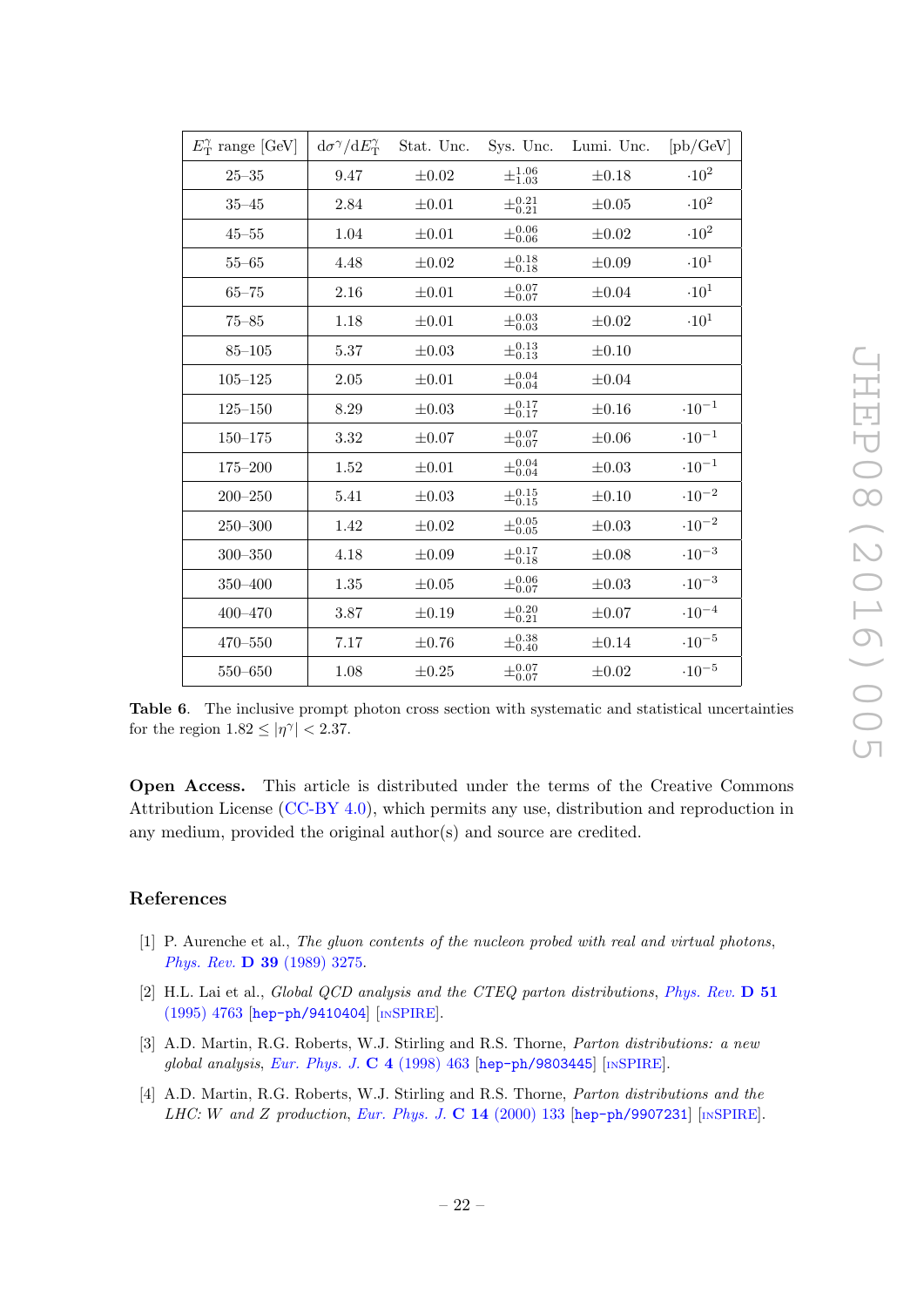| $E_T^\gamma$ range [GeV] | $d\sigma^\gamma/dE_T^\gamma$ | Stat. Unc. | Sys. Unc. | Lumi. Unc. | [pb/GeV] |
|---|---|---|---|---|---|
| 25–35 | 9.47 | $\pm 0.02$ | $\pm^{1.06}_{1.03}$ | $\pm 0.18$ | $\cdot 10^{2}$ |
| 35–45 | 2.84 | $\pm 0.01$ | $\pm^{0.21}_{0.21}$ | $\pm 0.05$ | $\cdot 10^{2}$ |
| 45–55 | 1.04 | $\pm 0.01$ | $\pm^{0.06}_{0.06}$ | $\pm 0.02$ | $\cdot 10^{2}$ |
| 55–65 | 4.48 | $\pm 0.02$ | $\pm^{0.18}_{0.18}$ | $\pm 0.09$ | $\cdot 10^{1}$ |
| 65–75 | 2.16 | $\pm 0.01$ | $\pm^{0.07}_{0.07}$ | $\pm 0.04$ | $\cdot 10^{1}$ |
| 75–85 | 1.18 | $\pm 0.01$ | $\pm^{0.03}_{0.03}$ | $\pm 0.02$ | $\cdot 10^{1}$ |
| 85–105 | 5.37 | $\pm 0.03$ | $\pm^{0.13}_{0.13}$ | $\pm 0.10$ | |
| 105–125 | 2.05 | $\pm 0.01$ | $\pm^{0.04}_{0.04}$ | $\pm 0.04$ | |
| 125–150 | 8.29 | $\pm 0.03$ | $\pm^{0.17}_{0.17}$ | $\pm 0.16$ | $\cdot 10^{-1}$ |
| 150–175 | 3.32 | $\pm 0.07$ | $\pm^{0.07}_{0.07}$ | $\pm 0.06$ | $\cdot 10^{-1}$ |
| 175–200 | 1.52 | $\pm 0.01$ | $\pm^{0.04}_{0.04}$ | $\pm 0.03$ | $\cdot 10^{-1}$ |
| 200–250 | 5.41 | $\pm 0.03$ | $\pm^{0.15}_{0.15}$ | $\pm 0.10$ | $\cdot 10^{-2}$ |
| 250–300 | 1.42 | $\pm 0.02$ | $\pm^{0.05}_{0.05}$ | $\pm 0.03$ | $\cdot 10^{-2}$ |
| 300–350 | 4.18 | $\pm 0.09$ | $\pm^{0.17}_{0.18}$ | $\pm 0.08$ | $\cdot 10^{-3}$ |
| 350–400 | 1.35 | $\pm 0.05$ | $\pm^{0.06}_{0.07}$ | $\pm 0.03$ | $\cdot 10^{-3}$ |
| 400–470 | 3.87 | $\pm 0.19$ | $\pm^{0.20}_{0.21}$ | $\pm 0.07$ | $\cdot 10^{-4}$ |
| 470–550 | 7.17 | $\pm 0.76$ | $\pm^{0.38}_{0.40}$ | $\pm 0.14$ | $\cdot 10^{-5}$ |
| 550–650 | 1.08 | $\pm 0.25$ | $\pm^{0.07}_{0.07}$ | $\pm 0.02$ | $\cdot 10^{-5}$ |

**Table 6**. The inclusive prompt photon cross section with systematic and statistical uncertainties for the region $1.82 \leq |\eta^\gamma| < 2.37$.

**Open Access.** This article is distributed under the terms of the Creative Commons Attribution License (CC-BY 4.0), which permits any use, distribution and reproduction in any medium, provided the original author(s) and source are credited.

## References

[1] P. Aurenche et al., *The gluon contents of the nucleon probed with real and virtual photons*, *Phys. Rev.* **D 39** (1989) 3275.

[2] H.L. Lai et al., *Global QCD analysis and the CTEQ parton distributions*, *Phys. Rev.* **D 51** (1995) 4763 [hep-ph/9410404] [INSPIRE].

[3] A.D. Martin, R.G. Roberts, W.J. Stirling and R.S. Thorne, *Parton distributions: a new global analysis*, *Eur. Phys. J.* **C 4** (1998) 463 [hep-ph/9803445] [INSPIRE].

[4] A.D. Martin, R.G. Roberts, W.J. Stirling and R.S. Thorne, *Parton distributions and the LHC: W and Z production*, *Eur. Phys. J.* **C 14** (2000) 133 [hep-ph/9907231] [INSPIRE].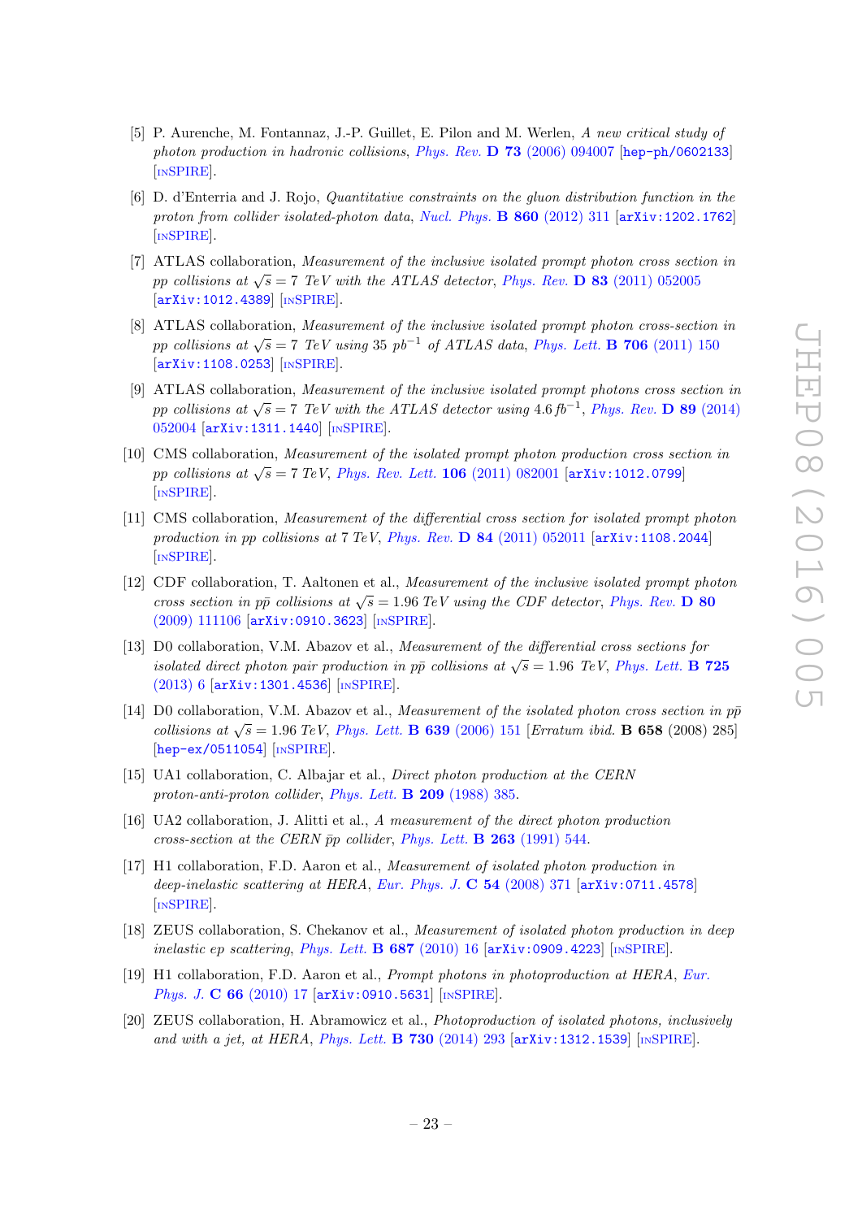[5] P. Aurenche, M. Fontannaz, J.-P. Guillet, E. Pilon and M. Werlen, *A new critical study of photon production in hadronic collisions*, *Phys. Rev.* **D 73** (2006) 094007 [hep-ph/0602133] [INSPIRE].

[6] D. d'Enterria and J. Rojo, *Quantitative constraints on the gluon distribution function in the proton from collider isolated-photon data*, *Nucl. Phys.* **B 860** (2012) 311 [arXiv:1202.1762] [INSPIRE].

[7] ATLAS collaboration, *Measurement of the inclusive isolated prompt photon cross section in pp collisions at* $\sqrt{s} = 7$ *TeV with the ATLAS detector*, *Phys. Rev.* **D 83** (2011) 052005 [arXiv:1012.4389] [INSPIRE].

[8] ATLAS collaboration, *Measurement of the inclusive isolated prompt photon cross-section in pp collisions at* $\sqrt{s} = 7$ *TeV using* 35 $pb^{-1}$ *of ATLAS data*, *Phys. Lett.* **B 706** (2011) 150 [arXiv:1108.0253] [INSPIRE].

[9] ATLAS collaboration, *Measurement of the inclusive isolated prompt photons cross section in pp collisions at* $\sqrt{s} = 7$ *TeV with the ATLAS detector using* 4.6 $fb^{-1}$, *Phys. Rev.* **D 89** (2014) 052004 [arXiv:1311.1440] [INSPIRE].

[10] CMS collaboration, *Measurement of the isolated prompt photon production cross section in pp collisions at* $\sqrt{s} = 7$ *TeV*, *Phys. Rev. Lett.* **106** (2011) 082001 [arXiv:1012.0799] [INSPIRE].

[11] CMS collaboration, *Measurement of the differential cross section for isolated prompt photon production in pp collisions at* 7 *TeV*, *Phys. Rev.* **D 84** (2011) 052011 [arXiv:1108.2044] [INSPIRE].

[12] CDF collaboration, T. Aaltonen et al., *Measurement of the inclusive isolated prompt photon cross section in* $p\bar{p}$ *collisions at* $\sqrt{s} = 1.96$ *TeV using the CDF detector*, *Phys. Rev.* **D 80** (2009) 111106 [arXiv:0910.3623] [INSPIRE].

[13] D0 collaboration, V.M. Abazov et al., *Measurement of the differential cross sections for isolated direct photon pair production in* $p\bar{p}$ *collisions at* $\sqrt{s} = 1.96$ *TeV*, *Phys. Lett.* **B 725** (2013) 6 [arXiv:1301.4536] [INSPIRE].

[14] D0 collaboration, V.M. Abazov et al., *Measurement of the isolated photon cross section in* $p\bar{p}$ *collisions at* $\sqrt{s} = 1.96$ *TeV*, *Phys. Lett.* **B 639** (2006) 151 [*Erratum ibid.* **B 658** (2008) 285] [hep-ex/0511054] [INSPIRE].

[15] UA1 collaboration, C. Albajar et al., *Direct photon production at the CERN proton-anti-proton collider*, *Phys. Lett.* **B 209** (1988) 385.

[16] UA2 collaboration, J. Alitti et al., *A measurement of the direct photon production cross-section at the CERN* $\bar{p}p$ *collider*, *Phys. Lett.* **B 263** (1991) 544.

[17] H1 collaboration, F.D. Aaron et al., *Measurement of isolated photon production in deep-inelastic scattering at HERA*, *Eur. Phys. J.* **C 54** (2008) 371 [arXiv:0711.4578] [INSPIRE].

[18] ZEUS collaboration, S. Chekanov et al., *Measurement of isolated photon production in deep inelastic ep scattering*, *Phys. Lett.* **B 687** (2010) 16 [arXiv:0909.4223] [INSPIRE].

[19] H1 collaboration, F.D. Aaron et al., *Prompt photons in photoproduction at HERA*, *Eur. Phys. J.* **C 66** (2010) 17 [arXiv:0910.5631] [INSPIRE].

[20] ZEUS collaboration, H. Abramowicz et al., *Photoproduction of isolated photons, inclusively and with a jet, at HERA*, *Phys. Lett.* **B 730** (2014) 293 [arXiv:1312.1539] [INSPIRE].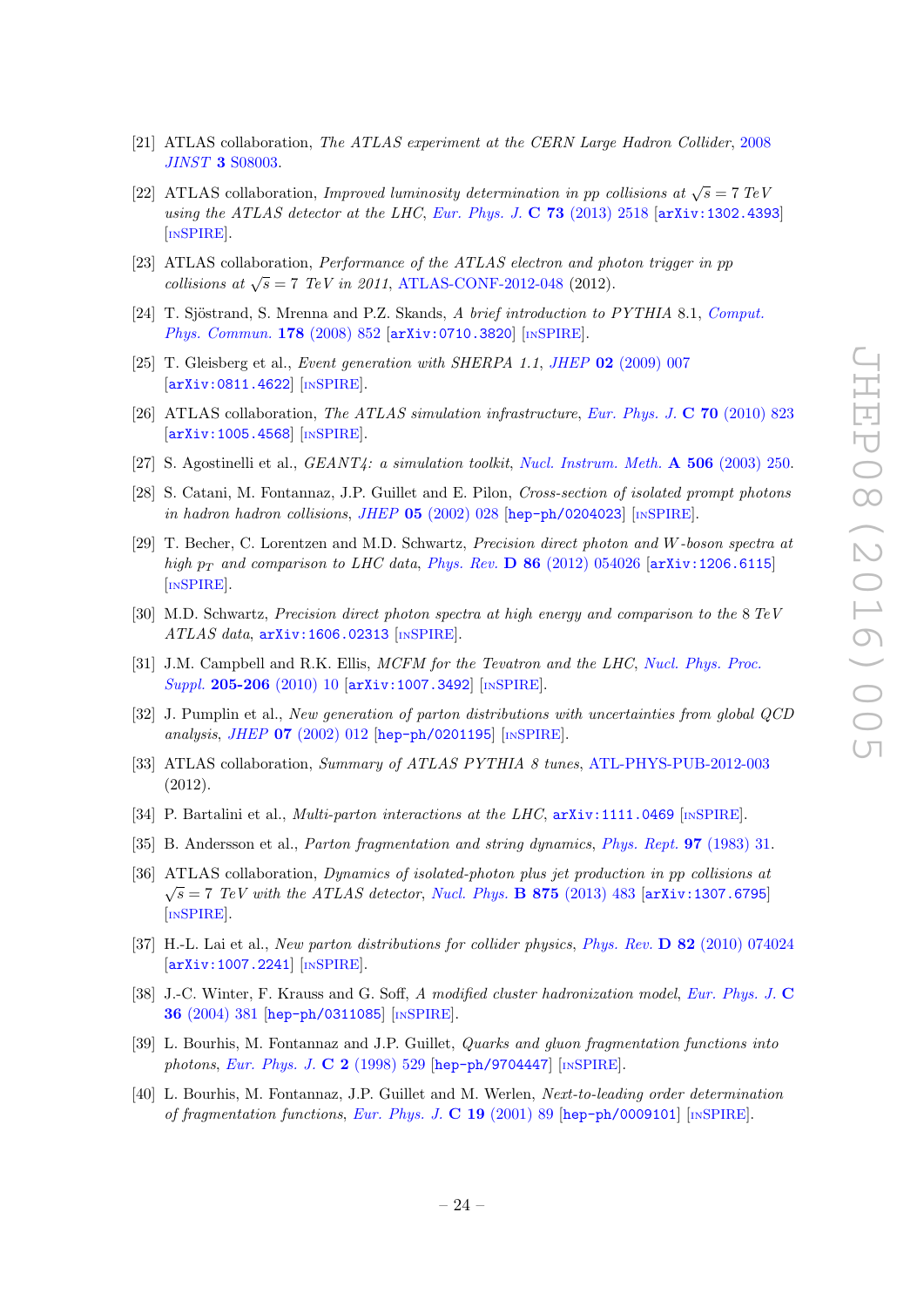[21] ATLAS collaboration, *The ATLAS experiment at the CERN Large Hadron Collider*, 2008 *JINST* **3** S08003.

[22] ATLAS collaboration, *Improved luminosity determination in pp collisions at* $\sqrt{s} = 7$ *TeV using the ATLAS detector at the LHC*, *Eur. Phys. J.* **C 73** (2013) 2518 [arXiv:1302.4393] [INSPIRE].

[23] ATLAS collaboration, *Performance of the ATLAS electron and photon trigger in pp collisions at* $\sqrt{s} = 7$ *TeV in 2011*, ATLAS-CONF-2012-048 (2012).

[24] T. Sjöstrand, S. Mrenna and P.Z. Skands, *A brief introduction to PYTHIA 8.1*, *Comput. Phys. Commun.* **178** (2008) 852 [arXiv:0710.3820] [INSPIRE].

[25] T. Gleisberg et al., *Event generation with SHERPA 1.1*, *JHEP* **02** (2009) 007 [arXiv:0811.4622] [INSPIRE].

[26] ATLAS collaboration, *The ATLAS simulation infrastructure*, *Eur. Phys. J.* **C 70** (2010) 823 [arXiv:1005.4568] [INSPIRE].

[27] S. Agostinelli et al., *GEANT4: a simulation toolkit*, *Nucl. Instrum. Meth.* **A 506** (2003) 250.

[28] S. Catani, M. Fontannaz, J.P. Guillet and E. Pilon, *Cross-section of isolated prompt photons in hadron hadron collisions*, *JHEP* **05** (2002) 028 [hep-ph/0204023] [INSPIRE].

[29] T. Becher, C. Lorentzen and M.D. Schwartz, *Precision direct photon and W-boson spectra at high* $p_T$ *and comparison to LHC data*, *Phys. Rev.* **D 86** (2012) 054026 [arXiv:1206.6115] [INSPIRE].

[30] M.D. Schwartz, *Precision direct photon spectra at high energy and comparison to the 8 TeV ATLAS data*, arXiv:1606.02313 [INSPIRE].

[31] J.M. Campbell and R.K. Ellis, *MCFM for the Tevatron and the LHC*, *Nucl. Phys. Proc. Suppl.* **205-206** (2010) 10 [arXiv:1007.3492] [INSPIRE].

[32] J. Pumplin et al., *New generation of parton distributions with uncertainties from global QCD analysis*, *JHEP* **07** (2002) 012 [hep-ph/0201195] [INSPIRE].

[33] ATLAS collaboration, *Summary of ATLAS PYTHIA 8 tunes*, ATL-PHYS-PUB-2012-003 (2012).

[34] P. Bartalini et al., *Multi-parton interactions at the LHC*, arXiv:1111.0469 [INSPIRE].

[35] B. Andersson et al., *Parton fragmentation and string dynamics*, *Phys. Rept.* **97** (1983) 31.

[36] ATLAS collaboration, *Dynamics of isolated-photon plus jet production in pp collisions at* $\sqrt{s} = 7$ *TeV with the ATLAS detector*, *Nucl. Phys.* **B 875** (2013) 483 [arXiv:1307.6795] [INSPIRE].

[37] H.-L. Lai et al., *New parton distributions for collider physics*, *Phys. Rev.* **D 82** (2010) 074024 [arXiv:1007.2241] [INSPIRE].

[38] J.-C. Winter, F. Krauss and G. Soff, *A modified cluster hadronization model*, *Eur. Phys. J.* **C 36** (2004) 381 [hep-ph/0311085] [INSPIRE].

[39] L. Bourhis, M. Fontannaz and J.P. Guillet, *Quarks and gluon fragmentation functions into photons*, *Eur. Phys. J.* **C 2** (1998) 529 [hep-ph/9704447] [INSPIRE].

[40] L. Bourhis, M. Fontannaz, J.P. Guillet and M. Werlen, *Next-to-leading order determination of fragmentation functions*, *Eur. Phys. J.* **C 19** (2001) 89 [hep-ph/0009101] [INSPIRE].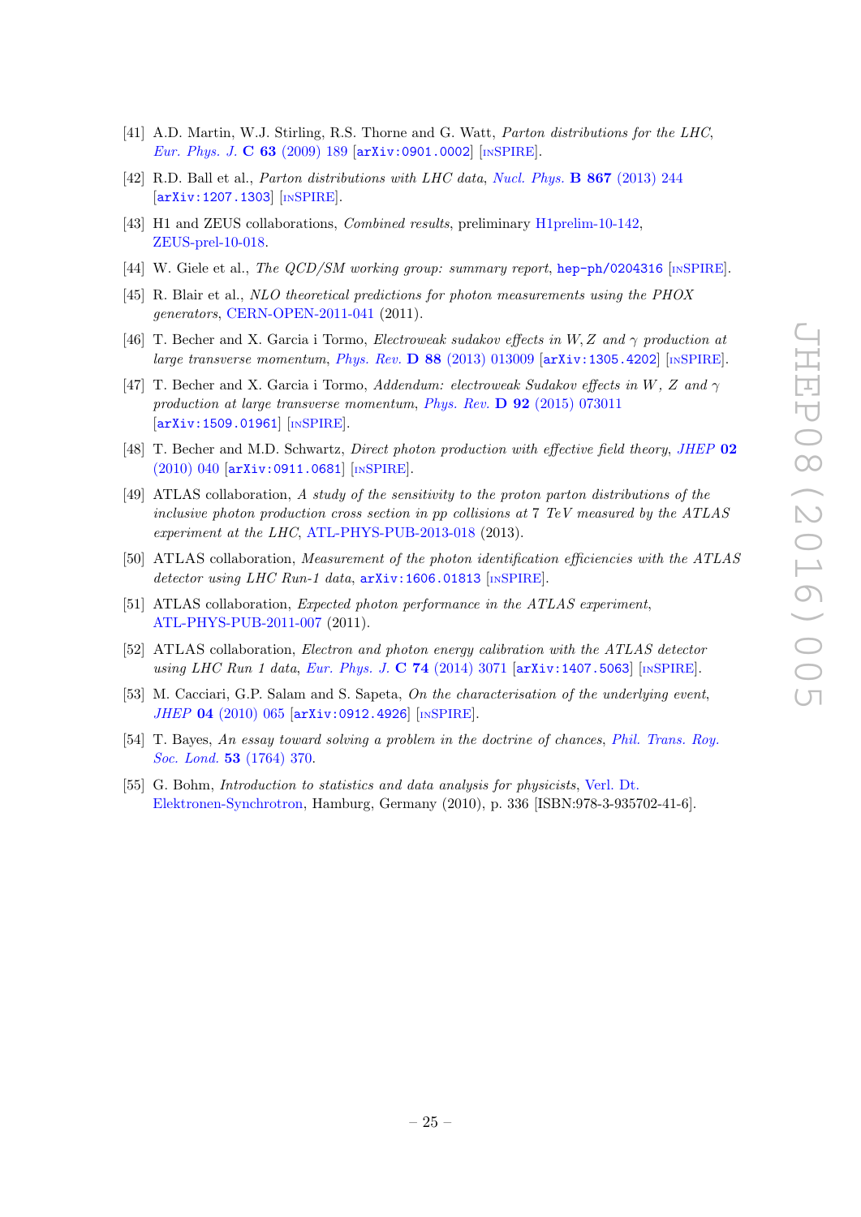[41] A.D. Martin, W.J. Stirling, R.S. Thorne and G. Watt, *Parton distributions for the LHC*, Eur. Phys. J. **C 63** (2009) 189 [arXiv:0901.0002] [INSPIRE].

[42] R.D. Ball et al., *Parton distributions with LHC data*, Nucl. Phys. **B 867** (2013) 244 [arXiv:1207.1303] [INSPIRE].

[43] H1 and ZEUS collaborations, *Combined results*, preliminary H1prelim-10-142, ZEUS-prel-10-018.

[44] W. Giele et al., *The QCD/SM working group: summary report*, hep-ph/0204316 [INSPIRE].

[45] R. Blair et al., *NLO theoretical predictions for photon measurements using the PHOX generators*, CERN-OPEN-2011-041 (2011).

[46] T. Becher and X. Garcia i Tormo, *Electroweak sudakov effects in W, Z and $\gamma$ production at large transverse momentum*, Phys. Rev. **D 88** (2013) 013009 [arXiv:1305.4202] [INSPIRE].

[47] T. Becher and X. Garcia i Tormo, *Addendum: electroweak Sudakov effects in W, Z and $\gamma$ production at large transverse momentum*, Phys. Rev. **D 92** (2015) 073011 [arXiv:1509.01961] [INSPIRE].

[48] T. Becher and M.D. Schwartz, *Direct photon production with effective field theory*, JHEP **02** (2010) 040 [arXiv:0911.0681] [INSPIRE].

[49] ATLAS collaboration, *A study of the sensitivity to the proton parton distributions of the inclusive photon production cross section in pp collisions at 7 TeV measured by the ATLAS experiment at the LHC*, ATL-PHYS-PUB-2013-018 (2013).

[50] ATLAS collaboration, *Measurement of the photon identification efficiencies with the ATLAS detector using LHC Run-1 data*, arXiv:1606.01813 [INSPIRE].

[51] ATLAS collaboration, *Expected photon performance in the ATLAS experiment*, ATL-PHYS-PUB-2011-007 (2011).

[52] ATLAS collaboration, *Electron and photon energy calibration with the ATLAS detector using LHC Run 1 data*, Eur. Phys. J. **C 74** (2014) 3071 [arXiv:1407.5063] [INSPIRE].

[53] M. Cacciari, G.P. Salam and S. Sapeta, *On the characterisation of the underlying event*, JHEP **04** (2010) 065 [arXiv:0912.4926] [INSPIRE].

[54] T. Bayes, *An essay toward solving a problem in the doctrine of chances*, Phil. Trans. Roy. Soc. Lond. **53** (1764) 370.

[55] G. Bohm, *Introduction to statistics and data analysis for physicists*, Verl. Dt. Elektronen-Synchrotron, Hamburg, Germany (2010), p. 336 [ISBN:978-3-935702-41-6].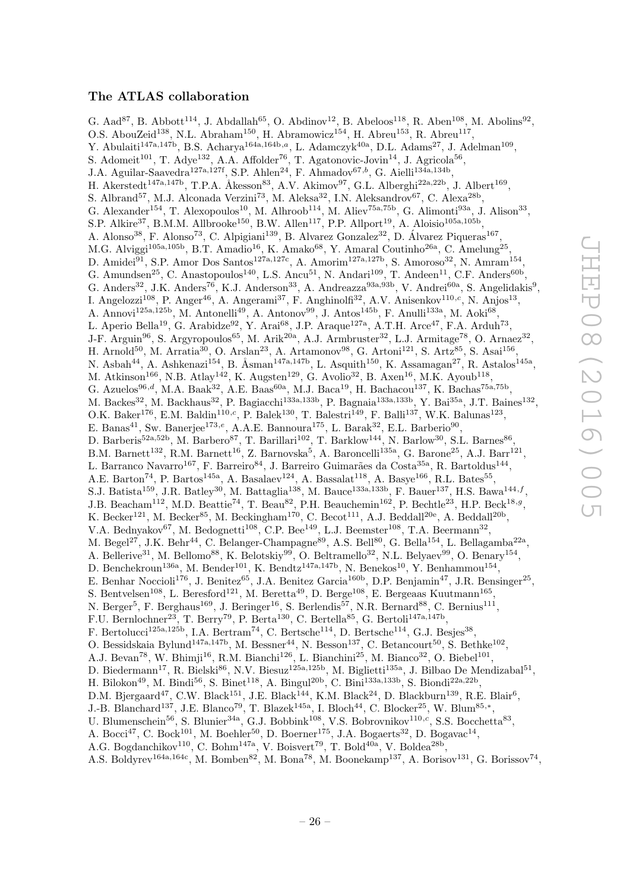## The ATLAS collaboration

G. Aad[87], B. Abbott[114], J. Abdallah[65], O. Abdinov[12], B. Abeloos[118], R. Aben[108], M. Abolins[92], O.S. AbouZeid[138], N.L. Abraham[150], H. Abramowicz[154], H. Abreu[153], R. Abreu[117], Y. Abulaiti[147a,147b], B.S. Acharya[164a,164b,a], L. Adamczyk[40a], D.L. Adams[27], J. Adelman[109], S. Adomeit[101], T. Adye[132], A.A. Affolder[76], T. Agatonovic-Jovin[14], J. Agricola[56], J.A. Aguilar-Saavedra[127a,127f], S.P. Ahlen[24], F. Ahmadov[67,b], G. Aielli[134a,134b], H. Akerstedt[147a,147b], T.P.A. Åkesson[83], A.V. Akimov[97], G.L. Alberghi[22a,22b], J. Albert[169], S. Albrand[57], M.J. Alconada Verzini[73], M. Aleksa[32], I.N. Aleksandrov[67], C. Alexa[28b], G. Alexander[154], T. Alexopoulos[10], M. Alhroob[114], M. Aliev[75a,75b], G. Alimonti[93a], J. Alison[33], S.P. Alkire[37], B.M.M. Allbrooke[150], B.W. Allen[117], P.P. Allport[19], A. Aloisio[105a,105b], A. Alonso[38], F. Alonso[73], C. Alpigiani[139], B. Alvarez Gonzalez[32], D. Álvarez Piqueras[167], M.G. Alviggi[105a,105b], B.T. Amadio[16], K. Amako[68], Y. Amaral Coutinho[26a], C. Amelung[25], D. Amidei[91], S.P. Amor Dos Santos[127a,127c], A. Amorim[127a,127b], S. Amoroso[32], N. Amram[154], G. Amundsen[25], C. Anastopoulos[140], L.S. Ancu[51], N. Andari[109], T. Andeen[11], C.F. Anders[60b], G. Anders[32], J.K. Anders[76], K.J. Anderson[33], A. Andreazza[93a,93b], V. Andrei[60a], S. Angelidakis[9], I. Angelozzi[108], P. Anger[46], A. Angerami[37], F. Anghinolfi[32], A.V. Anisenkov[110,c], N. Anjos[13], A. Annovi[125a,125b], M. Antonelli[49], A. Antonov[99], J. Antos[145b], F. Anulli[133a], M. Aoki[68], L. Aperio Bella[19], G. Arabidze[92], Y. Arai[68], J.P. Araque[127a], A.T.H. Arce[47], F.A. Arduh[73], J-F. Arguin[96], S. Argyropoulos[65], M. Arik[20a], A.J. Armbruster[32], L.J. Armitage[78], O. Arnaez[32], H. Arnold[50], M. Arratia[30], O. Arslan[23], A. Artamonov[98], G. Artoni[121], S. Artz[85], S. Asai[156], N. Asbah[44], A. Ashkenazi[154], B. Åsman[147a,147b], L. Asquith[150], K. Assamagan[27], R. Astalos[145a], M. Atkinson[166], N.B. Atlay[142], K. Augsten[129], G. Avolio[32], B. Axen[16], M.K. Ayoub[118], G. Azuelos[96,d], M.A. Baak[32], A.E. Baas[60a], M.J. Baca[19], H. Bachacou[137], K. Bachas[75a,75b], M. Backes[32], M. Backhaus[32], P. Bagiacchi[133a,133b], P. Bagnaia[133a,133b], Y. Bai[35a], J.T. Baines[132], O.K. Baker[176], E.M. Baldin[110,c], P. Balek[130], T. Balestri[149], F. Balli[137], W.K. Balunas[123], E. Banas[41], Sw. Banerjee[173,e], A.A.E. Bannoura[175], L. Barak[32], E.L. Barberio[90], D. Barberis[52a,52b], M. Barbero[87], T. Barillari[102], T. Barklow[144], N. Barlow[30], S.L. Barnes[86], B.M. Barnett[132], R.M. Barnett[16], Z. Barnovska[5], A. Baroncelli[135a], G. Barone[25], A.J. Barr[121], L. Barranco Navarro[167], F. Barreiro[84], J. Barreiro Guimarães da Costa[35a], R. Bartoldus[144], A.E. Barton[74], P. Bartos[145a], A. Basalaev[124], A. Bassalat[118], A. Basye[166], R.L. Bates[55], S.J. Batista[159], J.R. Batley[30], M. Battaglia[138], M. Bauce[133a,133b], F. Bauer[137], H.S. Bawa[144,f], J.B. Beacham[112], M.D. Beattie[74], T. Beau[82], P.H. Beauchemin[162], P. Bechtle[23], H.P. Beck[18,g], K. Becker[121], M. Becker[85], M. Beckingham[170], C. Becot[111], A.J. Beddall[20e], A. Beddall[20b], V.A. Bednyakov[67], M. Bedognetti[108], C.P. Bee[149], L.J. Beemster[108], T.A. Beermann[32], M. Begel[27], J.K. Behr[44], C. Belanger-Champagne[89], A.S. Bell[80], G. Bella[154], L. Bellagamba[22a], A. Bellerive[31], M. Bellomo[88], K. Belotskiy[99], O. Beltramello[32], N.L. Belyaev[99], O. Benary[154], D. Benchekroun[136a], M. Bender[101], K. Bendtz[147a,147b], N. Benekos[10], Y. Benhammou[154], E. Benhar Noccioli[176], J. Benitez[65], J.A. Benitez Garcia[160b], D.P. Benjamin[47], J.R. Bensinger[25], S. Bentvelsen[108], L. Beresford[121], M. Beretta[49], D. Berge[108], E. Bergeaas Kuutmann[165], N. Berger[5], F. Berghaus[169], J. Beringer[16], S. Berlendis[57], N.R. Bernard[88], C. Bernius[111], F.U. Bernlochner[23], T. Berry[79], P. Berta[130], C. Bertella[85], G. Bertoli[147a,147b], F. Bertolucci[125a,125b], I.A. Bertram[74], C. Bertsche[114], D. Bertsche[114], G.J. Besjes[38], O. Bessidskaia Bylund[147a,147b], M. Bessner[44], N. Besson[137], C. Betancourt[50], S. Bethke[102], A.J. Bevan[78], W. Bhimji[16], R.M. Bianchi[126], L. Bianchini[25], M. Bianco[32], O. Biebel[101], D. Biedermann[17], R. Bielski[86], N.V. Biesuz[125a,125b], M. Biglietti[135a], J. Bilbao De Mendizabal[51], H. Bilokon[49], M. Bindi[56], S. Binet[118], A. Bingul[20b], C. Bini[133a,133b], S. Biondi[22a,22b], D.M. Bjergaard[47], C.W. Black[151], J.E. Black[144], K.M. Black[24], D. Blackburn[139], R.E. Blair[6], J.-B. Blanchard[137], J.E. Blanco[79], T. Blazek[145a], I. Bloch[44], C. Blocker[25], W. Blum[85,*], U. Blumenschein[56], S. Blunier[34a], G.J. Bobbink[108], V.S. Bobrovnikov[110,c], S.S. Bocchetta[83], A. Bocci[47], C. Bock[101], M. Boehler[50], D. Boerner[175], J.A. Bogaerts[32], D. Bogavac[14], A.G. Bogdanchikov[110], C. Bohm[147a], V. Boisvert[79], T. Bold[40a], V. Boldea[28b], A.S. Boldyrev[164a,164c], M. Bomben[82], M. Bona[78], M. Boonekamp[137], A. Borisov[131], G. Borissov[74],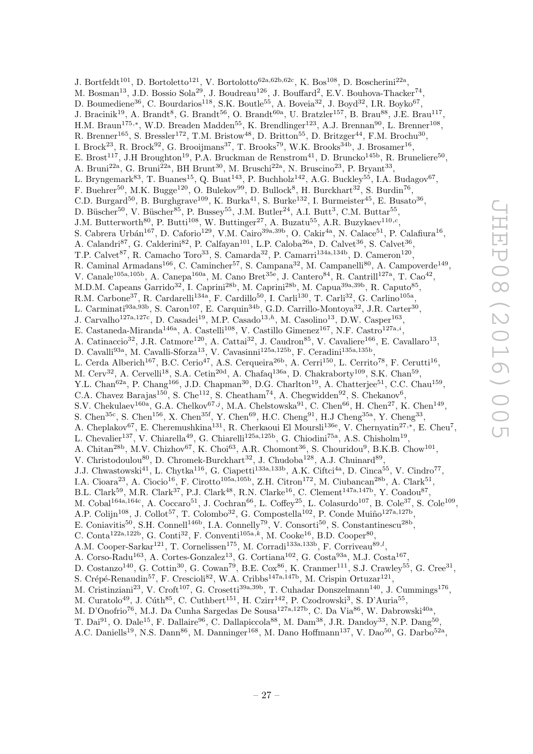J. Bortfeldt[101], D. Bortoletto[121], V. Bortolotto[62a,62b,62c], K. Bos[108], D. Boscherini[22a], M. Bosman[13], J.D. Bossio Sola[29], J. Boudreau[126], J. Bouffard[2], E.V. Bouhova-Thacker[74], D. Boumediene[36], C. Bourdarios[118], S.K. Boutle[55], A. Boveia[32], J. Boyd[32], I.R. Boyko[67], J. Bracinik[19], A. Brandt[8], G. Brandt[56], O. Brandt[60a], U. Bratzler[157], B. Brau[88], J.E. Brau[117], H.M. Braun[175,*], W.D. Breaden Madden[55], K. Brendlinger[123], A.J. Brennan[90], L. Brenner[108], R. Brenner[165], S. Bressler[172], T.M. Bristow[48], D. Britton[55], D. Britzger[44], F.M. Brochu[30], I. Brock[23], R. Brock[92], G. Brooijmans[37], T. Brooks[79], W.K. Brooks[34b], J. Brosamer[16], E. Brost[117], J.H Broughton[19], P.A. Bruckman de Renstrom[41], D. Bruncko[145b], R. Bruneliere[50], A. Bruni[22a], G. Bruni[22a], BH Brunt[30], M. Bruschi[22a], N. Bruscino[23], P. Bryant[33], L. Bryngemark[83], T. Buanes[15], Q. Buat[143], P. Buchholz[142], A.G. Buckley[55], I.A. Budagov[67], F. Buehrer[50], M.K. Bugge[120], O. Bulekov[99], D. Bullock[8], H. Burckhart[32], S. Burdin[76], C.D. Burgard[50], B. Burghgrave[109], K. Burka[41], S. Burke[132], I. Burmeister[45], E. Busato[36], D. Büscher[50], V. Büscher[85], P. Bussey[55], J.M. Butler[24], A.I. Butt[3], C.M. Buttar[55], J.M. Butterworth[80], P. Butti[108], W. Buttinger[27], A. Buzatu[55], A.R. Buzykaev[110,c], S. Cabrera Urbán[167], D. Caforio[129], V.M. Cairo[39a,39b], O. Cakir[4a], N. Calace[51], P. Calafiura[16], A. Calandri[87], G. Calderini[82], P. Calfayan[101], L.P. Caloba[26a], D. Calvet[36], S. Calvet[36], T.P. Calvet[87], R. Camacho Toro[33], S. Camarda[32], P. Camarri[134a,134b], D. Cameron[120], R. Caminal Armadans[166], C. Camincher[57], S. Campana[32], M. Campanelli[80], A. Campoverde[149], V. Canale[105a,105b], A. Canepa[160a], M. Cano Bret[35e], J. Cantero[84], R. Cantrill[127a], T. Cao[42], M.D.M. Capeans Garrido[32], I. Caprini[28b], M. Caprini[28b], M. Capua[39a,39b], R. Caputo[85], R.M. Carbone[37], R. Cardarelli[134a], F. Cardillo[50], I. Carli[130], T. Carli[32], G. Carlino[105a], L. Carminati[93a,93b], S. Caron[107], E. Carquin[34b], G.D. Carrillo-Montoya[32], J.R. Carter[30], J. Carvalho[127a,127c], D. Casadei[19], M.P. Casado[13,h], M. Casolino[13], D.W. Casper[163], E. Castaneda-Miranda[146a], A. Castelli[108], V. Castillo Gimenez[167], N.F. Castro[127a,i], A. Catinaccio[32], J.R. Catmore[120], A. Cattai[32], J. Caudron[85], V. Cavaliere[166], E. Cavallaro[13], D. Cavalli[93a], M. Cavalli-Sforza[13], V. Cavasinni[125a,125b], F. Ceradini[135a,135b], L. Cerda Alberich[167], B.C. Cerio[47], A.S. Cerqueira[26b], A. Cerri[150], L. Cerrito[78], F. Cerutti[16], M. Cerv[32], A. Cervelli[18], S.A. Cetin[20d], A. Chafaq[136a], D. Chakraborty[109], S.K. Chan[59], Y.L. Chan[62a], P. Chang[166], J.D. Chapman[30], D.G. Charlton[19], A. Chatterjee[51], C.C. Chau[159], C.A. Chavez Barajas[150], S. Che[112], S. Cheatham[74], A. Chegwidden[92], S. Chekanov[6], S.V. Chekulaev[160a], G.A. Chelkov[67,j], M.A. Chelstowska[91], C. Chen[66], H. Chen[27], K. Chen[149], S. Chen[35c], S. Chen[156], X. Chen[35f], Y. Chen[69], H.C. Cheng[91], H.J Cheng[35a], Y. Cheng[33], A. Cheplakov[67], E. Cheremushkina[131], R. Cherkaoui El Moursli[136e], V. Chernyatin[27,*], E. Cheu[7], L. Chevalier[137], V. Chiarella[49], G. Chiarelli[125a,125b], G. Chiodini[75a], A.S. Chisholm[19], A. Chitan[28b], M.V. Chizhov[67], K. Choi[63], A.R. Chomont[36], S. Chouridou[9], B.K.B. Chow[101], V. Christodoulou[80], D. Chromek-Burckhart[32], J. Chudoba[128], A.J. Chuinard[89], J.J. Chwastowski[41], L. Chytka[116], G. Ciapetti[133a,133b], A.K. Ciftci[4a], D. Cinca[55], V. Cindro[77], I.A. Cioara[23], A. Ciocio[16], F. Cirotto[105a,105b], Z.H. Citron[172], M. Ciubancan[28b], A. Clark[51], B.L. Clark[59], M.R. Clark[37], P.J. Clark[48], R.N. Clarke[16], C. Clement[147a,147b], Y. Coadou[87], M. Cobal[164a,164c], A. Coccaro[51], J. Cochran[66], L. Coffey[25], L. Colasurdo[107], B. Cole[37], S. Cole[109], A.P. Colijn[108], J. Collot[57], T. Colombo[32], G. Compostella[102], P. Conde Muiño[127a,127b], E. Coniavitis[50], S.H. Connell[146b], I.A. Connelly[79], V. Consorti[50], S. Constantinescu[28b], C. Conta[122a,122b], G. Conti[32], F. Conventi[105a,k], M. Cooke[16], B.D. Cooper[80], A.M. Cooper-Sarkar[121], T. Cornelissen[175], M. Corradi[133a,133b], F. Corriveau[89,l], A. Corso-Radu[163], A. Cortes-Gonzalez[13], G. Cortiana[102], G. Costa[93a], M.J. Costa[167], D. Costanzo[140], G. Cottin[30], G. Cowan[79], B.E. Cox[86], K. Cranmer[111], S.J. Crawley[55], G. Cree[31], S. Crépé-Renaudin[57], F. Crescioli[82], W.A. Cribbs[147a,147b], M. Crispin Ortuzar[121], M. Cristinziani[23], V. Croft[107], G. Crosetti[39a,39b], T. Cuhadar Donszelmann[140], J. Cummings[176], M. Curatolo[49], J. Cúth[85], C. Cuthbert[151], H. Czirr[142], P. Czodrowski[3], S. D'Auria[55], M. D'Onofrio[76], M.J. Da Cunha Sargedas De Sousa[127a,127b], C. Da Via[86], W. Dabrowski[40a], T. Dai[91], O. Dale[15], F. Dallaire[96], C. Dallapiccola[88], M. Dam[38], J.R. Dandoy[33], N.P. Dang[50], A.C. Daniells[19], N.S. Dann[86], M. Danninger[168], M. Dano Hoffmann[137], V. Dao[50], G. Darbo[52a],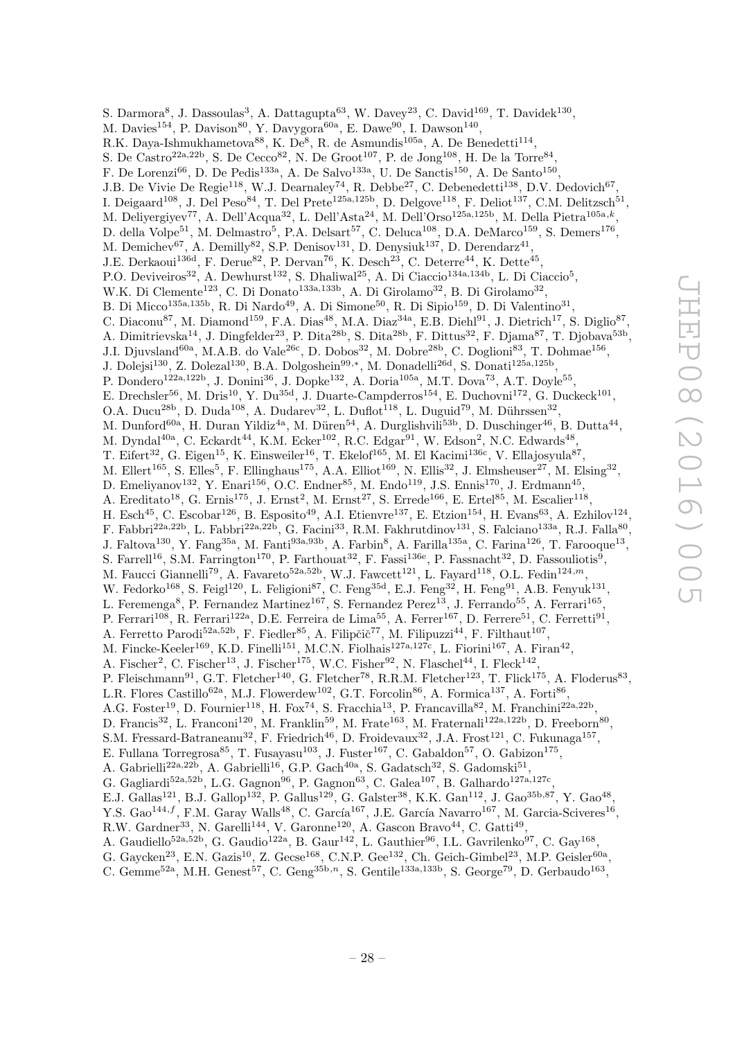S. Darmora[8], J. Dassoulas[3], A. Dattagupta[63], W. Davey[23], C. David[169], T. Davidek[130], M. Davies[154], P. Davison[80], Y. Davygora[60a], E. Dawe[90], I. Dawson[140], R.K. Daya-Ishmukhametova[88], K. De[8], R. de Asmundis[105a], A. De Benedetti[114], S. De Castro[22a,22b], S. De Cecco[82], N. De Groot[107], P. de Jong[108], H. De la Torre[84], F. De Lorenzi[66], D. De Pedis[133a], A. De Salvo[133a], U. De Sanctis[150], A. De Santo[150], J.B. De Vivie De Regie[118], W.J. Dearnaley[74], R. Debbe[27], C. Debenedetti[138], D.V. Dedovich[67], I. Deigaard[108], J. Del Peso[84], T. Del Prete[125a,125b], D. Delgove[118], F. Deliot[137], C.M. Delitzsch[51], M. Deliyergiyev[77], A. Dell'Acqua[32], L. Dell'Asta[24], M. Dell'Orso[125a,125b], M. Della Pietra[105a,k], D. della Volpe[51], M. Delmastro[5], P.A. Delsart[57], C. Deluca[108], D.A. DeMarco[159], S. Demers[176], M. Demichev[67], A. Demilly[82], S.P. Denisov[131], D. Denysiuk[137], D. Derendarz[41], J.E. Derkaoui[136d], F. Derue[82], P. Dervan[76], K. Desch[23], C. Deterre[44], K. Dette[45], P.O. Deviveiros[32], A. Dewhurst[132], S. Dhaliwal[25], A. Di Ciaccio[134a,134b], L. Di Ciaccio[5], W.K. Di Clemente[123], C. Di Donato[133a,133b], A. Di Girolamo[32], B. Di Girolamo[32], B. Di Micco[135a,135b], R. Di Nardo[49], A. Di Simone[50], R. Di Sipio[159], D. Di Valentino[31], C. Diaconu[87], M. Diamond[159], F.A. Dias[48], M.A. Diaz[34a], E.B. Diehl[91], J. Dietrich[17], S. Diglio[87], A. Dimitrievska[14], J. Dingfelder[23], P. Dita[28b], S. Dita[28b], F. Dittus[32], F. Djama[87], T. Djobava[53b], J.I. Djuvsland[60a], M.A.B. do Vale[26c], D. Dobos[32], M. Dobre[28b], C. Doglioni[83], T. Dohmae[156], J. Dolejsi[130], Z. Dolezal[130], B.A. Dolgoshein[99,*], M. Donadelli[26d], S. Donati[125a,125b], P. Dondero[122a,122b], J. Donini[36], J. Dopke[132], A. Doria[105a], M.T. Dova[73], A.T. Doyle[55], E. Drechsler[56], M. Dris[10], Y. Du[35d], J. Duarte-Campderros[154], E. Duchovni[172], G. Duckeck[101], O.A. Ducu[28b], D. Duda[108], A. Dudarev[32], L. Duflot[118], L. Duguid[79], M. Dührssen[32], M. Dunford[60a], H. Duran Yildiz[4a], M. Düren[54], A. Durglishvili[53b], D. Duschinger[46], B. Dutta[44], M. Dyndal[40a], C. Eckardt[44], K.M. Ecker[102], R.C. Edgar[91], W. Edson[2], N.C. Edwards[48], T. Eifert[32], G. Eigen[15], K. Einsweiler[16], T. Ekelof[165], M. El Kacimi[136c], V. Ellajosyula[87], M. Ellert[165], S. Elles[5], F. Ellinghaus[175], A.A. Elliot[169], N. Ellis[32], J. Elmsheuser[27], M. Elsing[32], D. Emeliyanov[132], Y. Enari[156], O.C. Endner[85], M. Endo[119], J.S. Ennis[170], J. Erdmann[45], A. Ereditato[18], G. Ernis[175], J. Ernst[2], M. Ernst[27], S. Errede[166], E. Ertel[85], M. Escalier[118], H. Esch[45], C. Escobar[126], B. Esposito[49], A.I. Etienvre[137], E. Etzion[154], H. Evans[63], A. Ezhilov[124], F. Fabbri[22a,22b], L. Fabbri[22a,22b], G. Facini[33], R.M. Fakhrutdinov[131], S. Falciano[133a], R.J. Falla[80], J. Faltova[130], Y. Fang[35a], M. Fanti[93a,93b], A. Farbin[8], A. Farilla[135a], C. Farina[126], T. Farooque[13], S. Farrell[16], S.M. Farrington[170], P. Farthouat[32], F. Fassi[136e], P. Fassnacht[32], D. Fassouliotis[9], M. Faucci Giannelli[79], A. Favareto[52a,52b], W.J. Fawcett[121], L. Fayard[118], O.L. Fedin[124,m], W. Fedorko[168], S. Feigl[120], L. Feligioni[87], C. Feng[35d], E.J. Feng[32], H. Feng[91], A.B. Fenyuk[131], L. Feremenga[8], P. Fernandez Martinez[167], S. Fernandez Perez[13], J. Ferrando[55], A. Ferrari[165], P. Ferrari[108], R. Ferrari[122a], D.E. Ferreira de Lima[55], A. Ferrer[167], D. Ferrere[51], C. Ferretti[91], A. Ferretto Parodi[52a,52b], F. Fiedler[85], A. Filipčič[77], M. Filipuzzi[44], F. Filthaut[107], M. Fincke-Keeler[169], K.D. Finelli[151], M.C.N. Fiolhais[127a,127c], L. Fiorini[167], A. Firan[42], A. Fischer[2], C. Fischer[13], J. Fischer[175], W.C. Fisher[92], N. Flaschel[44], I. Fleck[142], P. Fleischmann[91], G.T. Fletcher[140], G. Fletcher[78], R.R.M. Fletcher[123], T. Flick[175], A. Floderus[83], L.R. Flores Castillo[62a], M.J. Flowerdew[102], G.T. Forcolin[86], A. Formica[137], A. Forti[86], A.G. Foster[19], D. Fournier[118], H. Fox[74], S. Fracchia[13], P. Francavilla[82], M. Franchini[22a,22b], D. Francis[32], L. Franconi[120], M. Franklin[59], M. Frate[163], M. Fraternali[122a,122b], D. Freeborn[80], S.M. Fressard-Batraneanu[32], F. Friedrich[46], D. Froidevaux[32], J.A. Frost[121], C. Fukunaga[157], E. Fullana Torregrosa[85], T. Fusayasu[103], J. Fuster[167], C. Gabaldon[57], O. Gabizon[175], A. Gabrielli[22a,22b], A. Gabrielli[16], G.P. Gach[40a], S. Gadatsch[32], S. Gadomski[51], G. Gagliardi[52a,52b], L.G. Gagnon[96], P. Gagnon[63], C. Galea[107], B. Galhardo[127a,127c], E.J. Gallas[121], B.J. Gallop[132], P. Gallus[129], G. Galster[38], K.K. Gan[112], J. Gao[35b,87], Y. Gao[48], Y.S. Gao[144,f], F.M. Garay Walls[48], C. García[167], J.E. García Navarro[167], M. Garcia-Sciveres[16], R.W. Gardner[33], N. Garelli[144], V. Garonne[120], A. Gascon Bravo[44], C. Gatti[49], A. Gaudiello[52a,52b], G. Gaudio[122a], B. Gaur[142], L. Gauthier[96], I.L. Gavrilenko[97], C. Gay[168], G. Gaycken[23], E.N. Gazis[10], Z. Gecse[168], C.N.P. Gee[132], Ch. Geich-Gimbel[23], M.P. Geisler[60a], C. Gemme[52a], M.H. Genest[57], C. Geng[35b,n], S. Gentile[133a,133b], S. George[79], D. Gerbaudo[163],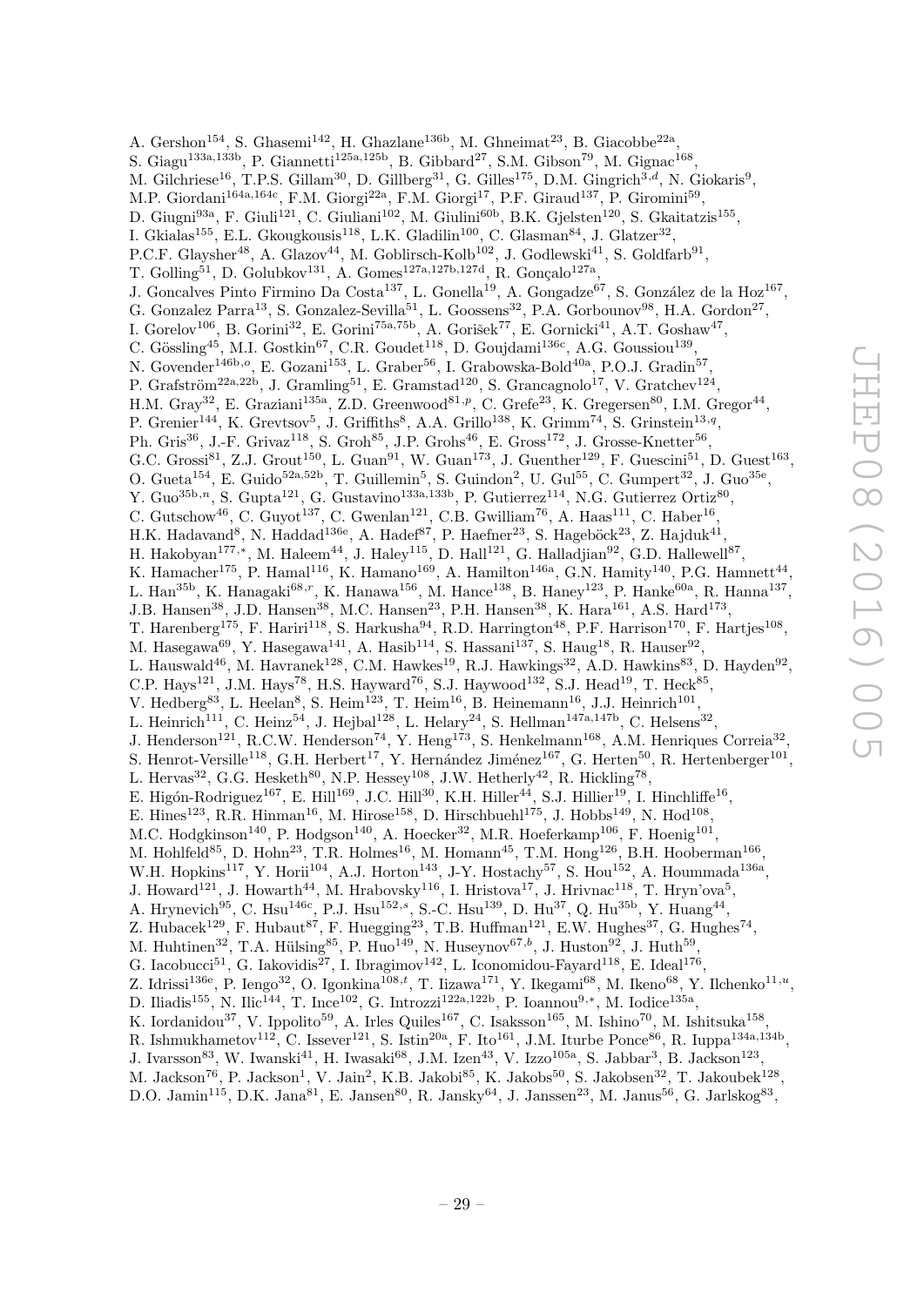A. Gershon[154], S. Ghasemi[142], H. Ghazlane[136b], M. Ghneimat[23], B. Giacobbe[22a], S. Giagu[133a,133b], P. Giannetti[125a,125b], B. Gibbard[27], S.M. Gibson[79], M. Gignac[168], M. Gilchriese[16], T.P.S. Gillam[30], D. Gillberg[31], G. Gilles[175], D.M. Gingrich[3,d], N. Giokaris[9], M.P. Giordani[164a,164c], F.M. Giorgi[22a], F.M. Giorgi[17], P.F. Giraud[137], P. Giromini[59], D. Giugni[93a], F. Giuli[121], C. Giuliani[102], M. Giulini[60b], B.K. Gjelsten[120], S. Gkaitatzis[155], I. Gkialas[155], E.L. Gkougkousis[118], L.K. Gladilin[100], C. Glasman[84], J. Glatzer[32], P.C.F. Glaysher[48], A. Glazov[44], M. Goblirsch-Kolb[102], J. Godlewski[41], S. Goldfarb[91], T. Golling[51], D. Golubkov[131], A. Gomes[127a,127b,127d], R. Gonçalo[127a], J. Goncalves Pinto Firmino Da Costa[137], L. Gonella[19], A. Gongadze[67], S. González de la Hoz[167], G. Gonzalez Parra[13], S. Gonzalez-Sevilla[51], L. Goossens[32], P.A. Gorbounov[98], H.A. Gordon[27], I. Gorelov[106], B. Gorini[32], E. Gorini[75a,75b], A. Gorišek[77], E. Gornicki[41], A.T. Goshaw[47], C. Gössling[45], M.I. Gostkin[67], C.R. Goudet[118], D. Goujdami[136c], A.G. Goussiou[139], N. Govender[146b,o], E. Gozani[153], L. Graber[56], I. Grabowska-Bold[40a], P.O.J. Gradin[57], P. Grafström[22a,22b], J. Gramling[51], E. Gramstad[120], S. Grancagnolo[17], V. Gratchev[124], H.M. Gray[32], E. Graziani[135a], Z.D. Greenwood[81,p], C. Grefe[23], K. Gregersen[80], I.M. Gregor[44], P. Grenier[144], K. Grevtsov[5], J. Griffiths[8], A.A. Grillo[138], K. Grimm[74], S. Grinstein[13,q], Ph. Gris[36], J.-F. Grivaz[118], S. Groh[85], J.P. Grohs[46], E. Gross[172], J. Grosse-Knetter[56], G.C. Grossi[81], Z.J. Grout[150], L. Guan[91], W. Guan[173], J. Guenther[129], F. Guescini[51], D. Guest[163], O. Gueta[154], E. Guido[52a,52b], T. Guillemin[5], S. Guindon[2], U. Gul[55], C. Gumpert[32], J. Guo[35e], Y. Guo[35b,n], S. Gupta[121], G. Gustavino[133a,133b], P. Gutierrez[114], N.G. Gutierrez Ortiz[80], C. Gutschow[46], C. Guyot[137], C. Gwenlan[121], C.B. Gwilliam[76], A. Haas[111], C. Haber[16], H.K. Hadavand[8], N. Haddad[136e], A. Hadef[87], P. Haefner[23], S. Hageböck[23], Z. Hajduk[41], H. Hakobyan[177,*], M. Haleem[44], J. Haley[115], D. Hall[121], G. Halladjian[92], G.D. Hallewell[87], K. Hamacher[175], P. Hamal[116], K. Hamano[169], A. Hamilton[146a], G.N. Hamity[140], P.G. Hamnett[44], L. Han[35b], K. Hanagaki[68,r], K. Hanawa[156], M. Hance[138], B. Haney[123], P. Hanke[60a], R. Hanna[137], J.B. Hansen[38], J.D. Hansen[38], M.C. Hansen[23], P.H. Hansen[38], K. Hara[161], A.S. Hard[173], T. Harenberg[175], F. Hariri[118], S. Harkusha[94], R.D. Harrington[48], P.F. Harrison[170], F. Hartjes[108], M. Hasegawa[69], Y. Hasegawa[141], A. Hasib[114], S. Hassani[137], S. Haug[18], R. Hauser[92], L. Hauswald[46], M. Havranek[128], C.M. Hawkes[19], R.J. Hawkings[32], A.D. Hawkins[83], D. Hayden[92], C.P. Hays[121], J.M. Hays[78], H.S. Hayward[76], S.J. Haywood[132], S.J. Head[19], T. Heck[85], V. Hedberg[83], L. Heelan[8], S. Heim[123], T. Heim[16], B. Heinemann[16], J.J. Heinrich[101], L. Heinrich[111], C. Heinz[54], J. Hejbal[128], L. Helary[24], S. Hellman[147a,147b], C. Helsens[32], J. Henderson[121], R.C.W. Henderson[74], Y. Heng[173], S. Henkelmann[168], A.M. Henriques Correia[32], S. Henrot-Versille[118], G.H. Herbert[17], Y. Hernández Jiménez[167], G. Herten[50], R. Hertenberger[101], L. Hervas[32], G.G. Hesketh[80], N.P. Hessey[108], J.W. Hetherly[42], R. Hickling[78], E. Higón-Rodriguez[167], E. Hill[169], J.C. Hill[30], K.H. Hiller[44], S.J. Hillier[19], I. Hinchliffe[16], E. Hines[123], R.R. Hinman[16], M. Hirose[158], D. Hirschbuehl[175], J. Hobbs[149], N. Hod[108], M.C. Hodgkinson[140], P. Hodgson[140], A. Hoecker[32], M.R. Hoeferkamp[106], F. Hoenig[101], M. Hohlfeld[85], D. Hohn[23], T.R. Holmes[16], M. Homann[45], T.M. Hong[126], B.H. Hooberman[166], W.H. Hopkins[117], Y. Horii[104], A.J. Horton[143], J-Y. Hostachy[57], S. Hou[152], A. Hoummada[136a], J. Howard[121], J. Howarth[44], M. Hrabovsky[116], I. Hristova[17], J. Hrivnac[118], T. Hryn'ova[5], A. Hrynevich[95], C. Hsu[146c], P.J. Hsu[152,s], S.-C. Hsu[139], D. Hu[37], Q. Hu[35b], Y. Huang[44], Z. Hubacek[129], F. Hubaut[87], F. Huegging[23], T.B. Huffman[121], E.W. Hughes[37], G. Hughes[74], M. Huhtinen[32], T.A. Hülsing[85], P. Huo[149], N. Huseynov[67,b], J. Huston[92], J. Huth[59], G. Iacobucci[51], G. Iakovidis[27], I. Ibragimov[142], L. Iconomidou-Fayard[118], E. Ideal[176], Z. Idrissi[136e], P. Iengo[32], O. Igonkina[108,t], T. Iizawa[171], Y. Ikegami[68], M. Ikeno[68], Y. Ilchenko[11,u], D. Iliadis[155], N. Ilic[144], T. Ince[102], G. Introzzi[122a,122b], P. Ioannou[9,*], M. Iodice[135a], K. Iordanidou[37], V. Ippolito[59], A. Irles Quiles[167], C. Isaksson[165], M. Ishino[70], M. Ishitsuka[158], R. Ishmukhametov[112], C. Issever[121], S. Istin[20a], F. Ito[161], J.M. Iturbe Ponce[86], R. Iuppa[134a,134b], J. Ivarsson[83], W. Iwanski[41], H. Iwasaki[68], J.M. Izen[43], V. Izzo[105a], S. Jabbar[3], B. Jackson[123], M. Jackson[76], P. Jackson[1], V. Jain[2], K.B. Jakobi[85], K. Jakobs[50], S. Jakobsen[32], T. Jakoubek[128], D.O. Jamin[115], D.K. Jana[81], E. Jansen[80], R. Jansky[64], J. Janssen[23], M. Janus[56], G. Jarlskog[83],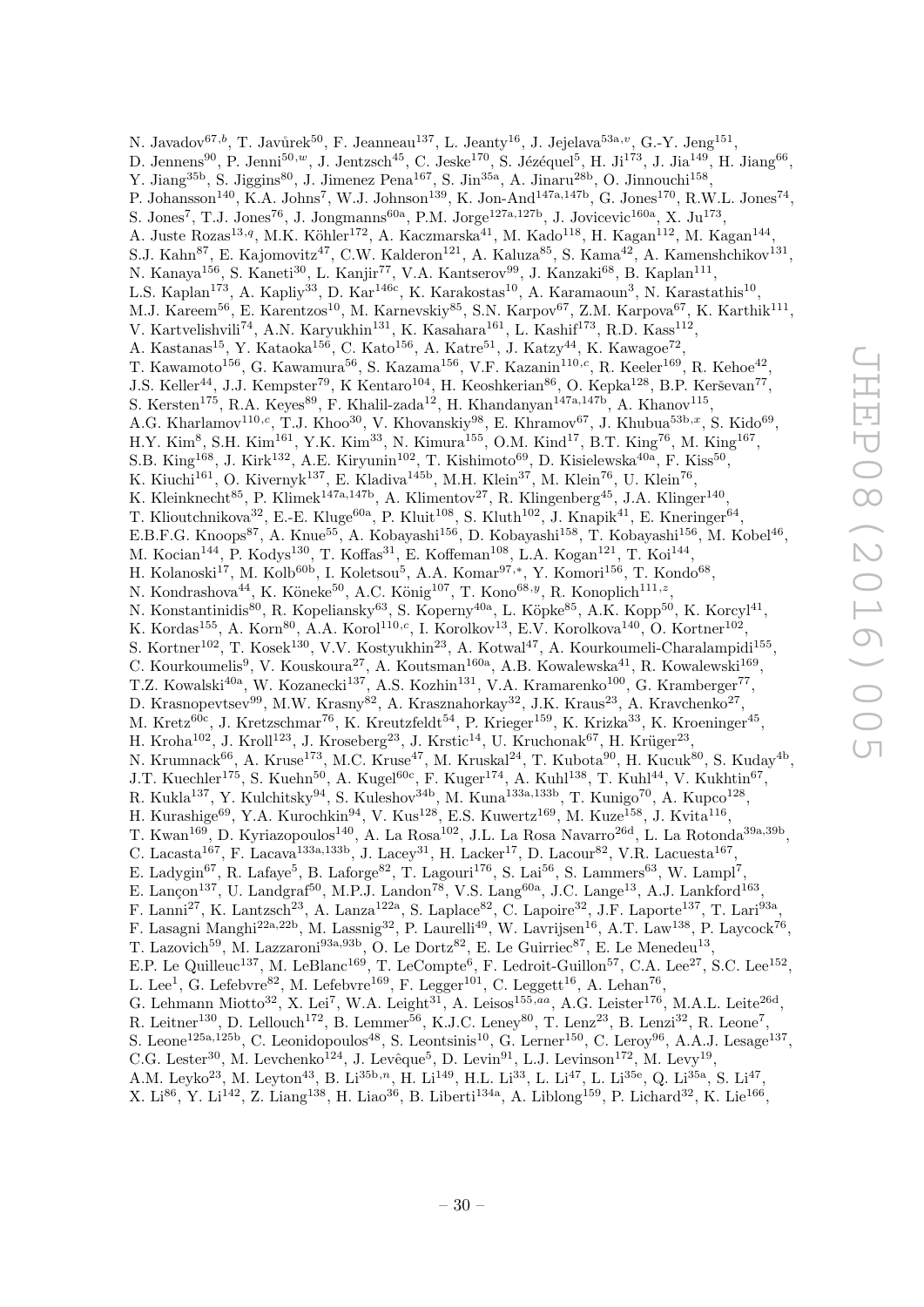N. Javadov[67,b], T. Javůrek[50], F. Jeanneau[137], L. Jeanty[16], J. Jejelava[53a,v], G.-Y. Jeng[151], D. Jennens[90], P. Jenni[50,w], J. Jentzsch[45], C. Jeske[170], S. Jézéquel[5], H. Ji[173], J. Jia[149], H. Jiang[66], Y. Jiang[35b], S. Jiggins[80], J. Jimenez Pena[167], S. Jin[35a], A. Jinaru[28b], O. Jinnouchi[158], P. Johansson[140], K.A. Johns[7], W.J. Johnson[139], K. Jon-And[147a,147b], G. Jones[170], R.W.L. Jones[74], S. Jones[7], T.J. Jones[76], J. Jongmanns[60a], P.M. Jorge[127a,127b], J. Jovicevic[160a], X. Ju[173], A. Juste Rozas[13,q], M.K. Köhler[172], A. Kaczmarska[41], M. Kado[118], H. Kagan[112], M. Kagan[144], S.J. Kahn[87], E. Kajomovitz[47], C.W. Kalderon[121], A. Kaluza[85], S. Kama[42], A. Kamenshchikov[131], N. Kanaya[156], S. Kaneti[30], L. Kanjir[77], V.A. Kantserov[99], J. Kanzaki[68], B. Kaplan[111], L.S. Kaplan[173], A. Kapliy[33], D. Kar[146c], K. Karakostas[10], A. Karamaoun[3], N. Karastathis[10], M.J. Kareem[56], E. Karentzos[10], M. Karnevskiy[85], S.N. Karpov[67], Z.M. Karpova[67], K. Karthik[111], V. Kartvelishvili[74], A.N. Karyukhin[131], K. Kasahara[161], L. Kashif[173], R.D. Kass[112], A. Kastanas[15], Y. Kataoka[156], C. Kato[156], A. Katre[51], J. Katzy[44], K. Kawagoe[72], T. Kawamoto[156], G. Kawamura[56], S. Kazama[156], V.F. Kazanin[110,c], R. Keeler[169], R. Kehoe[42], J.S. Keller[44], J.J. Kempster[79], K Kentaro[104], H. Keoshkerian[86], O. Kepka[128], B.P. Kerševan[77], S. Kersten[175], R.A. Keyes[89], F. Khalil-zada[12], H. Khandanyan[147a,147b], A. Khanov[115], A.G. Kharlamov[110,c], T.J. Khoo[30], V. Khovanskiy[98], E. Khramov[67], J. Khubua[53b,x], S. Kido[69], H.Y. Kim[8], S.H. Kim[161], Y.K. Kim[33], N. Kimura[155], O.M. Kind[17], B.T. King[76], M. King[167], S.B. King[168], J. Kirk[132], A.E. Kiryunin[102], T. Kishimoto[69], D. Kisielewska[40a], F. Kiss[50], K. Kiuchi[161], O. Kivernyk[137], E. Kladiva[145b], M.H. Klein[37], M. Klein[76], U. Klein[76], K. Kleinknecht[85], P. Klimek[147a,147b], A. Klimentov[27], R. Klingenberg[45], J.A. Klinger[140], T. Klioutchnikova[32], E.-E. Kluge[60a], P. Kluit[108], S. Kluth[102], J. Knapik[41], E. Kneringer[64], E.B.F.G. Knoops[87], A. Knue[55], A. Kobayashi[156], D. Kobayashi[158], T. Kobayashi[156], M. Kobel[46], M. Kocian[144], P. Kodys[130], T. Koffas[31], E. Koffeman[108], L.A. Kogan[121], T. Koi[144], H. Kolanoski[17], M. Kolb[60b], I. Koletsou[5], A.A. Komar[97,*], Y. Komori[156], T. Kondo[68], N. Kondrashova[44], K. Köneke[50], A.C. König[107], T. Kono[68,y], R. Konoplich[111,z], N. Konstantinidis[80], R. Kopeliansky[63], S. Koperny[40a], L. Köpke[85], A.K. Kopp[50], K. Korcyl[41], K. Kordas[155], A. Korn[80], A.A. Korol[110,c], I. Korolkov[13], E.V. Korolkova[140], O. Kortner[102], S. Kortner[102], T. Kosek[130], V.V. Kostyukhin[23], A. Kotwal[47], A. Kourkoumeli-Charalampidi[155], C. Kourkoumelis[9], V. Kouskoura[27], A. Koutsman[160a], A.B. Kowalewska[41], R. Kowalewski[169], T.Z. Kowalski[40a], W. Kozanecki[137], A.S. Kozhin[131], V.A. Kramarenko[100], G. Kramberger[77], D. Krasnopevtsev[99], M.W. Krasny[82], A. Krasznahorkay[32], J.K. Kraus[23], A. Kravchenko[27], M. Kretz[60c], J. Kretzschmar[76], K. Kreutzfeldt[54], P. Krieger[159], K. Krizka[33], K. Kroeninger[45], H. Kroha[102], J. Kroll[123], J. Kroseberg[23], J. Krstic[14], U. Kruchonak[67], H. Krüger[23], N. Krumnack[66], A. Kruse[173], M.C. Kruse[47], M. Kruskal[24], T. Kubota[90], H. Kucuk[80], S. Kuday[4b], J.T. Kuechler[175], S. Kuehn[50], A. Kugel[60c], F. Kuger[174], A. Kuhl[138], T. Kuhl[44], V. Kukhtin[67], R. Kukla[137], Y. Kulchitsky[94], S. Kuleshov[34b], M. Kuna[133a,133b], T. Kunigo[70], A. Kupco[128], H. Kurashige[69], Y.A. Kurochkin[94], V. Kus[128], E.S. Kuwertz[169], M. Kuze[158], J. Kvita[116], T. Kwan[169], D. Kyriazopoulos[140], A. La Rosa[102], J.L. La Rosa Navarro[26d], L. La Rotonda[39a,39b], C. Lacasta[167], F. Lacava[133a,133b], J. Lacey[31], H. Lacker[17], D. Lacour[82], V.R. Lacuesta[167], E. Ladygin[67], R. Lafaye[5], B. Laforge[82], T. Lagouri[176], S. Lai[56], S. Lammers[63], W. Lampl[7], E. Lançon[137], U. Landgraf[50], M.P.J. Landon[78], V.S. Lang[60a], J.C. Lange[13], A.J. Lankford[163], F. Lanni[27], K. Lantzsch[23], A. Lanza[122a], S. Laplace[82], C. Lapoire[32], J.F. Laporte[137], T. Lari[93a], F. Lasagni Manghi[22a,22b], M. Lassnig[32], P. Laurelli[49], W. Lavrijsen[16], A.T. Law[138], P. Laycock[76], T. Lazovich[59], M. Lazzaroni[93a,93b], O. Le Dortz[82], E. Le Guirriec[87], E. Le Menedeu[13], E.P. Le Quilleuc[137], M. LeBlanc[169], T. LeCompte[6], F. Ledroit-Guillon[57], C.A. Lee[27], S.C. Lee[152], L. Lee[1], G. Lefebvre[82], M. Lefebvre[169], F. Legger[101], C. Leggett[16], A. Lehan[76], G. Lehmann Miotto[32], X. Lei[7], W.A. Leight[31], A. Leisos[155,aa], A.G. Leister[176], M.A.L. Leite[26d], R. Leitner[130], D. Lellouch[172], B. Lemmer[56], K.J.C. Leney[80], T. Lenz[23], B. Lenzi[32], R. Leone[7], S. Leone[125a,125b], C. Leonidopoulos[48], S. Leontsinis[10], G. Lerner[150], C. Leroy[96], A.A.J. Lesage[137], C.G. Lester[30], M. Levchenko[124], J. Levêque[5], D. Levin[91], L.J. Levinson[172], M. Levy[19], A.M. Leyko[23], M. Leyton[43], B. Li[35b,n], H. Li[149], H.L. Li[33], L. Li[47], L. Li[35e], Q. Li[35a], S. Li[47], X. Li[86], Y. Li[142], Z. Liang[138], H. Liao[36], B. Liberti[134a], A. Liblong[159], P. Lichard[32], K. Lie[166],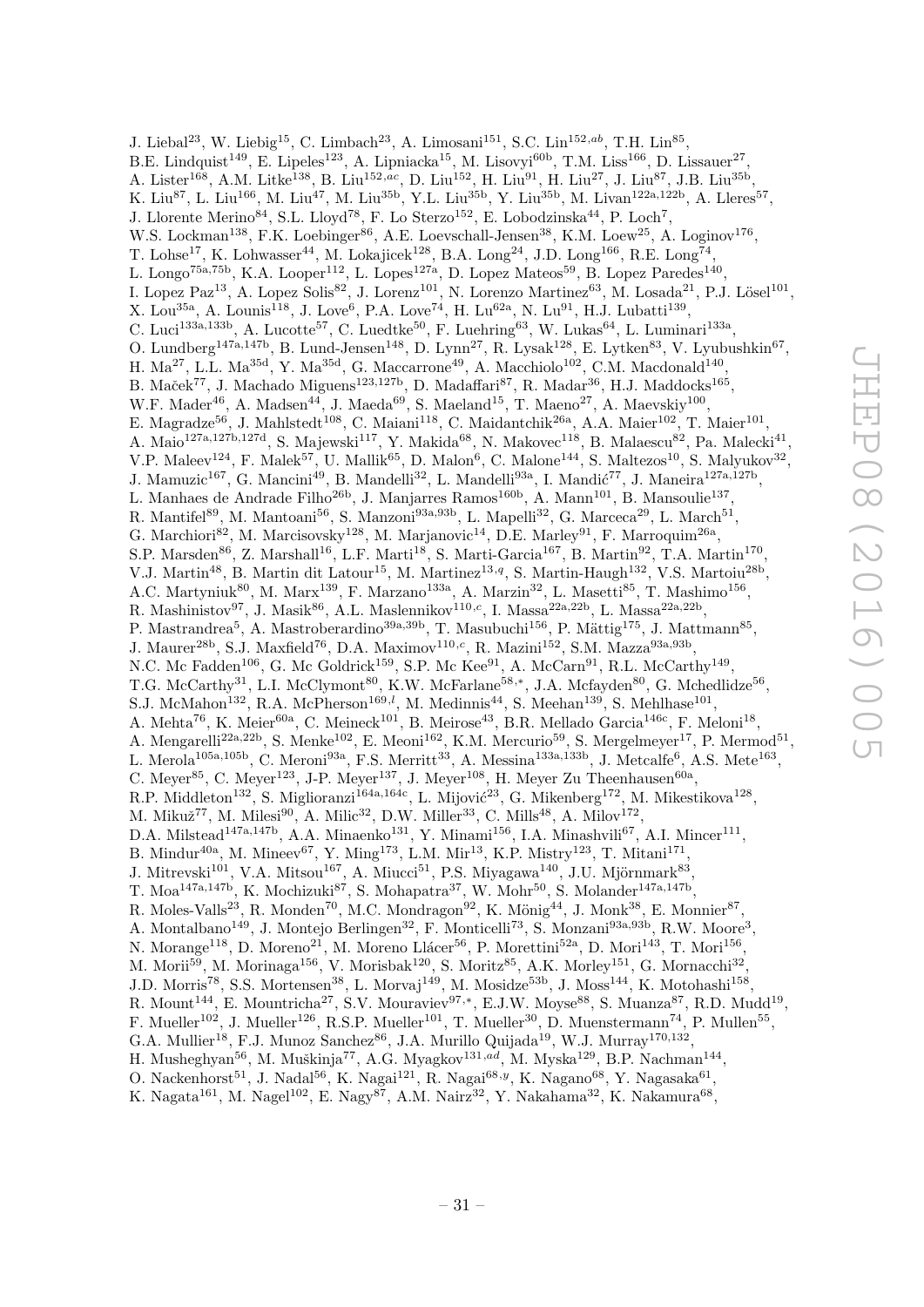J. Liebal[23], W. Liebig[15], C. Limbach[23], A. Limosani[151], S.C. Lin[152,ab], T.H. Lin[85], B.E. Lindquist[149], E. Lipeles[123], A. Lipniacka[15], M. Lisovyi[60b], T.M. Liss[166], D. Lissauer[27], A. Lister[168], A.M. Litke[138], B. Liu[152,ac], D. Liu[152], H. Liu[91], H. Liu[27], J. Liu[87], J.B. Liu[35b], K. Liu[87], L. Liu[166], M. Liu[47], M. Liu[35b], Y.L. Liu[35b], Y. Liu[35b], M. Livan[122a,122b], A. Lleres[57], J. Llorente Merino[84], S.L. Lloyd[78], F. Lo Sterzo[152], E. Lobodzinska[44], P. Loch[7], W.S. Lockman[138], F.K. Loebinger[86], A.E. Loevschall-Jensen[38], K.M. Loew[25], A. Loginov[176], T. Lohse[17], K. Lohwasser[44], M. Lokajicek[128], B.A. Long[24], J.D. Long[166], R.E. Long[74], L. Longo[75a,75b], K.A. Looper[112], L. Lopes[127a], D. Lopez Mateos[59], B. Lopez Paredes[140], I. Lopez Paz[13], A. Lopez Solis[82], J. Lorenz[101], N. Lorenzo Martinez[63], M. Losada[21], P.J. Lösel[101], X. Lou[35a], A. Lounis[118], J. Love[6], P.A. Love[74], H. Lu[62a], N. Lu[91], H.J. Lubatti[139], C. Luci[133a,133b], A. Lucotte[57], C. Luedtke[50], F. Luehring[63], W. Lukas[64], L. Luminari[133a], O. Lundberg[147a,147b], B. Lund-Jensen[148], D. Lynn[27], R. Lysak[128], E. Lytken[83], V. Lyubushkin[67], H. Ma[27], L.L. Ma[35d], Y. Ma[35d], G. Maccarrone[49], A. Macchiolo[102], C.M. Macdonald[140], B. Maček[77], J. Machado Miguens[123,127b], D. Madaffari[87], R. Madar[36], H.J. Maddocks[165], W.F. Mader[46], A. Madsen[44], J. Maeda[69], S. Maeland[15], T. Maeno[27], A. Maevskiy[100], E. Magradze[56], J. Mahlstedt[108], C. Maiani[118], C. Maidantchik[26a], A.A. Maier[102], T. Maier[101], A. Maio[127a,127b,127d], S. Majewski[117], Y. Makida[68], N. Makovec[118], B. Malaescu[82], Pa. Malecki[41], V.P. Maleev[124], F. Malek[57], U. Mallik[65], D. Malon[6], C. Malone[144], S. Maltezos[10], S. Malyukov[32], J. Mamuzic[167], G. Mancini[49], B. Mandelli[32], L. Mandelli[93a], I. Mandić[77], J. Maneira[127a,127b], L. Manhaes de Andrade Filho[26b], J. Manjarres Ramos[160b], A. Mann[101], B. Mansoulie[137], R. Mantifel[89], M. Mantoani[56], S. Manzoni[93a,93b], L. Mapelli[32], G. Marceca[29], L. March[51], G. Marchiori[82], M. Marcisovsky[128], M. Marjanovic[14], D.E. Marley[91], F. Marroquim[26a], S.P. Marsden[86], Z. Marshall[16], L.F. Marti[18], S. Marti-Garcia[167], B. Martin[92], T.A. Martin[170], V.J. Martin[48], B. Martin dit Latour[15], M. Martinez[13,q], S. Martin-Haugh[132], V.S. Martoiu[28b], A.C. Martyniuk[80], M. Marx[139], F. Marzano[133a], A. Marzin[32], L. Masetti[85], T. Mashimo[156], R. Mashinistov[97], J. Masik[86], A.L. Maslennikov[110,c], I. Massa[22a,22b], L. Massa[22a,22b], P. Mastrandrea[5], A. Mastroberardino[39a,39b], T. Masubuchi[156], P. Mättig[175], J. Mattmann[85], J. Maurer[28b], S.J. Maxfield[76], D.A. Maximov[110,c], R. Mazini[152], S.M. Mazza[93a,93b], N.C. Mc Fadden[106], G. Mc Goldrick[159], S.P. Mc Kee[91], A. McCarn[91], R.L. McCarthy[149], T.G. McCarthy[31], L.I. McClymont[80], K.W. McFarlane[58,*], J.A. Mcfayden[80], G. Mchedlidze[56], S.J. McMahon[132], R.A. McPherson[169,l], M. Medinnis[44], S. Meehan[139], S. Mehlhase[101], A. Mehta[76], K. Meier[60a], C. Meineck[101], B. Meirose[43], B.R. Mellado Garcia[146c], F. Meloni[18], A. Mengarelli[22a,22b], S. Menke[102], E. Meoni[162], K.M. Mercurio[59], S. Mergelmeyer[17], P. Mermod[51], L. Merola[105a,105b], C. Meroni[93a], F.S. Merritt[33], A. Messina[133a,133b], J. Metcalfe[6], A.S. Mete[163], C. Meyer[85], C. Meyer[123], J-P. Meyer[137], J. Meyer[108], H. Meyer Zu Theenhausen[60a], R.P. Middleton[132], S. Miglioranzi[164a,164c], L. Mijović[23], G. Mikenberg[172], M. Mikestikova[128], M. Mikuž[77], M. Milesi[90], A. Milic[32], D.W. Miller[33], C. Mills[48], A. Milov[172], D.A. Milstead[147a,147b], A.A. Minaenko[131], Y. Minami[156], I.A. Minashvili[67], A.I. Mincer[111], B. Mindur[40a], M. Mineev[67], Y. Ming[173], L.M. Mir[13], K.P. Mistry[123], T. Mitani[171], J. Mitrevski[101], V.A. Mitsou[167], A. Miucci[51], P.S. Miyagawa[140], J.U. Mjörnmark[83], T. Moa[147a,147b], K. Mochizuki[87], S. Mohapatra[37], W. Mohr[50], S. Molander[147a,147b], R. Moles-Valls[23], R. Monden[70], M.C. Mondragon[92], K. Mönig[44], J. Monk[38], E. Monnier[87], A. Montalbano[149], J. Montejo Berlingen[32], F. Monticelli[73], S. Monzani[93a,93b], R.W. Moore[3], N. Morange[118], D. Moreno[21], M. Moreno Llácer[56], P. Morettini[52a], D. Mori[143], T. Mori[156], M. Morii[59], M. Morinaga[156], V. Morisbak[120], S. Moritz[85], A.K. Morley[151], G. Mornacchi[32], J.D. Morris[78], S.S. Mortensen[38], L. Morvaj[149], M. Mosidze[53b], J. Moss[144], K. Motohashi[158], R. Mount[144], E. Mountricha[27], S.V. Mouraviev[97,*], E.J.W. Moyse[88], S. Muanza[87], R.D. Mudd[19], F. Mueller[102], J. Mueller[126], R.S.P. Mueller[101], T. Mueller[30], D. Muenstermann[74], P. Mullen[55], G.A. Mullier[18], F.J. Munoz Sanchez[86], J.A. Murillo Quijada[19], W.J. Murray[170,132], H. Musheghyan[56], M. Muškinja[77], A.G. Myagkov[131,ad], M. Myska[129], B.P. Nachman[144], O. Nackenhorst[51], J. Nadal[56], K. Nagai[121], R. Nagai[68,y], K. Nagano[68], Y. Nagasaka[61], K. Nagata[161], M. Nagel[102], E. Nagy[87], A.M. Nairz[32], Y. Nakahama[32], K. Nakamura[68],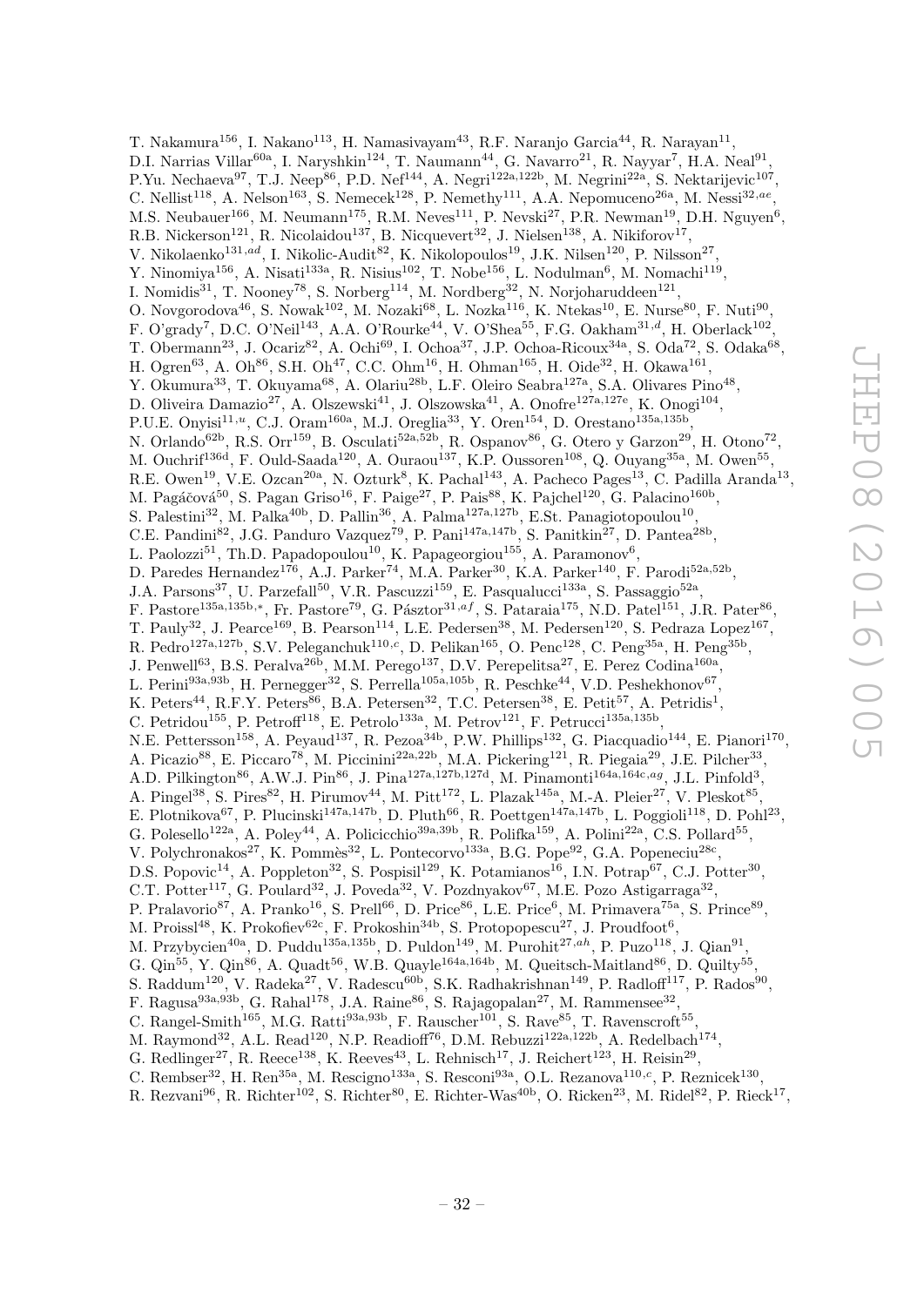T. Nakamura[156], I. Nakano[113], H. Namasivayam[43], R.F. Naranjo Garcia[44], R. Narayan[11], D.I. Narrias Villar[60a], I. Naryshkin[124], T. Naumann[44], G. Navarro[21], R. Nayyar[7], H.A. Neal[91], P.Yu. Nechaeva[97], T.J. Neep[86], P.D. Nef[144], A. Negri[122a,122b], M. Negrini[22a], S. Nektarijevic[107], C. Nellist[118], A. Nelson[163], S. Nemecek[128], P. Nemethy[111], A.A. Nepomuceno[26a], M. Nessi[32,ae], M.S. Neubauer[166], M. Neumann[175], R.M. Neves[111], P. Nevski[27], P.R. Newman[19], D.H. Nguyen[6], R.B. Nickerson[121], R. Nicolaidou[137], B. Nicquevert[32], J. Nielsen[138], A. Nikiforov[17], V. Nikolaenko[131,ad], I. Nikolic-Audit[82], K. Nikolopoulos[19], J.K. Nilsen[120], P. Nilsson[27], Y. Ninomiya[156], A. Nisati[133a], R. Nisius[102], T. Nobe[156], L. Nodulman[6], M. Nomachi[119], I. Nomidis[31], T. Nooney[78], S. Norberg[114], M. Nordberg[32], N. Norjoharuddeen[121], O. Novgorodova[46], S. Nowak[102], M. Nozaki[68], L. Nozka[116], K. Ntekas[10], E. Nurse[80], F. Nuti[90], F. O'grady[7], D.C. O'Neil[143], A.A. O'Rourke[44], V. O'Shea[55], F.G. Oakham[31,d], H. Oberlack[102], T. Obermann[23], J. Ocariz[82], A. Ochi[69], I. Ochoa[37], J.P. Ochoa-Ricoux[34a], S. Oda[72], S. Odaka[68], H. Ogren[63], A. Oh[86], S.H. Oh[47], C.C. Ohm[16], H. Ohman[165], H. Oide[32], H. Okawa[161], Y. Okumura[33], T. Okuyama[68], A. Olariu[28b], L.F. Oleiro Seabra[127a], S.A. Olivares Pino[48], D. Oliveira Damazio[27], A. Olszewski[41], J. Olszowska[41], A. Onofre[127a,127e], K. Onogi[104], P.U.E. Onyisi[11,u], C.J. Oram[160a], M.J. Oreglia[33], Y. Oren[154], D. Orestano[135a,135b], N. Orlando[62b], R.S. Orr[159], B. Osculati[52a,52b], R. Ospanov[86], G. Otero y Garzon[29], H. Otono[72], M. Ouchrif[136d], F. Ould-Saada[120], A. Ouraou[137], K.P. Oussoren[108], Q. Ouyang[35a], M. Owen[55], R.E. Owen[19], V.E. Ozcan[20a], N. Ozturk[8], K. Pachal[143], A. Pacheco Pages[13], C. Padilla Aranda[13], M. Pagáčová[50], S. Pagan Griso[16], F. Paige[27], P. Pais[88], K. Pajchel[120], G. Palacino[160b], S. Palestini[32], M. Palka[40b], D. Pallin[36], A. Palma[127a,127b], E.St. Panagiotopoulou[10], C.E. Pandini[82], J.G. Panduro Vazquez[79], P. Pani[147a,147b], S. Panitkin[27], D. Pantea[28b], L. Paolozzi[51], Th.D. Papadopoulou[10], K. Papageorgiou[155], A. Paramonov[6], D. Paredes Hernandez[176], A.J. Parker[74], M.A. Parker[30], K.A. Parker[140], F. Parodi[52a,52b], J.A. Parsons[37], U. Parzefall[50], V.R. Pascuzzi[159], E. Pasqualucci[133a], S. Passaggio[52a], F. Pastore[135a,135b,*], Fr. Pastore[79], G. Pásztor[31,af], S. Pataraia[175], N.D. Patel[151], J.R. Pater[86], T. Pauly[32], J. Pearce[169], B. Pearson[114], L.E. Pedersen[38], M. Pedersen[120], S. Pedraza Lopez[167], R. Pedro[127a,127b], S.V. Peleganchuk[110,c], D. Pelikan[165], O. Penc[128], C. Peng[35a], H. Peng[35b], J. Penwell[63], B.S. Peralva[26b], M.M. Perego[137], D.V. Perepelitsa[27], E. Perez Codina[160a], L. Perini[93a,93b], H. Pernegger[32], S. Perrella[105a,105b], R. Peschke[44], V.D. Peshekhonov[67], K. Peters[44], R.F.Y. Peters[86], B.A. Petersen[32], T.C. Petersen[38], E. Petit[57], A. Petridis[1], C. Petridou[155], P. Petroff[118], E. Petrolo[133a], M. Petrov[121], F. Petrucci[135a,135b], N.E. Pettersson[158], A. Peyaud[137], R. Pezoa[34b], P.W. Phillips[132], G. Piacquadio[144], E. Pianori[170], A. Picazio[88], E. Piccaro[78], M. Piccinini[22a,22b], M.A. Pickering[121], R. Piegaia[29], J.E. Pilcher[33], A.D. Pilkington[86], A.W.J. Pin[86], J. Pina[127a,127b,127d], M. Pinamonti[164a,164c,ag], J.L. Pinfold[3], A. Pingel[38], S. Pires[82], H. Pirumov[44], M. Pitt[172], L. Plazak[145a], M.-A. Pleier[27], V. Pleskot[85], E. Plotnikova[67], P. Plucinski[147a,147b], D. Pluth[66], R. Poettgen[147a,147b], L. Poggioli[118], D. Pohl[23], G. Polesello[122a], A. Poley[44], A. Policicchio[39a,39b], R. Polifka[159], A. Polini[22a], C.S. Pollard[55], V. Polychronakos[27], K. Pommès[32], L. Pontecorvo[133a], B.G. Pope[92], G.A. Popeneciu[28c], D.S. Popovic[14], A. Poppleton[32], S. Pospisil[129], K. Potamianos[16], I.N. Potrap[67], C.J. Potter[30], C.T. Potter[117], G. Poulard[32], J. Poveda[32], V. Pozdnyakov[67], M.E. Pozo Astigarraga[32], P. Pralavorio[87], A. Pranko[16], S. Prell[66], D. Price[86], L.E. Price[6], M. Primavera[75a], S. Prince[89], M. Proissl[48], K. Prokofiev[62c], F. Prokoshin[34b], S. Protopopescu[27], J. Proudfoot[6], M. Przybycien[40a], D. Puddu[135a,135b], D. Puldon[149], M. Purohit[27,ah], P. Puzo[118], J. Qian[91], G. Qin[55], Y. Qin[86], A. Quadt[56], W.B. Quayle[164a,164b], M. Queitsch-Maitland[86], D. Quilty[55], S. Raddum[120], V. Radeka[27], V. Radescu[60b], S.K. Radhakrishnan[149], P. Radloff[117], P. Rados[90], F. Ragusa[93a,93b], G. Rahal[178], J.A. Raine[86], S. Rajagopalan[27], M. Rammensee[32], C. Rangel-Smith[165], M.G. Ratti[93a,93b], F. Rauscher[101], S. Rave[85], T. Ravenscroft[55], M. Raymond[32], A.L. Read[120], N.P. Readioff[76], D.M. Rebuzzi[122a,122b], A. Redelbach[174], G. Redlinger[27], R. Reece[138], K. Reeves[43], L. Rehnisch[17], J. Reichert[123], H. Reisin[29], C. Rembser[32], H. Ren[35a], M. Rescigno[133a], S. Resconi[93a], O.L. Rezanova[110,c], P. Reznicek[130], R. Rezvani[96], R. Richter[102], S. Richter[80], E. Richter-Was[40b], O. Ricken[23], M. Ridel[82], P. Rieck[17],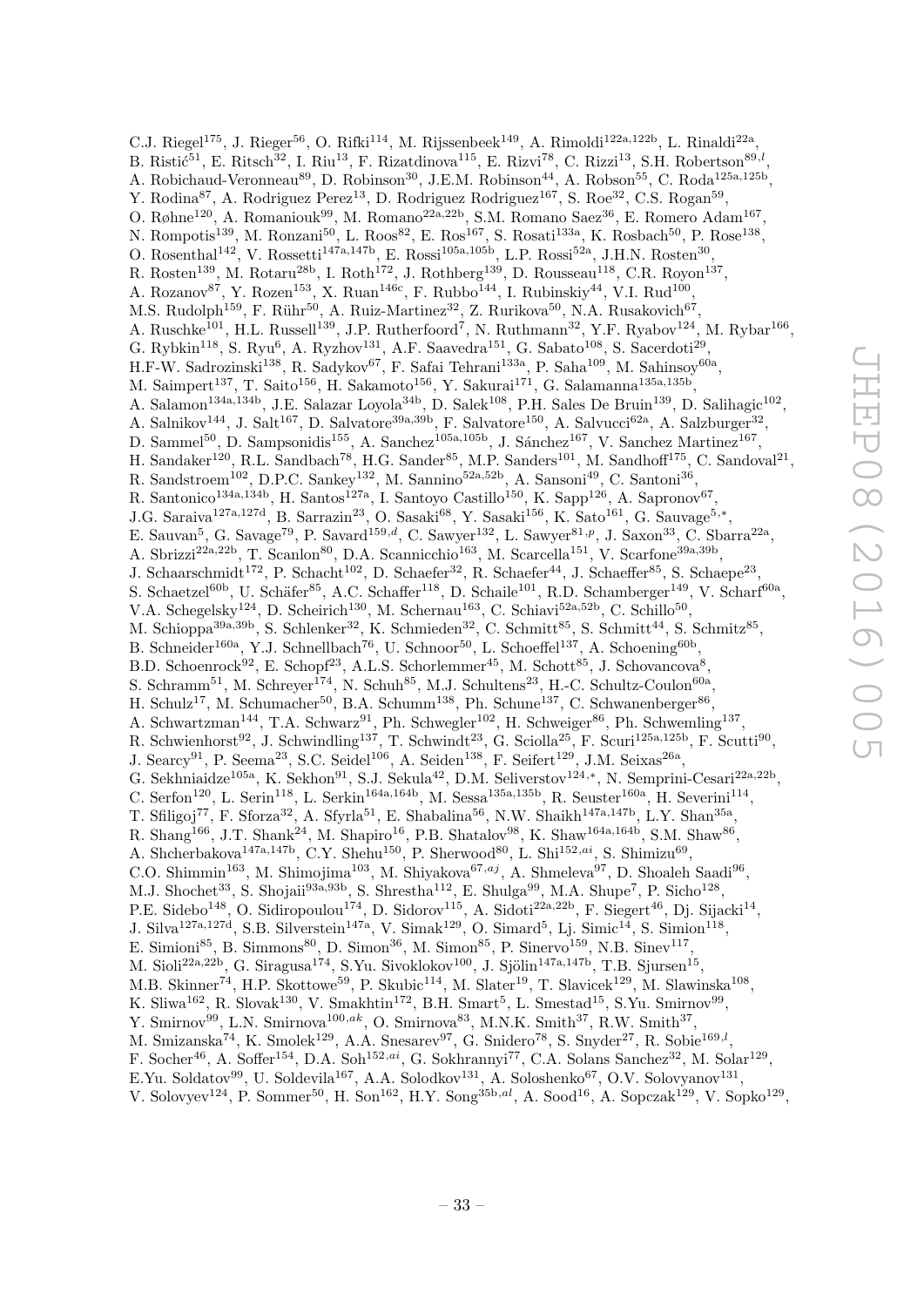C.J. Riegel[175], J. Rieger[56], O. Rifki[114], M. Rijssenbeek[149], A. Rimoldi[122a,122b], L. Rinaldi[22a], B. Ristić[51], E. Ritsch[32], I. Riu[13], F. Rizatdinova[115], E. Rizvi[78], C. Rizzi[13], S.H. Robertson[89,l], A. Robichaud-Veronneau[89], D. Robinson[30], J.E.M. Robinson[44], A. Robson[55], C. Roda[125a,125b], Y. Rodina[87], A. Rodriguez Perez[13], D. Rodriguez Rodriguez[167], S. Roe[32], C.S. Rogan[59], O. Røhne[120], A. Romaniouk[99], M. Romano[22a,22b], S.M. Romano Saez[36], E. Romero Adam[167], N. Rompotis[139], M. Ronzani[50], L. Roos[82], E. Ros[167], S. Rosati[133a], K. Rosbach[50], P. Rose[138], O. Rosenthal[142], V. Rossetti[147a,147b], E. Rossi[105a,105b], L.P. Rossi[52a], J.H.N. Rosten[30], R. Rosten[139], M. Rotaru[28b], I. Roth[172], J. Rothberg[139], D. Rousseau[118], C.R. Royon[137], A. Rozanov[87], Y. Rozen[153], X. Ruan[146c], F. Rubbo[144], I. Rubinskiy[44], V.I. Rud[100], M.S. Rudolph[159], F. Rühr[50], A. Ruiz-Martinez[32], Z. Rurikova[50], N.A. Rusakovich[67], A. Ruschke[101], H.L. Russell[139], J.P. Rutherfoord[7], N. Ruthmann[32], Y.F. Ryabov[124], M. Rybar[166], G. Rybkin[118], S. Ryu[6], A. Ryzhov[131], A.F. Saavedra[151], G. Sabato[108], S. Sacerdoti[29], H.F-W. Sadrozinski[138], R. Sadykov[67], F. Safai Tehrani[133a], P. Saha[109], M. Sahinsoy[60a], M. Saimpert[137], T. Saito[156], H. Sakamoto[156], Y. Sakurai[171], G. Salamanna[135a,135b], A. Salamon[134a,134b], J.E. Salazar Loyola[34b], D. Salek[108], P.H. Sales De Bruin[139], D. Salihagic[102], A. Salnikov[144], J. Salt[167], D. Salvatore[39a,39b], F. Salvatore[150], A. Salvucci[62a], A. Salzburger[32], D. Sammel[50], D. Sampsonidis[155], A. Sanchez[105a,105b], J. Sánchez[167], V. Sanchez Martinez[167], H. Sandaker[120], R.L. Sandbach[78], H.G. Sander[85], M.P. Sanders[101], M. Sandhoff[175], C. Sandoval[21], R. Sandstroem[102], D.P.C. Sankey[132], M. Sannino[52a,52b], A. Sansoni[49], C. Santoni[36], R. Santonico[134a,134b], H. Santos[127a], I. Santoyo Castillo[150], K. Sapp[126], A. Sapronov[67], J.G. Saraiva[127a,127d], B. Sarrazin[23], O. Sasaki[68], Y. Sasaki[156], K. Sato[161], G. Sauvage[5,*], E. Sauvan[5], G. Savage[79], P. Savard[159,d], C. Sawyer[132], L. Sawyer[81,p], J. Saxon[33], C. Sbarra[22a], A. Sbrizzi[22a,22b], T. Scanlon[80], D.A. Scannicchio[163], M. Scarcella[151], V. Scarfone[39a,39b], J. Schaarschmidt[172], P. Schacht[102], D. Schaefer[32], R. Schaefer[44], J. Schaeffer[85], S. Schaepe[23], S. Schaetzel[60b], U. Schäfer[85], A.C. Schaffer[118], D. Schaile[101], R.D. Schamberger[149], V. Scharf[60a], V.A. Schegelsky[124], D. Scheirich[130], M. Schernau[163], C. Schiavi[52a,52b], C. Schillo[50], M. Schioppa[39a,39b], S. Schlenker[32], K. Schmieden[32], C. Schmitt[85], S. Schmitt[44], S. Schmitz[85], B. Schneider[160a], Y.J. Schnellbach[76], U. Schnoor[50], L. Schoeffel[137], A. Schoening[60b], B.D. Schoenrock[92], E. Schopf[23], A.L.S. Schorlemmer[45], M. Schott[85], J. Schovancova[8], S. Schramm[51], M. Schreyer[174], N. Schuh[85], M.J. Schultens[23], H.-C. Schultz-Coulon[60a], H. Schulz[17], M. Schumacher[50], B.A. Schumm[138], Ph. Schune[137], C. Schwanenberger[86], A. Schwartzman[144], T.A. Schwarz[91], Ph. Schwegler[102], H. Schweiger[86], Ph. Schwemling[137], R. Schwienhorst[92], J. Schwindling[137], T. Schwindt[23], G. Sciolla[25], F. Scuri[125a,125b], F. Scutti[90], J. Searcy[91], P. Seema[23], S.C. Seidel[106], A. Seiden[138], F. Seifert[129], J.M. Seixas[26a], G. Sekhniaidze[105a], K. Sekhon[91], S.J. Sekula[42], D.M. Seliverstov[124,*], N. Semprini-Cesari[22a,22b], C. Serfon[120], L. Serin[118], L. Serkin[164a,164b], M. Sessa[135a,135b], R. Seuster[160a], H. Severini[114], T. Sfiligoj[77], F. Sforza[32], A. Sfyrla[51], E. Shabalina[56], N.W. Shaikh[147a,147b], L.Y. Shan[35a], R. Shang[166], J.T. Shank[24], M. Shapiro[16], P.B. Shatalov[98], K. Shaw[164a,164b], S.M. Shaw[86], A. Shcherbakova[147a,147b], C.Y. Shehu[150], P. Sherwood[80], L. Shi[152,ai], S. Shimizu[69], C.O. Shimmin[163], M. Shimojima[103], M. Shiyakova[67,aj], A. Shmeleva[97], D. Shoaleh Saadi[96], M.J. Shochet[33], S. Shojaii[93a,93b], S. Shrestha[112], E. Shulga[99], M.A. Shupe[7], P. Sicho[128], P.E. Sidebo[148], O. Sidiropoulou[174], D. Sidorov[115], A. Sidoti[22a,22b], F. Siegert[46], Dj. Sijacki[14], J. Silva[127a,127d], S.B. Silverstein[147a], V. Simak[129], O. Simard[5], Lj. Simic[14], S. Simion[118], E. Simioni[85], B. Simmons[80], D. Simon[36], M. Simon[85], P. Sinervo[159], N.B. Sinev[117], M. Sioli[22a,22b], G. Siragusa[174], S.Yu. Sivoklokov[100], J. Sjölin[147a,147b], T.B. Sjursen[15], M.B. Skinner[74], H.P. Skottowe[59], P. Skubic[114], M. Slater[19], T. Slavicek[129], M. Slawinska[108], K. Sliwa[162], R. Slovak[130], V. Smakhtin[172], B.H. Smart[5], L. Smestad[15], S.Yu. Smirnov[99], Y. Smirnov[99], L.N. Smirnova[100,ak], O. Smirnova[83], M.N.K. Smith[37], R.W. Smith[37], M. Smizanska[74], K. Smolek[129], A.A. Snesarev[97], G. Snidero[78], S. Snyder[27], R. Sobie[169,l], F. Socher[46], A. Soffer[154], D.A. Soh[152,ai], G. Sokhrannyi[77], C.A. Solans Sanchez[32], M. Solar[129], E.Yu. Soldatov[99], U. Soldevila[167], A.A. Solodkov[131], A. Soloshenko[67], O.V. Solovyanov[131], V. Solovyev[124], P. Sommer[50], H. Son[162], H.Y. Song[35b,al], A. Sood[16], A. Sopczak[129], V. Sopko[129],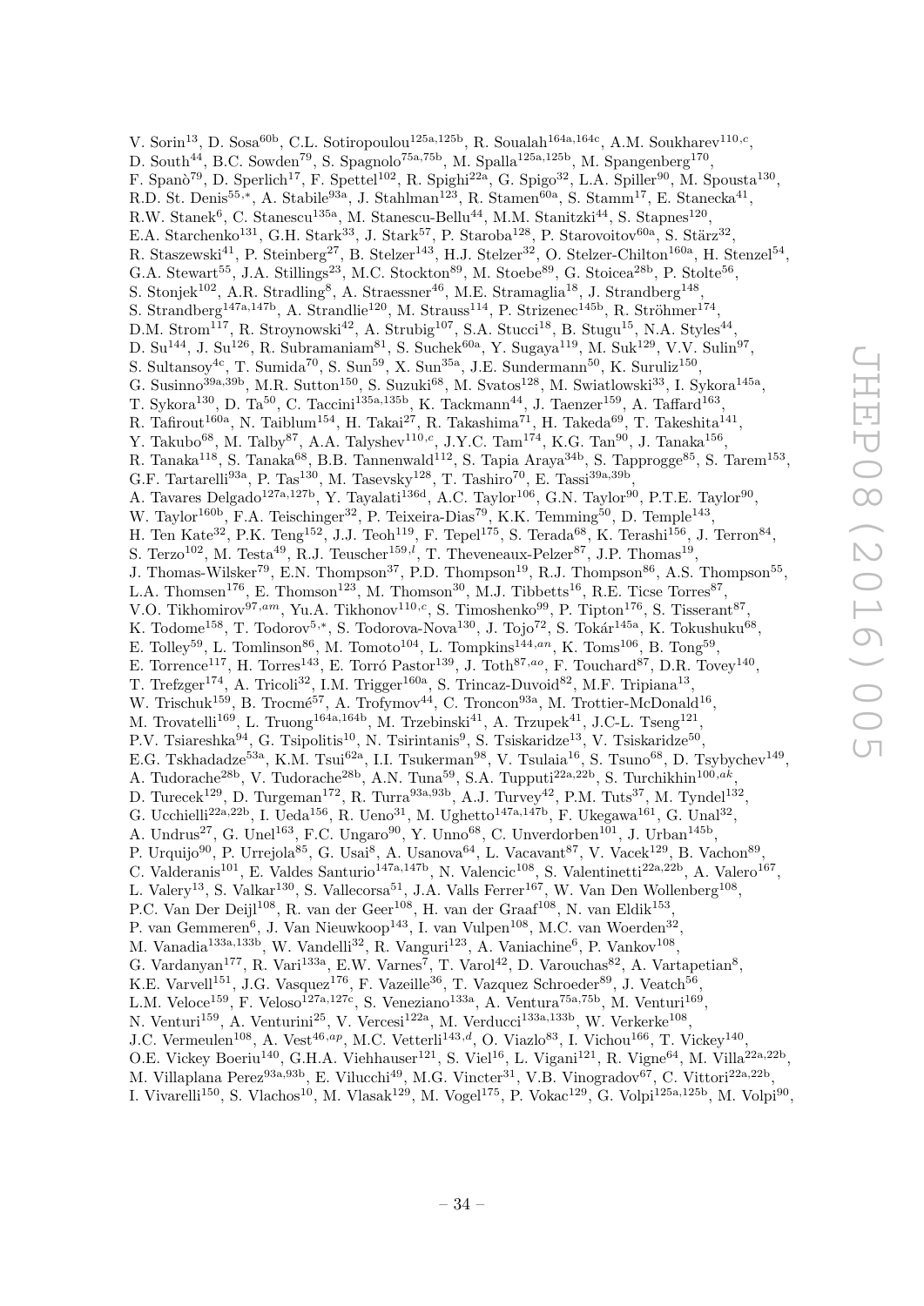V. Sorin[13], D. Sosa[60b], C.L. Sotiropoulou[125a,125b], R. Soualah[164a,164c], A.M. Soukharev[110,c], D. South[44], B.C. Sowden[79], S. Spagnolo[75a,75b], M. Spalla[125a,125b], M. Spangenberg[170], F. Spanò[79], D. Sperlich[17], F. Spettel[102], R. Spighi[22a], G. Spigo[32], L.A. Spiller[90], M. Spousta[130], R.D. St. Denis[55,*], A. Stabile[93a], J. Stahlman[123], R. Stamen[60a], S. Stamm[17], E. Stanecka[41], R.W. Stanek[6], C. Stanescu[135a], M. Stanescu-Bellu[44], M.M. Stanitzki[44], S. Stapnes[120], E.A. Starchenko[131], G.H. Stark[33], J. Stark[57], P. Staroba[128], P. Starovoitov[60a], S. Stärz[32], R. Staszewski[41], P. Steinberg[27], B. Stelzer[143], H.J. Stelzer[32], O. Stelzer-Chilton[160a], H. Stenzel[54], G.A. Stewart[55], J.A. Stillings[23], M.C. Stockton[89], M. Stoebe[89], G. Stoicea[28b], P. Stolte[56], S. Stonjek[102], A.R. Stradling[8], A. Straessner[46], M.E. Stramaglia[18], J. Strandberg[148], S. Strandberg[147a,147b], A. Strandlie[120], M. Strauss[114], P. Strizenec[145b], R. Ströhmer[174], D.M. Strom[117], R. Stroynowski[42], A. Strubig[107], S.A. Stucci[18], B. Stugu[15], N.A. Styles[44], D. Su[144], J. Su[126], R. Subramaniam[81], S. Suchek[60a], Y. Sugaya[119], M. Suk[129], V.V. Sulin[97], S. Sultansoy[4c], T. Sumida[70], S. Sun[59], X. Sun[35a], J.E. Sundermann[50], K. Suruliz[150], G. Susinno[39a,39b], M.R. Sutton[150], S. Suzuki[68], M. Svatos[128], M. Swiatlowski[33], I. Sykora[145a], T. Sykora[130], D. Ta[50], C. Taccini[135a,135b], K. Tackmann[44], J. Taenzer[159], A. Taffard[163], R. Tafirout[160a], N. Taiblum[154], H. Takai[27], R. Takashima[71], H. Takeda[69], T. Takeshita[141], Y. Takubo[68], M. Talby[87], A.A. Talyshev[110,c], J.Y.C. Tam[174], K.G. Tan[90], J. Tanaka[156], R. Tanaka[118], S. Tanaka[68], B.B. Tannenwald[112], S. Tapia Araya[34b], S. Tapprogge[85], S. Tarem[153], G.F. Tartarelli[93a], P. Tas[130], M. Tasevsky[128], T. Tashiro[70], E. Tassi[39a,39b], A. Tavares Delgado[127a,127b], Y. Tayalati[136d], A.C. Taylor[106], G.N. Taylor[90], P.T.E. Taylor[90], W. Taylor[160b], F.A. Teischinger[32], P. Teixeira-Dias[79], K.K. Temming[50], D. Temple[143], H. Ten Kate[32], P.K. Teng[152], J.J. Teoh[119], F. Tepel[175], S. Terada[68], K. Terashi[156], J. Terron[84], S. Terzo[102], M. Testa[49], R.J. Teuscher[159,l], T. Theveneaux-Pelzer[87], J.P. Thomas[19], J. Thomas-Wilsker[79], E.N. Thompson[37], P.D. Thompson[19], R.J. Thompson[86], A.S. Thompson[55], L.A. Thomsen[176], E. Thomson[123], M. Thomson[30], M.J. Tibbetts[16], R.E. Ticse Torres[87], V.O. Tikhomirov[97,am], Yu.A. Tikhonov[110,c], S. Timoshenko[99], P. Tipton[176], S. Tisserant[87], K. Todome[158], T. Todorov[5,*], S. Todorova-Nova[130], J. Tojo[72], S. Tokár[145a], K. Tokushuku[68], E. Tolley[59], L. Tomlinson[86], M. Tomoto[104], L. Tompkins[144,an], K. Toms[106], B. Tong[59], E. Torrence[117], H. Torres[143], E. Torró Pastor[139], J. Toth[87,ao], F. Touchard[87], D.R. Tovey[140], T. Trefzger[174], A. Tricoli[32], I.M. Trigger[160a], S. Trincaz-Duvoid[82], M.F. Tripiana[13], W. Trischuk[159], B. Trocmé[57], A. Trofymov[44], C. Troncon[93a], M. Trottier-McDonald[16], M. Trovatelli[169], L. Truong[164a,164b], M. Trzebinski[41], A. Trzupek[41], J-C.L. Tseng[121], P.V. Tsiareshka[94], G. Tsipolitis[10], N. Tsirintanis[9], S. Tsiskaridze[13], V. Tsiskaridze[50], E.G. Tskhadadze[53a], K.M. Tsui[62a], I.I. Tsukerman[98], V. Tsulaia[16], S. Tsuno[68], D. Tsybychev[149], A. Tudorache[28b], V. Tudorache[28b], A.N. Tuna[59], S.A. Tupputi[22a,22b], S. Turchikhin[100,ak], D. Turecek[129], D. Turgeman[172], R. Turra[93a,93b], A.J. Turvey[42], P.M. Tuts[37], M. Tyndel[132], G. Ucchielli[22a,22b], I. Ueda[156], R. Ueno[31], M. Ughetto[147a,147b], F. Ukegawa[161], G. Unal[32], A. Undrus[27], G. Unel[163], F.C. Ungaro[90], Y. Unno[68], C. Unverdorben[101], J. Urban[145b], P. Urquijo[90], P. Urrejola[85], G. Usai[8], A. Usanova[64], L. Vacavant[87], V. Vacek[129], B. Vachon[89], C. Valderanis[101], E. Valdes Santurio[147a,147b], N. Valencic[108], S. Valentinetti[22a,22b], A. Valero[167], L. Valery[13], S. Valkar[130], S. Vallecorsa[51], J.A. Valls Ferrer[167], W. Van Den Wollenberg[108], P.C. Van Der Deijl[108], R. van der Geer[108], H. van der Graaf[108], N. van Eldik[153], P. van Gemmeren[6], J. Van Nieuwkoop[143], I. van Vulpen[108], M.C. van Woerden[32], M. Vanadia[133a,133b], W. Vandelli[32], R. Vanguri[123], A. Vaniachine[6], P. Vankov[108], G. Vardanyan[177], R. Vari[133a], E.W. Varnes[7], T. Varol[42], D. Varouchas[82], A. Vartapetian[8], K.E. Varvell[151], J.G. Vasquez[176], F. Vazeille[36], T. Vazquez Schroeder[89], J. Veatch[56], L.M. Veloce[159], F. Veloso[127a,127c], S. Veneziano[133a], A. Ventura[75a,75b], M. Venturi[169], N. Venturi[159], A. Venturini[25], V. Vercesi[122a], M. Verducci[133a,133b], W. Verkerke[108], J.C. Vermeulen[108], A. Vest[46,ap], M.C. Vetterli[143,d], O. Viazlo[83], I. Vichou[166], T. Vickey[140], O.E. Vickey Boeriu[140], G.H.A. Viehhauser[121], S. Viel[16], L. Vigani[121], R. Vigne[64], M. Villa[22a,22b], M. Villaplana Perez[93a,93b], E. Vilucchi[49], M.G. Vincter[31], V.B. Vinogradov[67], C. Vittori[22a,22b], I. Vivarelli[150], S. Vlachos[10], M. Vlasak[129], M. Vogel[175], P. Vokac[129], G. Volpi[125a,125b], M. Volpi[90],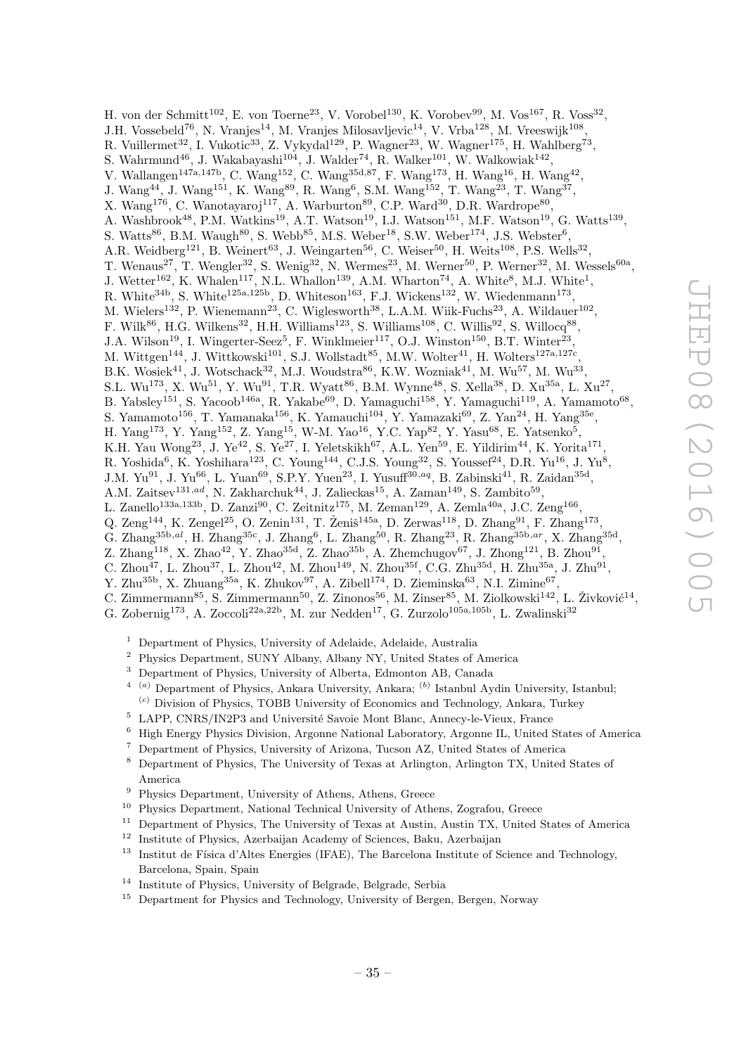H. von der Schmitt[102], E. von Toerne[23], V. Vorobel[130], K. Vorobev[99], M. Vos[167], R. Voss[32], J.H. Vossebeld[76], N. Vranjes[14], M. Vranjes Milosavljevic[14], V. Vrba[128], M. Vreeswijk[108], R. Vuillermet[32], I. Vukotic[33], Z. Vykydal[129], P. Wagner[23], W. Wagner[175], H. Wahlberg[73], S. Wahrmund[46], J. Wakabayashi[104], J. Walder[74], R. Walker[101], W. Walkowiak[142], V. Wallangen[147a,147b], C. Wang[152], C. Wang[35d,87], F. Wang[173], H. Wang[16], H. Wang[42], J. Wang[44], J. Wang[151], K. Wang[89], R. Wang[6], S.M. Wang[152], T. Wang[23], T. Wang[37], X. Wang[176], C. Wanotayaroj[117], A. Warburton[89], C.P. Ward[30], D.R. Wardrope[80], A. Washbrook[48], P.M. Watkins[19], A.T. Watson[19], I.J. Watson[151], M.F. Watson[19], G. Watts[139], S. Watts[86], B.M. Waugh[80], S. Webb[85], M.S. Weber[18], S.W. Weber[174], J.S. Webster[6], A.R. Weidberg[121], B. Weinert[63], J. Weingarten[56], C. Weiser[50], H. Weits[108], P.S. Wells[32], T. Wenaus[27], T. Wengler[32], S. Wenig[32], N. Wermes[23], M. Werner[50], P. Werner[32], M. Wessels[60a], J. Wetter[162], K. Whalen[117], N.L. Whallon[139], A.M. Wharton[74], A. White[8], M.J. White[1], R. White[34b], S. White[125a,125b], D. Whiteson[163], F.J. Wickens[132], W. Wiedenmann[173], M. Wielers[132], P. Wienemann[23], C. Wiglesworth[38], L.A.M. Wiik-Fuchs[23], A. Wildauer[102], F. Wilk[86], H.G. Wilkens[32], H.H. Williams[123], S. Williams[108], C. Willis[92], S. Willocq[88], J.A. Wilson[19], I. Wingerter-Seez[5], F. Winklmeier[117], O.J. Winston[150], B.T. Winter[23], M. Wittgen[144], J. Wittkowski[101], S.J. Wollstadt[85], M.W. Wolter[41], H. Wolters[127a,127c], B.K. Wosiek[41], J. Wotschack[32], M.J. Woudstra[86], K.W. Wozniak[41], M. Wu[57], M. Wu[33], S.L. Wu[173], X. Wu[51], Y. Wu[91], T.R. Wyatt[86], B.M. Wynne[48], S. Xella[38], D. Xu[35a], L. Xu[27], B. Yabsley[151], S. Yacoob[146a], R. Yakabe[69], D. Yamaguchi[158], Y. Yamaguchi[119], A. Yamamoto[68], S. Yamamoto[156], T. Yamanaka[156], K. Yamauchi[104], Y. Yamazaki[69], Z. Yan[24], H. Yang[35e], H. Yang[173], Y. Yang[152], Z. Yang[15], W-M. Yao[16], Y.C. Yap[82], Y. Yasu[68], E. Yatsenko[5], K.H. Yau Wong[23], J. Ye[42], S. Ye[27], I. Yeletskikh[67], A.L. Yen[59], E. Yildirim[44], K. Yorita[171], R. Yoshida[6], K. Yoshihara[123], C. Young[144], C.J.S. Young[32], S. Youssef[24], D.R. Yu[16], J. Yu[8], J.M. Yu[91], J. Yu[66], L. Yuan[69], S.P.Y. Yuen[23], I. Yusuff[30,aq], B. Zabinski[41], R. Zaidan[35d], A.M. Zaitsev[131,ad], N. Zakharchuk[44], J. Zalieckas[15], A. Zaman[149], S. Zambito[59], L. Zanello[133a,133b], D. Zanzi[90], C. Zeitnitz[175], M. Zeman[129], A. Zemla[40a], J.C. Zeng[166], Q. Zeng[144], K. Zengel[25], O. Zenin[131], T. Ženiš[145a], D. Zerwas[118], D. Zhang[91], F. Zhang[173], G. Zhang[35b,al], H. Zhang[35c], J. Zhang[6], L. Zhang[50], R. Zhang[23], R. Zhang[35b,ar], X. Zhang[35d], Z. Zhang[118], X. Zhao[42], Y. Zhao[35d], Z. Zhao[35b], A. Zhemchugov[67], J. Zhong[121], B. Zhou[91], C. Zhou[47], L. Zhou[37], L. Zhou[42], M. Zhou[149], N. Zhou[35f], C.G. Zhu[35d], H. Zhu[35a], J. Zhu[91], Y. Zhu[35b], X. Zhuang[35a], K. Zhukov[97], A. Zibell[174], D. Zieminska[63], N.I. Zimine[67], C. Zimmermann[85], S. Zimmermann[50], Z. Zinonos[56], M. Zinser[85], M. Ziolkowski[142], L. Živković[14], G. Zobernig[173], A. Zoccoli[22a,22b], M. zur Nedden[17], G. Zurzolo[105a,105b], L. Zwalinski[32]

[1] Department of Physics, University of Adelaide, Adelaide, Australia
[2] Physics Department, SUNY Albany, Albany NY, United States of America
[3] Department of Physics, University of Alberta, Edmonton AB, Canada
[4] [(a)] Department of Physics, Ankara University, Ankara; [(b)] Istanbul Aydin University, Istanbul; [(c)] Division of Physics, TOBB University of Economics and Technology, Ankara, Turkey
[5] LAPP, CNRS/IN2P3 and Université Savoie Mont Blanc, Annecy-le-Vieux, France
[6] High Energy Physics Division, Argonne National Laboratory, Argonne IL, United States of America
[7] Department of Physics, University of Arizona, Tucson AZ, United States of America
[8] Department of Physics, The University of Texas at Arlington, Arlington TX, United States of America
[9] Physics Department, University of Athens, Athens, Greece
[10] Physics Department, National Technical University of Athens, Zografou, Greece
[11] Department of Physics, The University of Texas at Austin, Austin TX, United States of America
[12] Institute of Physics, Azerbaijan Academy of Sciences, Baku, Azerbaijan
[13] Institut de Física d'Altes Energies (IFAE), The Barcelona Institute of Science and Technology, Barcelona, Spain, Spain
[14] Institute of Physics, University of Belgrade, Belgrade, Serbia
[15] Department for Physics and Technology, University of Bergen, Bergen, Norway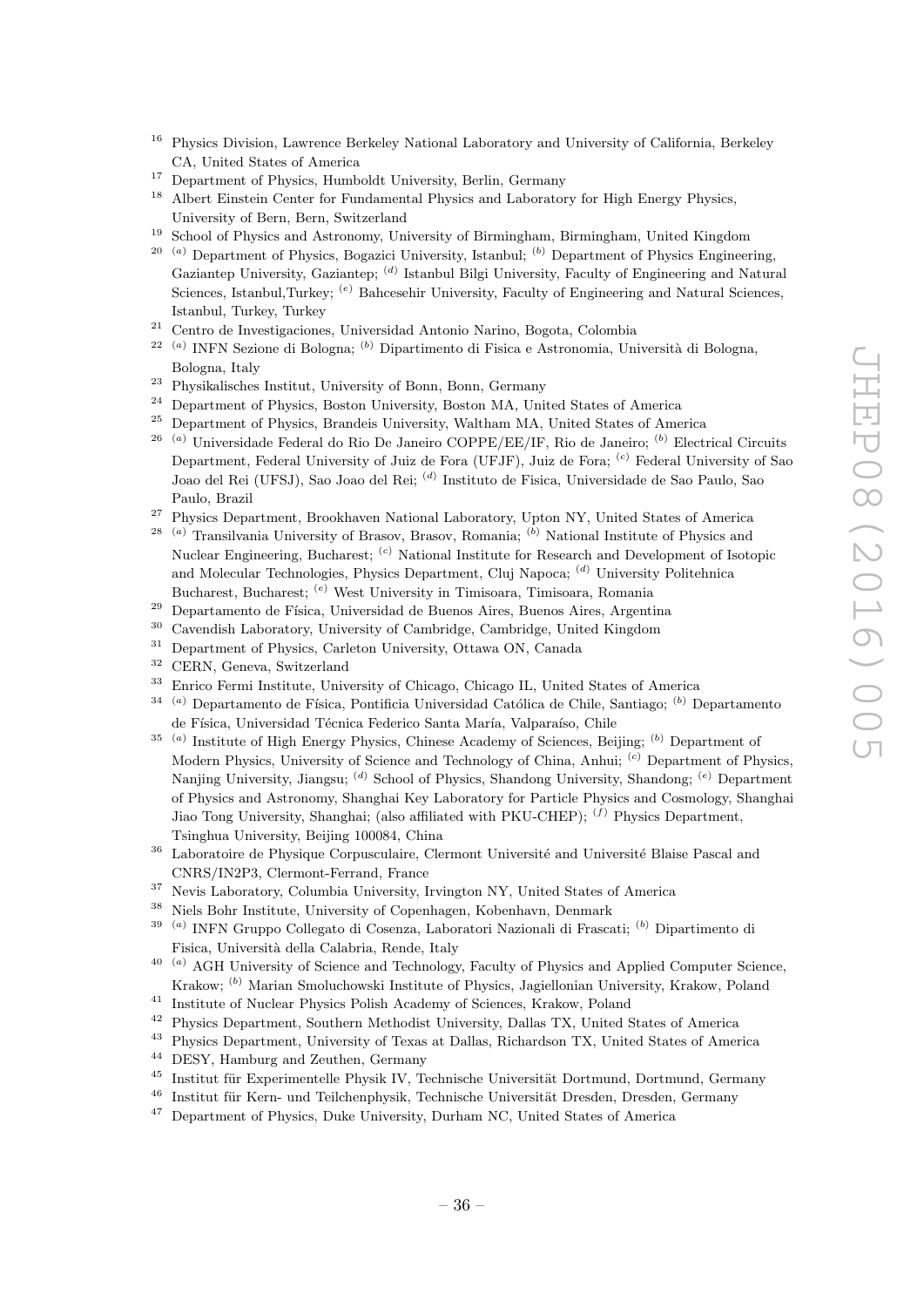[16] Physics Division, Lawrence Berkeley National Laboratory and University of California, Berkeley CA, United States of America

[17] Department of Physics, Humboldt University, Berlin, Germany

[18] Albert Einstein Center for Fundamental Physics and Laboratory for High Energy Physics, University of Bern, Bern, Switzerland

[19] School of Physics and Astronomy, University of Birmingham, Birmingham, United Kingdom

[20] [(a)] Department of Physics, Bogazici University, Istanbul; [(b)] Department of Physics Engineering, Gaziantep University, Gaziantep; [(d)] Istanbul Bilgi University, Faculty of Engineering and Natural Sciences, Istanbul,Turkey; [(e)] Bahcesehir University, Faculty of Engineering and Natural Sciences, Istanbul, Turkey, Turkey

[21] Centro de Investigaciones, Universidad Antonio Narino, Bogota, Colombia

[22] [(a)] INFN Sezione di Bologna; [(b)] Dipartimento di Fisica e Astronomia, Università di Bologna, Bologna, Italy

[23] Physikalisches Institut, University of Bonn, Bonn, Germany

[24] Department of Physics, Boston University, Boston MA, United States of America

[25] Department of Physics, Brandeis University, Waltham MA, United States of America

[26] [(a)] Universidade Federal do Rio De Janeiro COPPE/EE/IF, Rio de Janeiro; [(b)] Electrical Circuits Department, Federal University of Juiz de Fora (UFJF), Juiz de Fora; [(c)] Federal University of Sao Joao del Rei (UFSJ), Sao Joao del Rei; [(d)] Instituto de Fisica, Universidade de Sao Paulo, Sao Paulo, Brazil

[27] Physics Department, Brookhaven National Laboratory, Upton NY, United States of America

[28] [(a)] Transilvania University of Brasov, Brasov, Romania; [(b)] National Institute of Physics and Nuclear Engineering, Bucharest; [(c)] National Institute for Research and Development of Isotopic and Molecular Technologies, Physics Department, Cluj Napoca; [(d)] University Politehnica Bucharest, Bucharest; [(e)] West University in Timisoara, Timisoara, Romania

[29] Departamento de Física, Universidad de Buenos Aires, Buenos Aires, Argentina

[30] Cavendish Laboratory, University of Cambridge, Cambridge, United Kingdom

[31] Department of Physics, Carleton University, Ottawa ON, Canada

[32] CERN, Geneva, Switzerland

[33] Enrico Fermi Institute, University of Chicago, Chicago IL, United States of America

[34] [(a)] Departamento de Física, Pontificia Universidad Católica de Chile, Santiago; [(b)] Departamento de Física, Universidad Técnica Federico Santa María, Valparaíso, Chile

[35] [(a)] Institute of High Energy Physics, Chinese Academy of Sciences, Beijing; [(b)] Department of Modern Physics, University of Science and Technology of China, Anhui; [(c)] Department of Physics, Nanjing University, Jiangsu; [(d)] School of Physics, Shandong University, Shandong; [(e)] Department of Physics and Astronomy, Shanghai Key Laboratory for Particle Physics and Cosmology, Shanghai Jiao Tong University, Shanghai; (also affiliated with PKU-CHEP); [(f)] Physics Department, Tsinghua University, Beijing 100084, China

[36] Laboratoire de Physique Corpusculaire, Clermont Université and Université Blaise Pascal and CNRS/IN2P3, Clermont-Ferrand, France

[37] Nevis Laboratory, Columbia University, Irvington NY, United States of America

[38] Niels Bohr Institute, University of Copenhagen, Kobenhavn, Denmark

[39] [(a)] INFN Gruppo Collegato di Cosenza, Laboratori Nazionali di Frascati; [(b)] Dipartimento di Fisica, Università della Calabria, Rende, Italy

[40] [(a)] AGH University of Science and Technology, Faculty of Physics and Applied Computer Science, Krakow; [(b)] Marian Smoluchowski Institute of Physics, Jagiellonian University, Krakow, Poland

[41] Institute of Nuclear Physics Polish Academy of Sciences, Krakow, Poland

[42] Physics Department, Southern Methodist University, Dallas TX, United States of America

[43] Physics Department, University of Texas at Dallas, Richardson TX, United States of America

[44] DESY, Hamburg and Zeuthen, Germany

[45] Institut für Experimentelle Physik IV, Technische Universität Dortmund, Dortmund, Germany

[46] Institut für Kern- und Teilchenphysik, Technische Universität Dresden, Dresden, Germany

[47] Department of Physics, Duke University, Durham NC, United States of America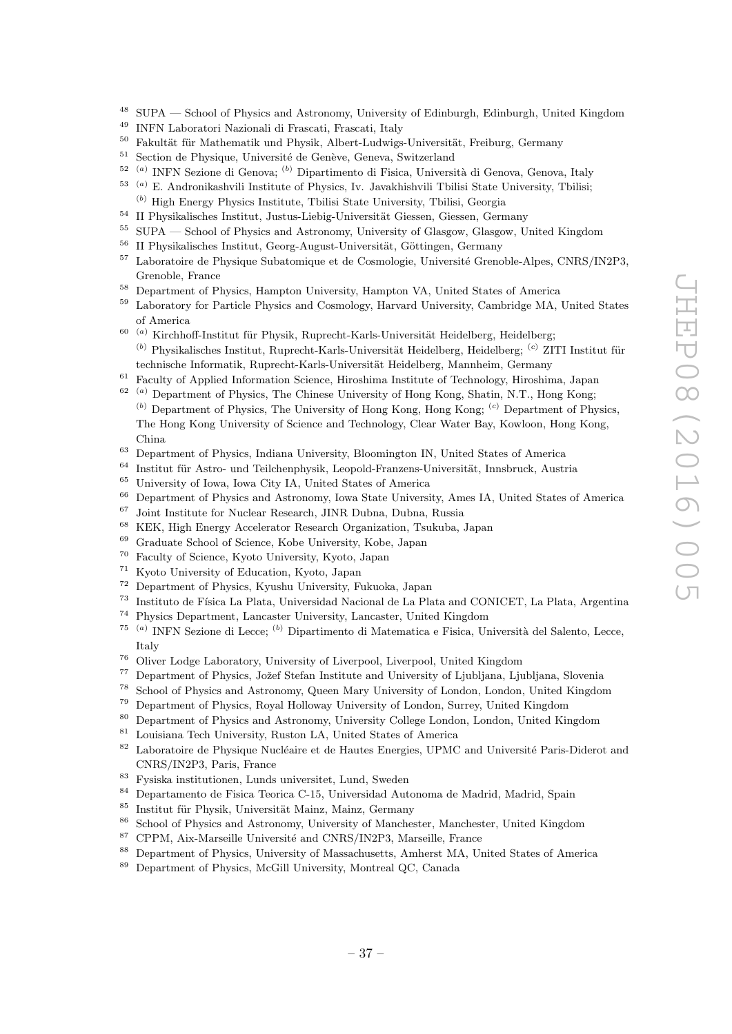[48] SUPA — School of Physics and Astronomy, University of Edinburgh, Edinburgh, United Kingdom
[49] INFN Laboratori Nazionali di Frascati, Frascati, Italy
[50] Fakultät für Mathematik und Physik, Albert-Ludwigs-Universität, Freiburg, Germany
[51] Section de Physique, Université de Genève, Geneva, Switzerland
[52] [(a)] INFN Sezione di Genova; [(b)] Dipartimento di Fisica, Università di Genova, Genova, Italy
[53] [(a)] E. Andronikashvili Institute of Physics, Iv. Javakhishvili Tbilisi State University, Tbilisi; [(b)] High Energy Physics Institute, Tbilisi State University, Tbilisi, Georgia
[54] II Physikalisches Institut, Justus-Liebig-Universität Giessen, Giessen, Germany
[55] SUPA — School of Physics and Astronomy, University of Glasgow, Glasgow, United Kingdom
[56] II Physikalisches Institut, Georg-August-Universität, Göttingen, Germany
[57] Laboratoire de Physique Subatomique et de Cosmologie, Université Grenoble-Alpes, CNRS/IN2P3, Grenoble, France
[58] Department of Physics, Hampton University, Hampton VA, United States of America
[59] Laboratory for Particle Physics and Cosmology, Harvard University, Cambridge MA, United States of America
[60] [(a)] Kirchhoff-Institut für Physik, Ruprecht-Karls-Universität Heidelberg, Heidelberg; [(b)] Physikalisches Institut, Ruprecht-Karls-Universität Heidelberg, Heidelberg; [(c)] ZITI Institut für technische Informatik, Ruprecht-Karls-Universität Heidelberg, Mannheim, Germany
[61] Faculty of Applied Information Science, Hiroshima Institute of Technology, Hiroshima, Japan
[62] [(a)] Department of Physics, The Chinese University of Hong Kong, Shatin, N.T., Hong Kong; [(b)] Department of Physics, The University of Hong Kong, Hong Kong; [(c)] Department of Physics, The Hong Kong University of Science and Technology, Clear Water Bay, Kowloon, Hong Kong, China
[63] Department of Physics, Indiana University, Bloomington IN, United States of America
[64] Institut für Astro- und Teilchenphysik, Leopold-Franzens-Universität, Innsbruck, Austria
[65] University of Iowa, Iowa City IA, United States of America
[66] Department of Physics and Astronomy, Iowa State University, Ames IA, United States of America
[67] Joint Institute for Nuclear Research, JINR Dubna, Dubna, Russia
[68] KEK, High Energy Accelerator Research Organization, Tsukuba, Japan
[69] Graduate School of Science, Kobe University, Kobe, Japan
[70] Faculty of Science, Kyoto University, Kyoto, Japan
[71] Kyoto University of Education, Kyoto, Japan
[72] Department of Physics, Kyushu University, Fukuoka, Japan
[73] Instituto de Física La Plata, Universidad Nacional de La Plata and CONICET, La Plata, Argentina
[74] Physics Department, Lancaster University, Lancaster, United Kingdom
[75] [(a)] INFN Sezione di Lecce; [(b)] Dipartimento di Matematica e Fisica, Università del Salento, Lecce, Italy
[76] Oliver Lodge Laboratory, University of Liverpool, Liverpool, United Kingdom
[77] Department of Physics, Jožef Stefan Institute and University of Ljubljana, Ljubljana, Slovenia
[78] School of Physics and Astronomy, Queen Mary University of London, London, United Kingdom
[79] Department of Physics, Royal Holloway University of London, Surrey, United Kingdom
[80] Department of Physics and Astronomy, University College London, London, United Kingdom
[81] Louisiana Tech University, Ruston LA, United States of America
[82] Laboratoire de Physique Nucléaire et de Hautes Energies, UPMC and Université Paris-Diderot and CNRS/IN2P3, Paris, France
[83] Fysiska institutionen, Lunds universitet, Lund, Sweden
[84] Departamento de Fisica Teorica C-15, Universidad Autonoma de Madrid, Madrid, Spain
[85] Institut für Physik, Universität Mainz, Mainz, Germany
[86] School of Physics and Astronomy, University of Manchester, Manchester, United Kingdom
[87] CPPM, Aix-Marseille Université and CNRS/IN2P3, Marseille, France
[88] Department of Physics, University of Massachusetts, Amherst MA, United States of America
[89] Department of Physics, McGill University, Montreal QC, Canada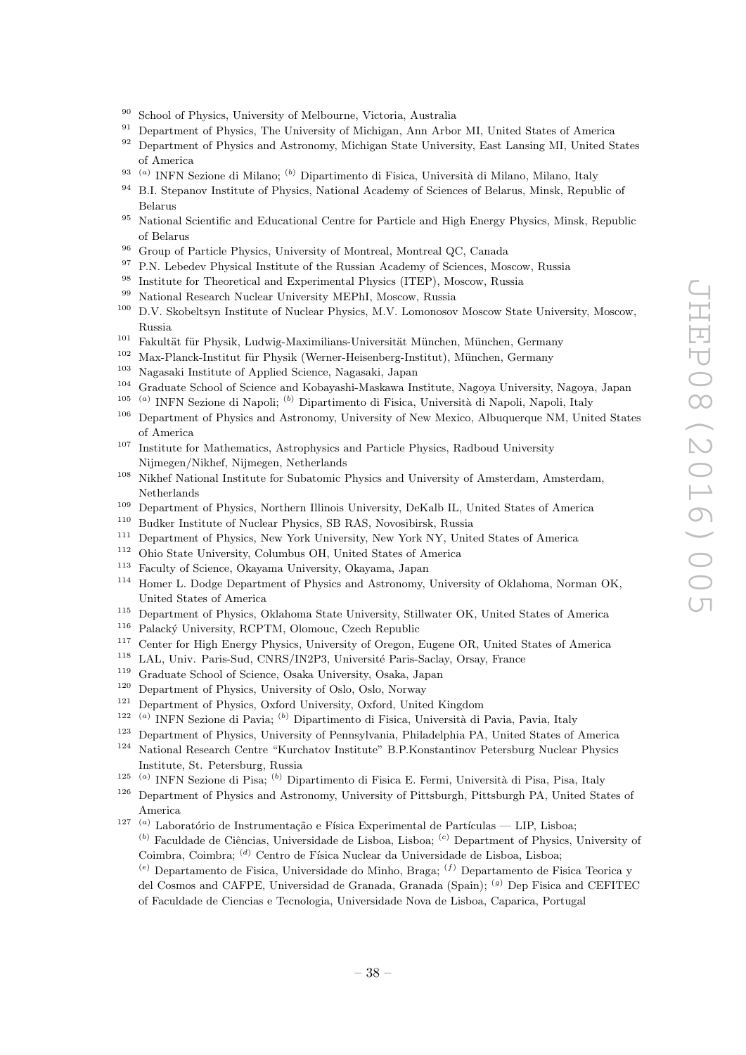[90] School of Physics, University of Melbourne, Victoria, Australia
[91] Department of Physics, The University of Michigan, Ann Arbor MI, United States of America
[92] Department of Physics and Astronomy, Michigan State University, East Lansing MI, United States of America
[93] [(a)] INFN Sezione di Milano; [(b)] Dipartimento di Fisica, Università di Milano, Milano, Italy
[94] B.I. Stepanov Institute of Physics, National Academy of Sciences of Belarus, Minsk, Republic of Belarus
[95] National Scientific and Educational Centre for Particle and High Energy Physics, Minsk, Republic of Belarus
[96] Group of Particle Physics, University of Montreal, Montreal QC, Canada
[97] P.N. Lebedev Physical Institute of the Russian Academy of Sciences, Moscow, Russia
[98] Institute for Theoretical and Experimental Physics (ITEP), Moscow, Russia
[99] National Research Nuclear University MEPhI, Moscow, Russia
[100] D.V. Skobeltsyn Institute of Nuclear Physics, M.V. Lomonosov Moscow State University, Moscow, Russia
[101] Fakultät für Physik, Ludwig-Maximilians-Universität München, München, Germany
[102] Max-Planck-Institut für Physik (Werner-Heisenberg-Institut), München, Germany
[103] Nagasaki Institute of Applied Science, Nagasaki, Japan
[104] Graduate School of Science and Kobayashi-Maskawa Institute, Nagoya University, Nagoya, Japan
[105] [(a)] INFN Sezione di Napoli; [(b)] Dipartimento di Fisica, Università di Napoli, Napoli, Italy
[106] Department of Physics and Astronomy, University of New Mexico, Albuquerque NM, United States of America
[107] Institute for Mathematics, Astrophysics and Particle Physics, Radboud University Nijmegen/Nikhef, Nijmegen, Netherlands
[108] Nikhef National Institute for Subatomic Physics and University of Amsterdam, Amsterdam, Netherlands
[109] Department of Physics, Northern Illinois University, DeKalb IL, United States of America
[110] Budker Institute of Nuclear Physics, SB RAS, Novosibirsk, Russia
[111] Department of Physics, New York University, New York NY, United States of America
[112] Ohio State University, Columbus OH, United States of America
[113] Faculty of Science, Okayama University, Okayama, Japan
[114] Homer L. Dodge Department of Physics and Astronomy, University of Oklahoma, Norman OK, United States of America
[115] Department of Physics, Oklahoma State University, Stillwater OK, United States of America
[116] Palacký University, RCPTM, Olomouc, Czech Republic
[117] Center for High Energy Physics, University of Oregon, Eugene OR, United States of America
[118] LAL, Univ. Paris-Sud, CNRS/IN2P3, Université Paris-Saclay, Orsay, France
[119] Graduate School of Science, Osaka University, Osaka, Japan
[120] Department of Physics, University of Oslo, Oslo, Norway
[121] Department of Physics, Oxford University, Oxford, United Kingdom
[122] [(a)] INFN Sezione di Pavia; [(b)] Dipartimento di Fisica, Università di Pavia, Pavia, Italy
[123] Department of Physics, University of Pennsylvania, Philadelphia PA, United States of America
[124] National Research Centre "Kurchatov Institute" B.P.Konstantinov Petersburg Nuclear Physics Institute, St. Petersburg, Russia
[125] [(a)] INFN Sezione di Pisa; [(b)] Dipartimento di Fisica E. Fermi, Università di Pisa, Pisa, Italy
[126] Department of Physics and Astronomy, University of Pittsburgh, Pittsburgh PA, United States of America
[127] [(a)] Laboratório de Instrumentação e Física Experimental de Partículas — LIP, Lisboa; [(b)] Faculdade de Ciências, Universidade de Lisboa, Lisboa; [(c)] Department of Physics, University of Coimbra, Coimbra; [(d)] Centro de Física Nuclear da Universidade de Lisboa, Lisboa; [(e)] Departamento de Fisica, Universidade do Minho, Braga; [(f)] Departamento de Fisica Teorica y del Cosmos and CAFPE, Universidad de Granada, Granada (Spain); [(g)] Dep Fisica and CEFITEC of Faculdade de Ciencias e Tecnologia, Universidade Nova de Lisboa, Caparica, Portugal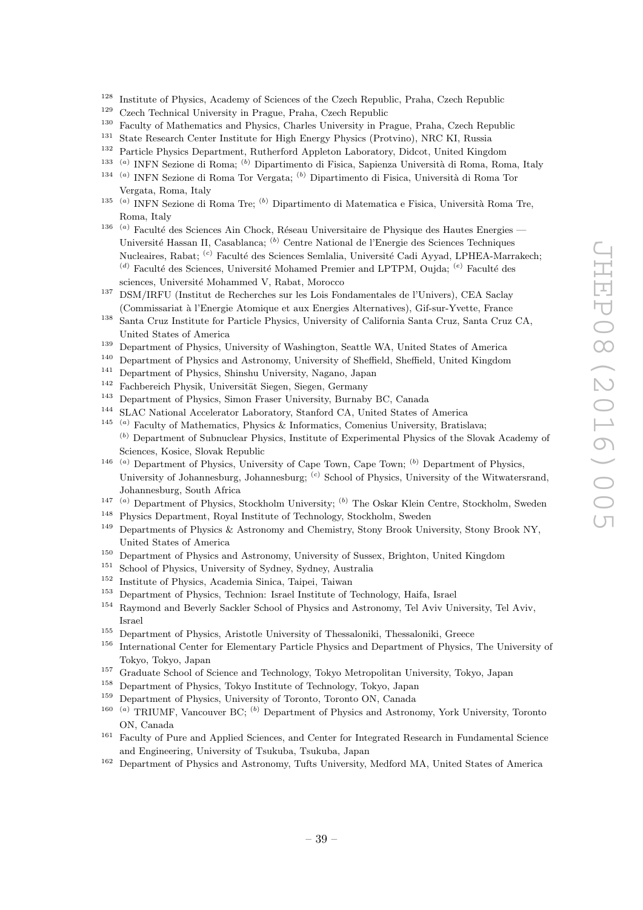[128] Institute of Physics, Academy of Sciences of the Czech Republic, Praha, Czech Republic
[129] Czech Technical University in Prague, Praha, Czech Republic
[130] Faculty of Mathematics and Physics, Charles University in Prague, Praha, Czech Republic
[131] State Research Center Institute for High Energy Physics (Protvino), NRC KI, Russia
[132] Particle Physics Department, Rutherford Appleton Laboratory, Didcot, United Kingdom
[133] [(a)] INFN Sezione di Roma; [(b)] Dipartimento di Fisica, Sapienza Università di Roma, Roma, Italy
[134] [(a)] INFN Sezione di Roma Tor Vergata; [(b)] Dipartimento di Fisica, Università di Roma Tor Vergata, Roma, Italy
[135] [(a)] INFN Sezione di Roma Tre; [(b)] Dipartimento di Matematica e Fisica, Università Roma Tre, Roma, Italy
[136] [(a)] Faculté des Sciences Ain Chock, Réseau Universitaire de Physique des Hautes Energies — Université Hassan II, Casablanca; [(b)] Centre National de l'Energie des Sciences Techniques Nucleaires, Rabat; [(c)] Faculté des Sciences Semlalia, Université Cadi Ayyad, LPHEA-Marrakech; [(d)] Faculté des Sciences, Université Mohamed Premier and LPTPM, Oujda; [(e)] Faculté des sciences, Université Mohammed V, Rabat, Morocco
[137] DSM/IRFU (Institut de Recherches sur les Lois Fondamentales de l'Univers), CEA Saclay (Commissariat à l'Energie Atomique et aux Energies Alternatives), Gif-sur-Yvette, France
[138] Santa Cruz Institute for Particle Physics, University of California Santa Cruz, Santa Cruz CA, United States of America
[139] Department of Physics, University of Washington, Seattle WA, United States of America
[140] Department of Physics and Astronomy, University of Sheffield, Sheffield, United Kingdom
[141] Department of Physics, Shinshu University, Nagano, Japan
[142] Fachbereich Physik, Universität Siegen, Siegen, Germany
[143] Department of Physics, Simon Fraser University, Burnaby BC, Canada
[144] SLAC National Accelerator Laboratory, Stanford CA, United States of America
[145] [(a)] Faculty of Mathematics, Physics & Informatics, Comenius University, Bratislava; [(b)] Department of Subnuclear Physics, Institute of Experimental Physics of the Slovak Academy of Sciences, Kosice, Slovak Republic
[146] [(a)] Department of Physics, University of Cape Town, Cape Town; [(b)] Department of Physics, University of Johannesburg, Johannesburg; [(c)] School of Physics, University of the Witwatersrand, Johannesburg, South Africa
[147] [(a)] Department of Physics, Stockholm University; [(b)] The Oskar Klein Centre, Stockholm, Sweden
[148] Physics Department, Royal Institute of Technology, Stockholm, Sweden
[149] Departments of Physics & Astronomy and Chemistry, Stony Brook University, Stony Brook NY, United States of America
[150] Department of Physics and Astronomy, University of Sussex, Brighton, United Kingdom
[151] School of Physics, University of Sydney, Sydney, Australia
[152] Institute of Physics, Academia Sinica, Taipei, Taiwan
[153] Department of Physics, Technion: Israel Institute of Technology, Haifa, Israel
[154] Raymond and Beverly Sackler School of Physics and Astronomy, Tel Aviv University, Tel Aviv, Israel
[155] Department of Physics, Aristotle University of Thessaloniki, Thessaloniki, Greece
[156] International Center for Elementary Particle Physics and Department of Physics, The University of Tokyo, Tokyo, Japan
[157] Graduate School of Science and Technology, Tokyo Metropolitan University, Tokyo, Japan
[158] Department of Physics, Tokyo Institute of Technology, Tokyo, Japan
[159] Department of Physics, University of Toronto, Toronto ON, Canada
[160] [(a)] TRIUMF, Vancouver BC; [(b)] Department of Physics and Astronomy, York University, Toronto ON, Canada
[161] Faculty of Pure and Applied Sciences, and Center for Integrated Research in Fundamental Science and Engineering, University of Tsukuba, Tsukuba, Japan
[162] Department of Physics and Astronomy, Tufts University, Medford MA, United States of America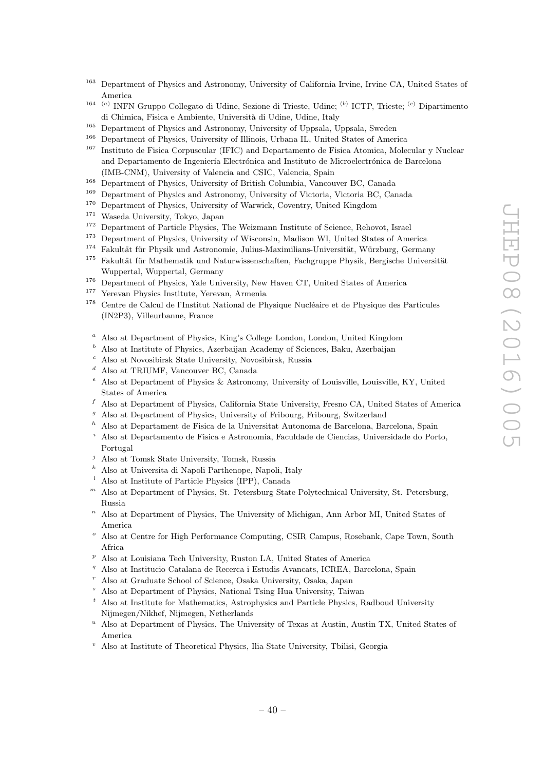[163] Department of Physics and Astronomy, University of California Irvine, Irvine CA, United States of America

[164] [(a)] INFN Gruppo Collegato di Udine, Sezione di Trieste, Udine; [(b)] ICTP, Trieste; [(c)] Dipartimento di Chimica, Fisica e Ambiente, Università di Udine, Udine, Italy

[165] Department of Physics and Astronomy, University of Uppsala, Uppsala, Sweden

[166] Department of Physics, University of Illinois, Urbana IL, United States of America

[167] Instituto de Fisica Corpuscular (IFIC) and Departamento de Fisica Atomica, Molecular y Nuclear and Departamento de Ingeniería Electrónica and Instituto de Microelectrónica de Barcelona (IMB-CNM), University of Valencia and CSIC, Valencia, Spain

[168] Department of Physics, University of British Columbia, Vancouver BC, Canada

[169] Department of Physics and Astronomy, University of Victoria, Victoria BC, Canada

[170] Department of Physics, University of Warwick, Coventry, United Kingdom

[171] Waseda University, Tokyo, Japan

[172] Department of Particle Physics, The Weizmann Institute of Science, Rehovot, Israel

[173] Department of Physics, University of Wisconsin, Madison WI, United States of America

[174] Fakultät für Physik und Astronomie, Julius-Maximilians-Universität, Würzburg, Germany

[175] Fakultät für Mathematik und Naturwissenschaften, Fachgruppe Physik, Bergische Universität Wuppertal, Wuppertal, Germany

[176] Department of Physics, Yale University, New Haven CT, United States of America

[177] Yerevan Physics Institute, Yerevan, Armenia

[178] Centre de Calcul de l'Institut National de Physique Nucléaire et de Physique des Particules (IN2P3), Villeurbanne, France

[a] Also at Department of Physics, King's College London, London, United Kingdom

[b] Also at Institute of Physics, Azerbaijan Academy of Sciences, Baku, Azerbaijan

[c] Also at Novosibirsk State University, Novosibirsk, Russia

[d] Also at TRIUMF, Vancouver BC, Canada

[e] Also at Department of Physics & Astronomy, University of Louisville, Louisville, KY, United States of America

[f] Also at Department of Physics, California State University, Fresno CA, United States of America

[g] Also at Department of Physics, University of Fribourg, Fribourg, Switzerland

[h] Also at Departament de Fisica de la Universitat Autonoma de Barcelona, Barcelona, Spain

[i] Also at Departamento de Fisica e Astronomia, Faculdade de Ciencias, Universidade do Porto, Portugal

[j] Also at Tomsk State University, Tomsk, Russia

[k] Also at Universita di Napoli Parthenope, Napoli, Italy

[l] Also at Institute of Particle Physics (IPP), Canada

[m] Also at Department of Physics, St. Petersburg State Polytechnical University, St. Petersburg, Russia

[n] Also at Department of Physics, The University of Michigan, Ann Arbor MI, United States of America

[o] Also at Centre for High Performance Computing, CSIR Campus, Rosebank, Cape Town, South Africa

[p] Also at Louisiana Tech University, Ruston LA, United States of America

[q] Also at Institucio Catalana de Recerca i Estudis Avancats, ICREA, Barcelona, Spain

[r] Also at Graduate School of Science, Osaka University, Osaka, Japan

[s] Also at Department of Physics, National Tsing Hua University, Taiwan

[t] Also at Institute for Mathematics, Astrophysics and Particle Physics, Radboud University Nijmegen/Nikhef, Nijmegen, Netherlands

[u] Also at Department of Physics, The University of Texas at Austin, Austin TX, United States of America

[v] Also at Institute of Theoretical Physics, Ilia State University, Tbilisi, Georgia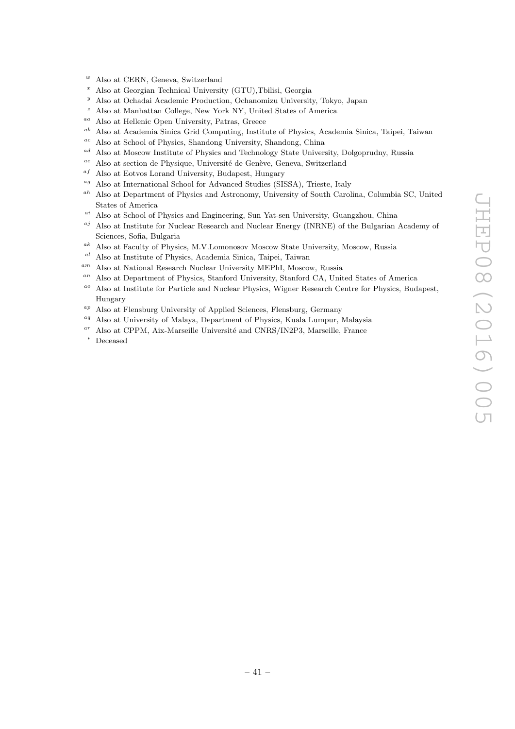[w] Also at CERN, Geneva, Switzerland

[x] Also at Georgian Technical University (GTU),Tbilisi, Georgia

[y] Also at Ochadai Academic Production, Ochanomizu University, Tokyo, Japan

[z] Also at Manhattan College, New York NY, United States of America

[aa] Also at Hellenic Open University, Patras, Greece

[ab] Also at Academia Sinica Grid Computing, Institute of Physics, Academia Sinica, Taipei, Taiwan

[ac] Also at School of Physics, Shandong University, Shandong, China

[ad] Also at Moscow Institute of Physics and Technology State University, Dolgoprudny, Russia

[ae] Also at section de Physique, Université de Genève, Geneva, Switzerland

[af] Also at Eotvos Lorand University, Budapest, Hungary

[ag] Also at International School for Advanced Studies (SISSA), Trieste, Italy

[ah] Also at Department of Physics and Astronomy, University of South Carolina, Columbia SC, United States of America

[ai] Also at School of Physics and Engineering, Sun Yat-sen University, Guangzhou, China

[aj] Also at Institute for Nuclear Research and Nuclear Energy (INRNE) of the Bulgarian Academy of Sciences, Sofia, Bulgaria

[ak] Also at Faculty of Physics, M.V.Lomonosov Moscow State University, Moscow, Russia

[al] Also at Institute of Physics, Academia Sinica, Taipei, Taiwan

[am] Also at National Research Nuclear University MEPhI, Moscow, Russia

[an] Also at Department of Physics, Stanford University, Stanford CA, United States of America

[ao] Also at Institute for Particle and Nuclear Physics, Wigner Research Centre for Physics, Budapest, Hungary

[ap] Also at Flensburg University of Applied Sciences, Flensburg, Germany

[aq] Also at University of Malaya, Department of Physics, Kuala Lumpur, Malaysia

[ar] Also at CPPM, Aix-Marseille Université and CNRS/IN2P3, Marseille, France

[*] Deceased